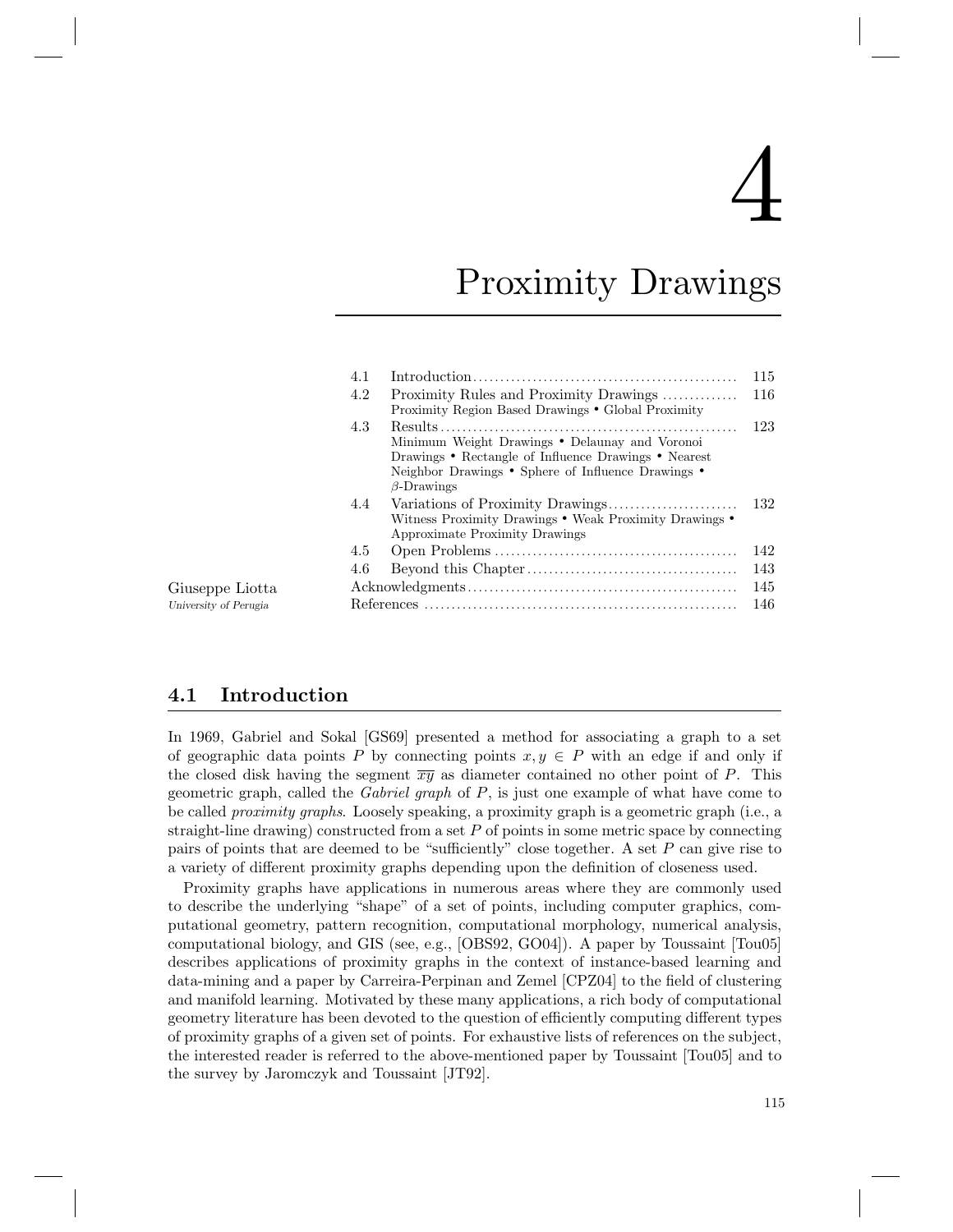# 4

# Proximity Drawings

| | | |
|---|---|---|
| 4.1 | Introduction | 115 |
| 4.2 | Proximity Rules and Proximity Drawings<br>Proximity Region Based Drawings • Global Proximity | 116 |
| 4.3 | Results<br>Minimum Weight Drawings • Delaunay and Voronoi Drawings • Rectangle of Influence Drawings • Nearest Neighbor Drawings • Sphere of Influence Drawings • $\beta$-Drawings | 123 |
| 4.4 | Variations of Proximity Drawings<br>Witness Proximity Drawings • Weak Proximity Drawings • Approximate Proximity Drawings | 132 |
| 4.5 | Open Problems | 142 |
| 4.6 | Beyond this Chapter | 143 |
| | Acknowledgments | 145 |
| | References | 146 |

Giuseppe Liotta
*University of Perugia*

## 4.1 Introduction

In 1969, Gabriel and Sokal [GS69] presented a method for associating a graph to a set of geographic data points $P$ by connecting points $x, y \in P$ with an edge if and only if the closed disk having the segment $\overline{xy}$ as diameter contained no other point of $P$. This geometric graph, called the *Gabriel graph* of $P$, is just one example of what have come to be called *proximity graphs*. Loosely speaking, a proximity graph is a geometric graph (i.e., a straight-line drawing) constructed from a set $P$ of points in some metric space by connecting pairs of points that are deemed to be "sufficiently" close together. A set $P$ can give rise to a variety of different proximity graphs depending upon the definition of closeness used.

Proximity graphs have applications in numerous areas where they are commonly used to describe the underlying "shape" of a set of points, including computer graphics, computational geometry, pattern recognition, computational morphology, numerical analysis, computational biology, and GIS (see, e.g., [OBS92, GO04]). A paper by Toussaint [Tou05] describes applications of proximity graphs in the context of instance-based learning and data-mining and a paper by Carreira-Perpinan and Zemel [CPZ04] to the field of clustering and manifold learning. Motivated by these many applications, a rich body of computational geometry literature has been devoted to the question of efficiently computing different types of proximity graphs of a given set of points. For exhaustive lists of references on the subject, the interested reader is referred to the above-mentioned paper by Toussaint [Tou05] and to the survey by Jaromczyk and Toussaint [JT92].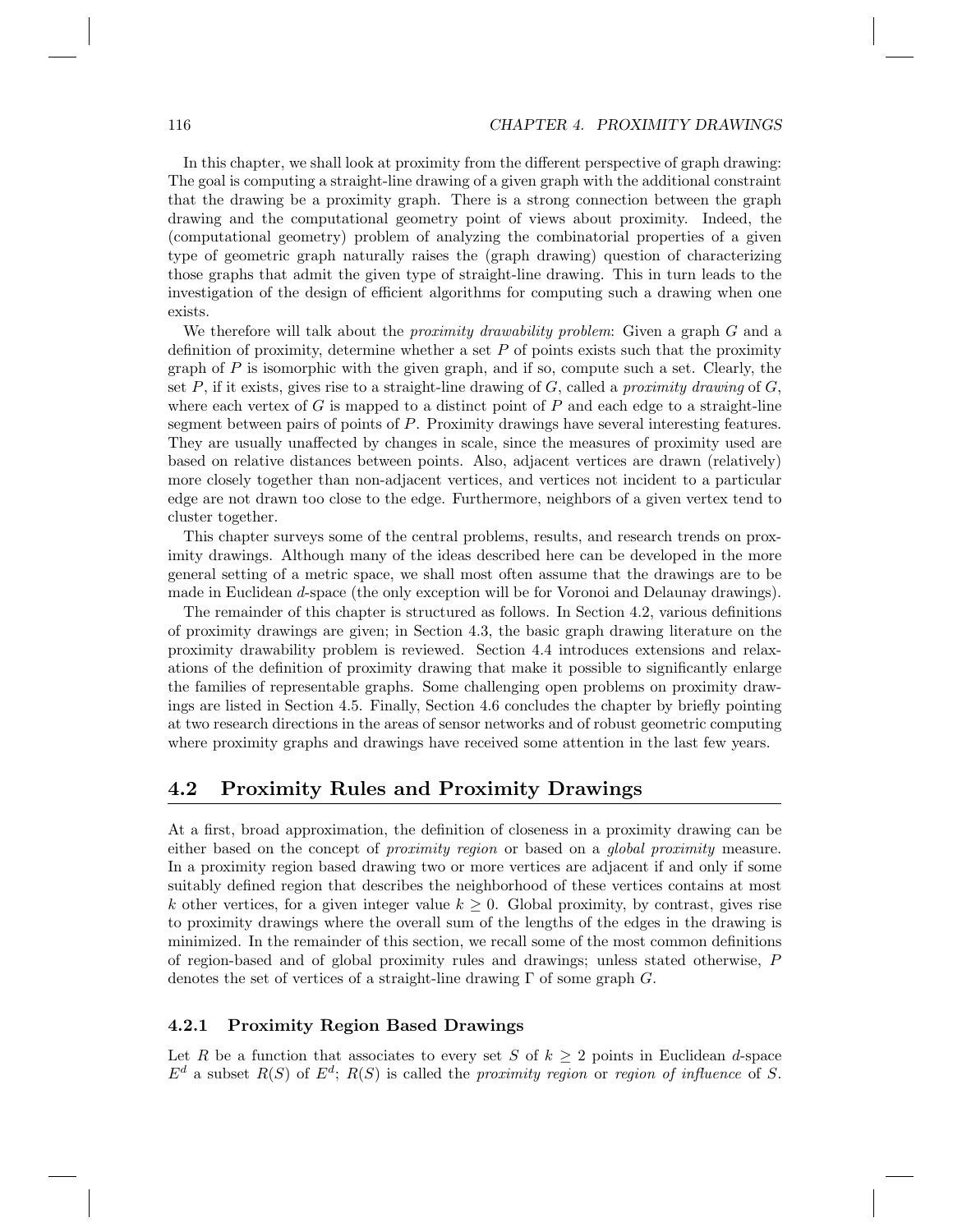In this chapter, we shall look at proximity from the different perspective of graph drawing: The goal is computing a straight-line drawing of a given graph with the additional constraint that the drawing be a proximity graph. There is a strong connection between the graph drawing and the computational geometry point of views about proximity. Indeed, the (computational geometry) problem of analyzing the combinatorial properties of a given type of geometric graph naturally raises the (graph drawing) question of characterizing those graphs that admit the given type of straight-line drawing. This in turn leads to the investigation of the design of efficient algorithms for computing such a drawing when one exists.

We therefore will talk about the *proximity drawability problem*: Given a graph $G$ and a definition of proximity, determine whether a set $P$ of points exists such that the proximity graph of $P$ is isomorphic with the given graph, and if so, compute such a set. Clearly, the set $P$, if it exists, gives rise to a straight-line drawing of $G$, called a *proximity drawing* of $G$, where each vertex of $G$ is mapped to a distinct point of $P$ and each edge to a straight-line segment between pairs of points of $P$. Proximity drawings have several interesting features. They are usually unaffected by changes in scale, since the measures of proximity used are based on relative distances between points. Also, adjacent vertices are drawn (relatively) more closely together than non-adjacent vertices, and vertices not incident to a particular edge are not drawn too close to the edge. Furthermore, neighbors of a given vertex tend to cluster together.

This chapter surveys some of the central problems, results, and research trends on proximity drawings. Although many of the ideas described here can be developed in the more general setting of a metric space, we shall most often assume that the drawings are to be made in Euclidean $d$-space (the only exception will be for Voronoi and Delaunay drawings).

The remainder of this chapter is structured as follows. In Section 4.2, various definitions of proximity drawings are given; in Section 4.3, the basic graph drawing literature on the proximity drawability problem is reviewed. Section 4.4 introduces extensions and relaxations of the definition of proximity drawing that make it possible to significantly enlarge the families of representable graphs. Some challenging open problems on proximity drawings are listed in Section 4.5. Finally, Section 4.6 concludes the chapter by briefly pointing at two research directions in the areas of sensor networks and of robust geometric computing where proximity graphs and drawings have received some attention in the last few years.

## 4.2 Proximity Rules and Proximity Drawings

At a first, broad approximation, the definition of closeness in a proximity drawing can be either based on the concept of *proximity region* or based on a *global proximity* measure. In a proximity region based drawing two or more vertices are adjacent if and only if some suitably defined region that describes the neighborhood of these vertices contains at most $k$ other vertices, for a given integer value $k \geq 0$. Global proximity, by contrast, gives rise to proximity drawings where the overall sum of the lengths of the edges in the drawing is minimized. In the remainder of this section, we recall some of the most common definitions of region-based and of global proximity rules and drawings; unless stated otherwise, $P$ denotes the set of vertices of a straight-line drawing $\Gamma$ of some graph $G$.

### 4.2.1 Proximity Region Based Drawings

Let $R$ be a function that associates to every set $S$ of $k \geq 2$ points in Euclidean $d$-space $E^d$ a subset $R(S)$ of $E^d$; $R(S)$ is called the *proximity region* or *region of influence* of $S$.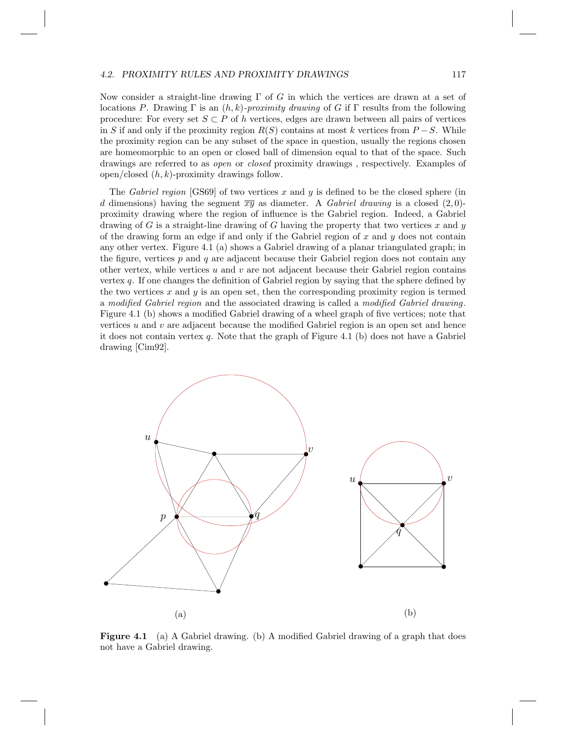Now consider a straight-line drawing $\Gamma$ of $G$ in which the vertices are drawn at a set of locations $P$. Drawing $\Gamma$ is an $(h,k)$-*proximity drawing* of $G$ if $\Gamma$ results from the following procedure: For every set $S \subset P$ of $h$ vertices, edges are drawn between all pairs of vertices in $S$ if and only if the proximity region $R(S)$ contains at most $k$ vertices from $P - S$. While the proximity region can be any subset of the space in question, usually the regions chosen are homeomorphic to an open or closed ball of dimension equal to that of the space. Such drawings are referred to as *open* or *closed* proximity drawings , respectively. Examples of open/closed $(h,k)$-proximity drawings follow.

The *Gabriel region* [GS69] of two vertices $x$ and $y$ is defined to be the closed sphere (in $d$ dimensions) having the segment $\overline{xy}$ as diameter. A *Gabriel drawing* is a closed $(2,0)$-proximity drawing where the region of influence is the Gabriel region. Indeed, a Gabriel drawing of $G$ is a straight-line drawing of $G$ having the property that two vertices $x$ and $y$ of the drawing form an edge if and only if the Gabriel region of $x$ and $y$ does not contain any other vertex. Figure 4.1 (a) shows a Gabriel drawing of a planar triangulated graph; in the figure, vertices $p$ and $q$ are adjacent because their Gabriel region does not contain any other vertex, while vertices $u$ and $v$ are not adjacent because their Gabriel region contains vertex $q$. If one changes the definition of Gabriel region by saying that the sphere defined by the two vertices $x$ and $y$ is an open set, then the corresponding proximity region is termed a *modified Gabriel region* and the associated drawing is called a *modified Gabriel drawing*. Figure 4.1 (b) shows a modified Gabriel drawing of a wheel graph of five vertices; note that vertices $u$ and $v$ are adjacent because the modified Gabriel region is an open set and hence it does not contain vertex $q$. Note that the graph of Figure 4.1 (b) does not have a Gabriel drawing [Cim92].

u
v
p
q
(a)

u
v
q
(b)

**Figure 4.1** (a) A Gabriel drawing. (b) A modified Gabriel drawing of a graph that does not have a Gabriel drawing.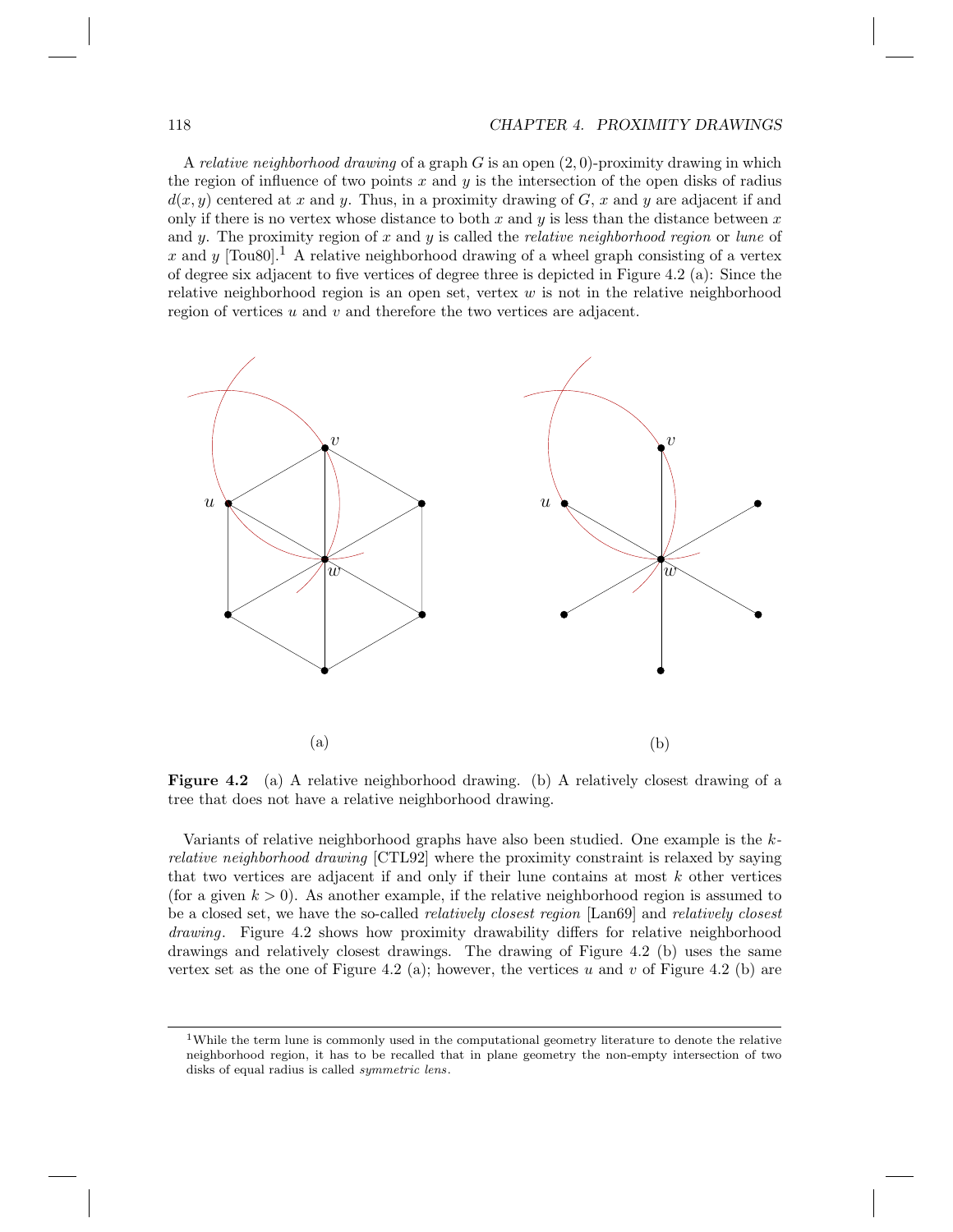A *relative neighborhood drawing* of a graph $G$ is an open $(2,0)$-proximity drawing in which the region of influence of two points $x$ and $y$ is the intersection of the open disks of radius $d(x,y)$ centered at $x$ and $y$. Thus, in a proximity drawing of $G$, $x$ and $y$ are adjacent if and only if there is no vertex whose distance to both $x$ and $y$ is less than the distance between $x$ and $y$. The proximity region of $x$ and $y$ is called the *relative neighborhood region* or *lune* of $x$ and $y$ [Tou80].[1] A relative neighborhood drawing of a wheel graph consisting of a vertex of degree six adjacent to five vertices of degree three is depicted in Figure 4.2 (a): Since the relative neighborhood region is an open set, vertex $w$ is not in the relative neighborhood region of vertices $u$ and $v$ and therefore the two vertices are adjacent.

(a)

(b)

**Figure 4.2** (a) A relative neighborhood drawing. (b) A relatively closest drawing of a tree that does not have a relative neighborhood drawing.

Variants of relative neighborhood graphs have also been studied. One example is the *k-relative neighborhood drawing* [CTL92] where the proximity constraint is relaxed by saying that two vertices are adjacent if and only if their lune contains at most $k$ other vertices (for a given $k > 0$). As another example, if the relative neighborhood region is assumed to be a closed set, we have the so-called *relatively closest region* [Lan69] and *relatively closest drawing*. Figure 4.2 shows how proximity drawability differs for relative neighborhood drawings and relatively closest drawings. The drawing of Figure 4.2 (b) uses the same vertex set as the one of Figure 4.2 (a); however, the vertices $u$ and $v$ of Figure 4.2 (b) are

[1] While the term lune is commonly used in the computational geometry literature to denote the relative neighborhood region, it has to be recalled that in plane geometry the non-empty intersection of two disks of equal radius is called *symmetric lens*.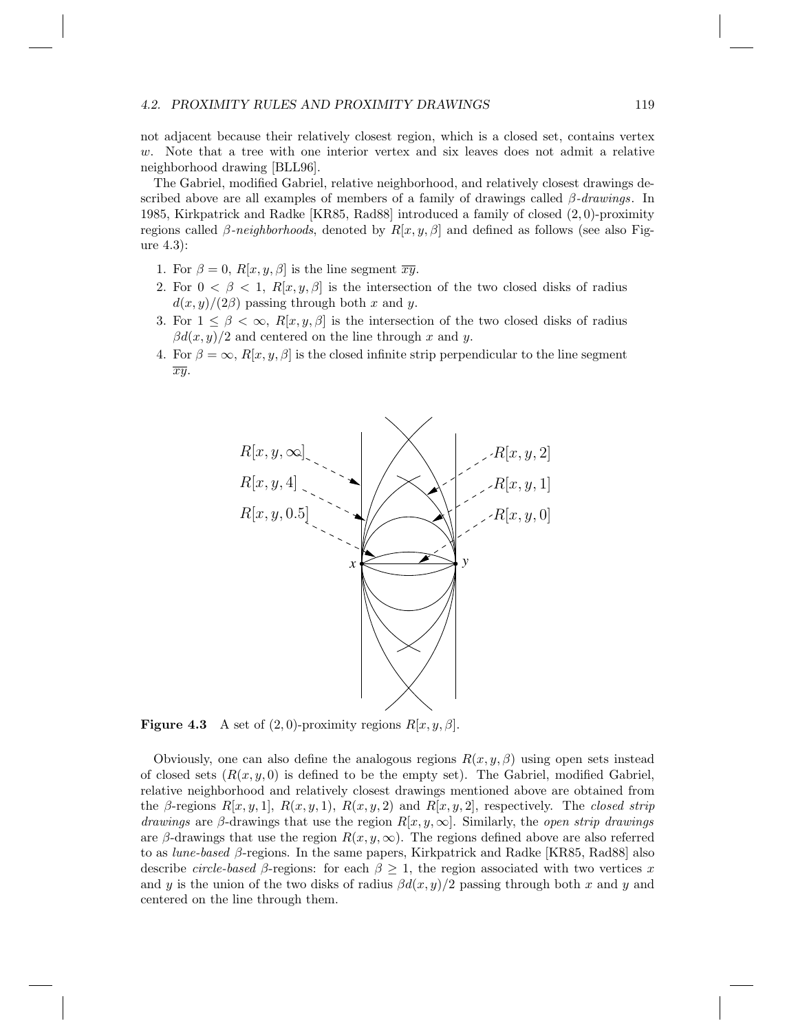not adjacent because their relatively closest region, which is a closed set, contains vertex $w$. Note that a tree with one interior vertex and six leaves does not admit a relative neighborhood drawing [BLL96].

The Gabriel, modified Gabriel, relative neighborhood, and relatively closest drawings described above are all examples of members of a family of drawings called *$\beta$-drawings*. In 1985, Kirkpatrick and Radke [KR85, Rad88] introduced a family of closed $(2,0)$-proximity regions called *$\beta$-neighborhoods*, denoted by $R[x,y,\beta]$ and defined as follows (see also Figure 4.3):

1. For $\beta = 0$, $R[x,y,\beta]$ is the line segment $\overline{xy}$.
2. For $0 < \beta < 1$, $R[x,y,\beta]$ is the intersection of the two closed disks of radius $d(x,y)/(2\beta)$ passing through both $x$ and $y$.
3. For $1 \leq \beta < \infty$, $R[x,y,\beta]$ is the intersection of the two closed disks of radius $\beta d(x,y)/2$ and centered on the line through $x$ and $y$.
4. For $\beta = \infty$, $R[x,y,\beta]$ is the closed infinite strip perpendicular to the line segment $\overline{xy}$.

$R[x,y,\infty]$

$R[x,y,4]$

$R[x,y,0.5]$

$R[x,y,2]$

$R[x,y,1]$

$R[x,y,0]$

$x$

$y$

**Figure 4.3** A set of $(2,0)$-proximity regions $R[x,y,\beta]$.

Obviously, one can also define the analogous regions $R(x,y,\beta)$ using open sets instead of closed sets ($R(x,y,0)$ is defined to be the empty set). The Gabriel, modified Gabriel, relative neighborhood and relatively closest drawings mentioned above are obtained from the $\beta$-regions $R[x,y,1]$, $R(x,y,1)$, $R(x,y,2)$ and $R[x,y,2]$, respectively. The *closed strip drawings* are $\beta$-drawings that use the region $R[x,y,\infty]$. Similarly, the *open strip drawings* are $\beta$-drawings that use the region $R(x,y,\infty)$. The regions defined above are also referred to as *lune-based* $\beta$-regions. In the same papers, Kirkpatrick and Radke [KR85, Rad88] also describe *circle-based* $\beta$-regions: for each $\beta \geq 1$, the region associated with two vertices $x$ and $y$ is the union of the two disks of radius $\beta d(x,y)/2$ passing through both $x$ and $y$ and centered on the line through them.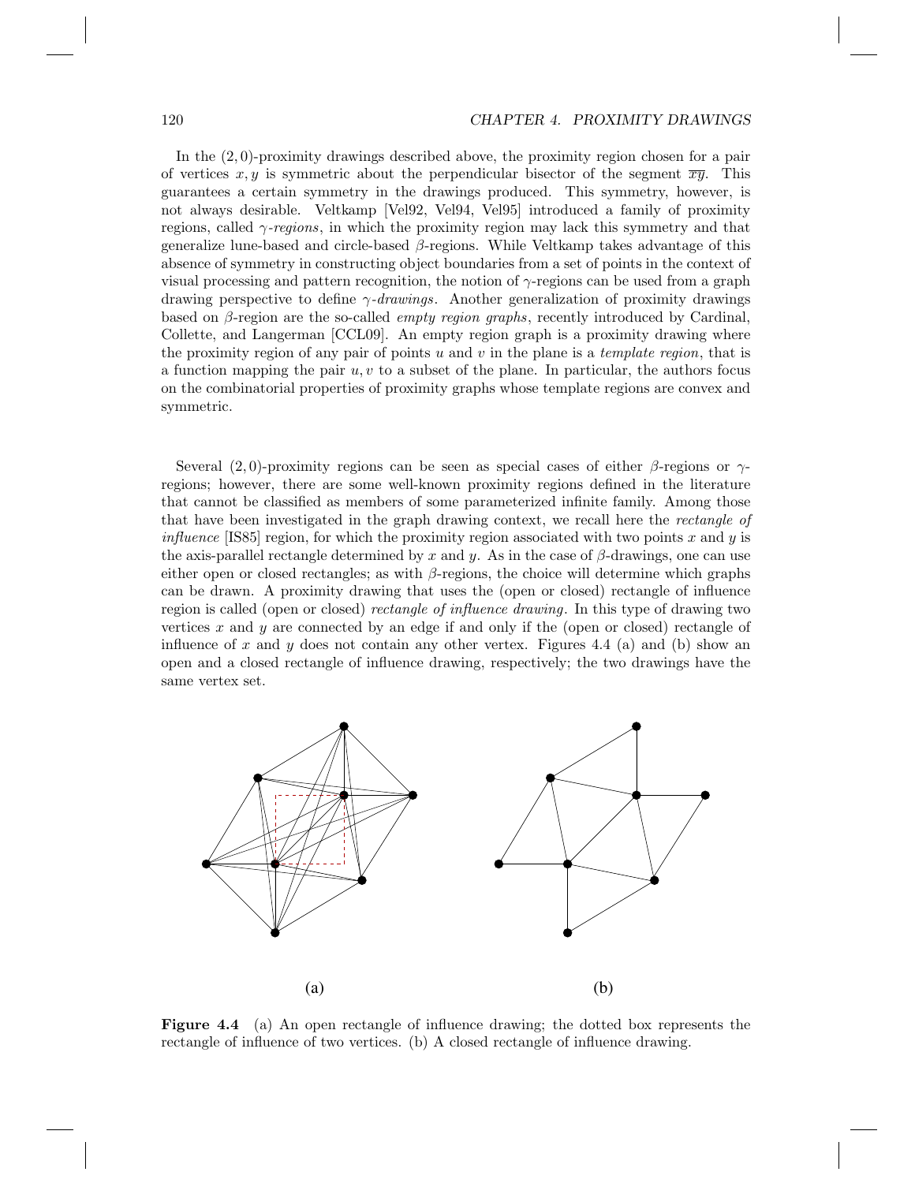In the $(2,0)$-proximity drawings described above, the proximity region chosen for a pair of vertices $x, y$ is symmetric about the perpendicular bisector of the segment $\overline{xy}$. This guarantees a certain symmetry in the drawings produced. This symmetry, however, is not always desirable. Veltkamp [Vel92, Vel94, Vel95] introduced a family of proximity regions, called $\gamma$-*regions*, in which the proximity region may lack this symmetry and that generalize lune-based and circle-based $\beta$-regions. While Veltkamp takes advantage of this absence of symmetry in constructing object boundaries from a set of points in the context of visual processing and pattern recognition, the notion of $\gamma$-regions can be used from a graph drawing perspective to define $\gamma$-*drawings*. Another generalization of proximity drawings based on $\beta$-region are the so-called *empty region graphs*, recently introduced by Cardinal, Collette, and Langerman [CCL09]. An empty region graph is a proximity drawing where the proximity region of any pair of points $u$ and $v$ in the plane is a *template region*, that is a function mapping the pair $u, v$ to a subset of the plane. In particular, the authors focus on the combinatorial properties of proximity graphs whose template regions are convex and symmetric.

Several $(2,0)$-proximity regions can be seen as special cases of either $\beta$-regions or $\gamma$-regions; however, there are some well-known proximity regions defined in the literature that cannot be classified as members of some parameterized infinite family. Among those that have been investigated in the graph drawing context, we recall here the *rectangle of influence* [IS85] region, for which the proximity region associated with two points $x$ and $y$ is the axis-parallel rectangle determined by $x$ and $y$. As in the case of $\beta$-drawings, one can use either open or closed rectangles; as with $\beta$-regions, the choice will determine which graphs can be drawn. A proximity drawing that uses the (open or closed) rectangle of influence region is called (open or closed) *rectangle of influence drawing*. In this type of drawing two vertices $x$ and $y$ are connected by an edge if and only if the (open or closed) rectangle of influence of $x$ and $y$ does not contain any other vertex. Figures 4.4 (a) and (b) show an open and a closed rectangle of influence drawing, respectively; the two drawings have the same vertex set.

(a)

(b)

**Figure 4.4** (a) An open rectangle of influence drawing; the dotted box represents the rectangle of influence of two vertices. (b) A closed rectangle of influence drawing.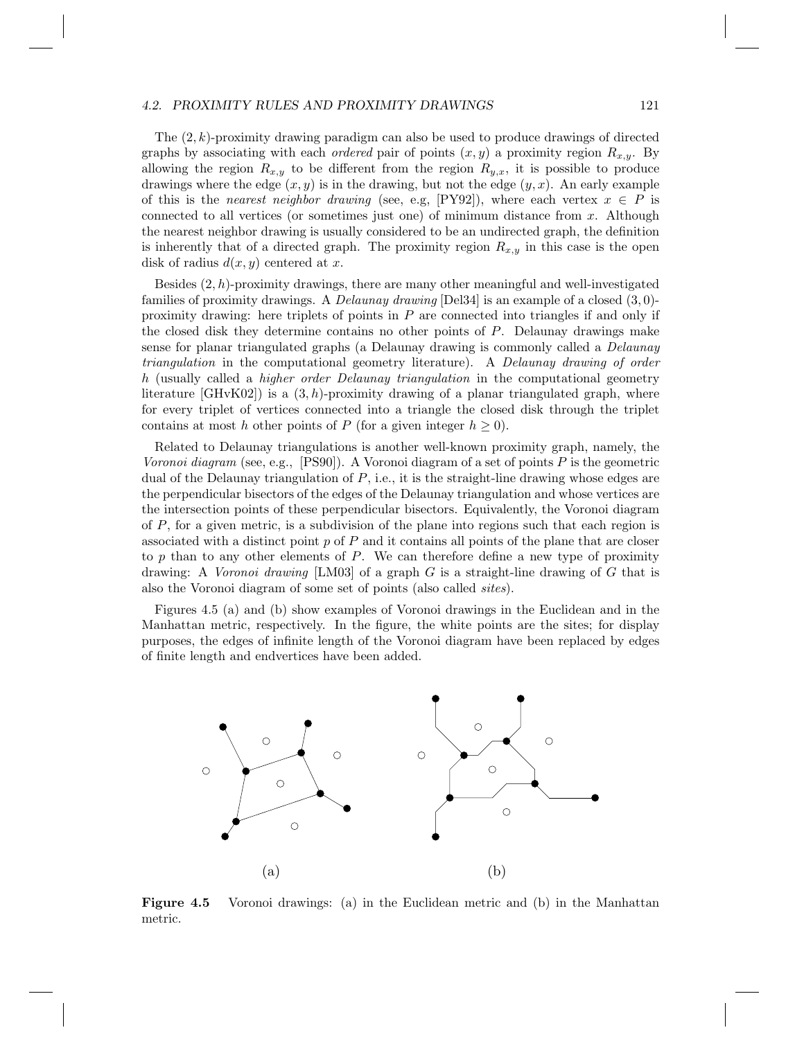The $(2,k)$-proximity drawing paradigm can also be used to produce drawings of directed graphs by associating with each *ordered* pair of points $(x,y)$ a proximity region $R_{x,y}$. By allowing the region $R_{x,y}$ to be different from the region $R_{y,x}$, it is possible to produce drawings where the edge $(x,y)$ is in the drawing, but not the edge $(y,x)$. An early example of this is the *nearest neighbor drawing* (see, e.g, [PY92]), where each vertex $x \in P$ is connected to all vertices (or sometimes just one) of minimum distance from $x$. Although the nearest neighbor drawing is usually considered to be an undirected graph, the definition is inherently that of a directed graph. The proximity region $R_{x,y}$ in this case is the open disk of radius $d(x,y)$ centered at $x$.

Besides $(2,h)$-proximity drawings, there are many other meaningful and well-investigated families of proximity drawings. A *Delaunay drawing* [Del34] is an example of a closed $(3,0)$-proximity drawing: here triplets of points in $P$ are connected into triangles if and only if the closed disk they determine contains no other points of $P$. Delaunay drawings make sense for planar triangulated graphs (a Delaunay drawing is commonly called a *Delaunay triangulation* in the computational geometry literature). A *Delaunay drawing of order* $h$ (usually called a *higher order Delaunay triangulation* in the computational geometry literature [GHvK02]) is a $(3,h)$-proximity drawing of a planar triangulated graph, where for every triplet of vertices connected into a triangle the closed disk through the triplet contains at most $h$ other points of $P$ (for a given integer $h \geq 0$).

Related to Delaunay triangulations is another well-known proximity graph, namely, the *Voronoi diagram* (see, e.g., [PS90]). A Voronoi diagram of a set of points $P$ is the geometric dual of the Delaunay triangulation of $P$, i.e., it is the straight-line drawing whose edges are the perpendicular bisectors of the edges of the Delaunay triangulation and whose vertices are the intersection points of these perpendicular bisectors. Equivalently, the Voronoi diagram of $P$, for a given metric, is a subdivision of the plane into regions such that each region is associated with a distinct point $p$ of $P$ and it contains all points of the plane that are closer to $p$ than to any other elements of $P$. We can therefore define a new type of proximity drawing: A *Voronoi drawing* [LM03] of a graph $G$ is a straight-line drawing of $G$ that is also the Voronoi diagram of some set of points (also called *sites*).

Figures 4.5 (a) and (b) show examples of Voronoi drawings in the Euclidean and in the Manhattan metric, respectively. In the figure, the white points are the sites; for display purposes, the edges of infinite length of the Voronoi diagram have been replaced by edges of finite length and endvertices have been added.

(a)

(b)

**Figure 4.5** Voronoi drawings: (a) in the Euclidean metric and (b) in the Manhattan metric.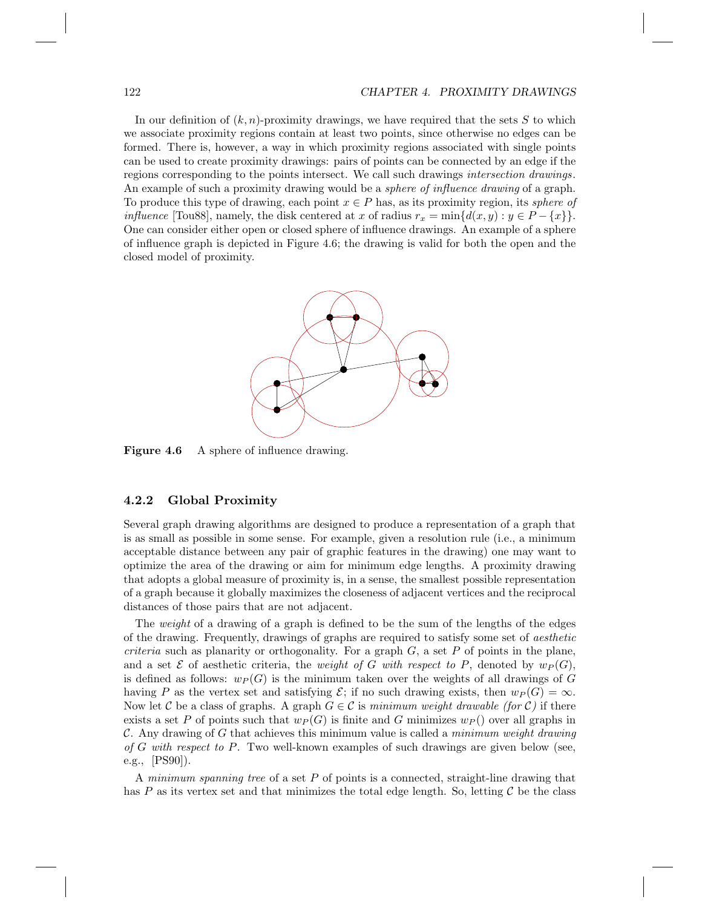In our definition of $(k, n)$-proximity drawings, we have required that the sets $S$ to which we associate proximity regions contain at least two points, since otherwise no edges can be formed. There is, however, a way in which proximity regions associated with single points can be used to create proximity drawings: pairs of points can be connected by an edge if the regions corresponding to the points intersect. We call such drawings *intersection drawings*. An example of such a proximity drawing would be a *sphere of influence drawing* of a graph. To produce this type of drawing, each point $x \in P$ has, as its proximity region, its *sphere of influence* [Tou88], namely, the disk centered at $x$ of radius $r_x = \min\{d(x, y) : y \in P - \{x\}\}$. One can consider either open or closed sphere of influence drawings. An example of a sphere of influence graph is depicted in Figure 4.6; the drawing is valid for both the open and the closed model of proximity.

**Figure 4.6** A sphere of influence drawing.

### 4.2.2 Global Proximity

Several graph drawing algorithms are designed to produce a representation of a graph that is as small as possible in some sense. For example, given a resolution rule (i.e., a minimum acceptable distance between any pair of graphic features in the drawing) one may want to optimize the area of the drawing or aim for minimum edge lengths. A proximity drawing that adopts a global measure of proximity is, in a sense, the smallest possible representation of a graph because it globally maximizes the closeness of adjacent vertices and the reciprocal distances of those pairs that are not adjacent.

The *weight* of a drawing of a graph is defined to be the sum of the lengths of the edges of the drawing. Frequently, drawings of graphs are required to satisfy some set of *aesthetic criteria* such as planarity or orthogonality. For a graph $G$, a set $P$ of points in the plane, and a set $\mathcal{E}$ of aesthetic criteria, the *weight of $G$ with respect to $P$*, denoted by $w_P(G)$, is defined as follows: $w_P(G)$ is the minimum taken over the weights of all drawings of $G$ having $P$ as the vertex set and satisfying $\mathcal{E}$; if no such drawing exists, then $w_P(G) = \infty$. Now let $\mathcal{C}$ be a class of graphs. A graph $G \in \mathcal{C}$ is *minimum weight drawable (for $\mathcal{C}$)* if there exists a set $P$ of points such that $w_P(G)$ is finite and $G$ minimizes $w_P()$ over all graphs in $\mathcal{C}$. Any drawing of $G$ that achieves this minimum value is called a *minimum weight drawing of $G$ with respect to $P$*. Two well-known examples of such drawings are given below (see, e.g., [PS90]).

A *minimum spanning tree* of a set $P$ of points is a connected, straight-line drawing that has $P$ as its vertex set and that minimizes the total edge length. So, letting $\mathcal{C}$ be the class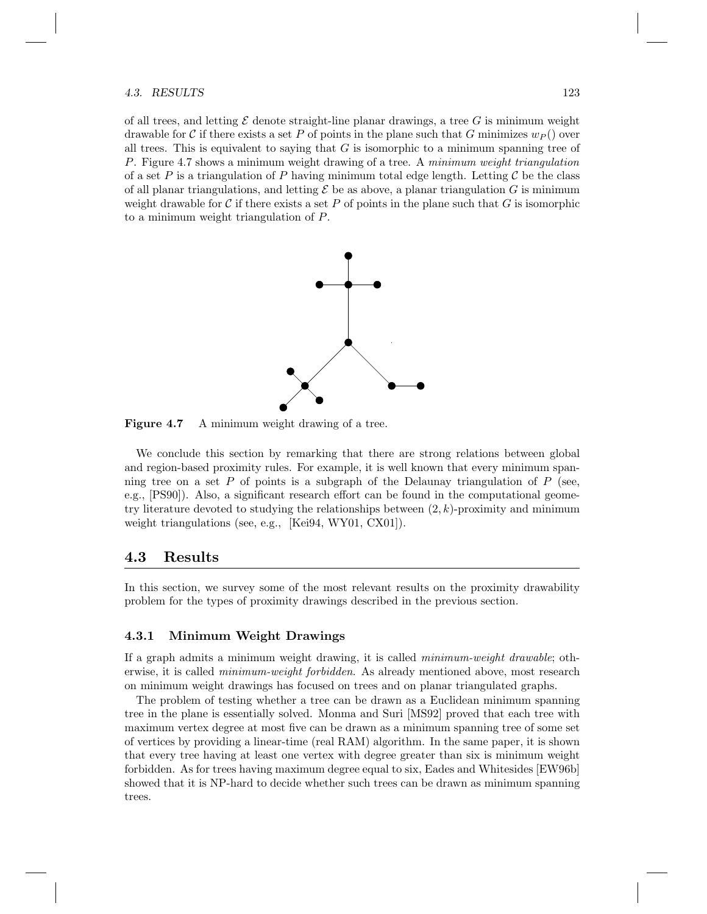of all trees, and letting $\mathcal{E}$ denote straight-line planar drawings, a tree $G$ is minimum weight drawable for $\mathcal{C}$ if there exists a set $P$ of points in the plane such that $G$ minimizes $w_P()$ over all trees. This is equivalent to saying that $G$ is isomorphic to a minimum spanning tree of $P$. Figure 4.7 shows a minimum weight drawing of a tree. A *minimum weight triangulation* of a set $P$ is a triangulation of $P$ having minimum total edge length. Letting $\mathcal{C}$ be the class of all planar triangulations, and letting $\mathcal{E}$ be as above, a planar triangulation $G$ is minimum weight drawable for $\mathcal{C}$ if there exists a set $P$ of points in the plane such that $G$ is isomorphic to a minimum weight triangulation of $P$.

**Figure 4.7** A minimum weight drawing of a tree.

We conclude this section by remarking that there are strong relations between global and region-based proximity rules. For example, it is well known that every minimum spanning tree on a set $P$ of points is a subgraph of the Delaunay triangulation of $P$ (see, e.g., [PS90]). Also, a significant research effort can be found in the computational geometry literature devoted to studying the relationships between $(2, k)$-proximity and minimum weight triangulations (see, e.g., [Kei94, WY01, CX01]).

## 4.3 Results

In this section, we survey some of the most relevant results on the proximity drawability problem for the types of proximity drawings described in the previous section.

### 4.3.1 Minimum Weight Drawings

If a graph admits a minimum weight drawing, it is called *minimum-weight drawable*; otherwise, it is called *minimum-weight forbidden*. As already mentioned above, most research on minimum weight drawings has focused on trees and on planar triangulated graphs.

The problem of testing whether a tree can be drawn as a Euclidean minimum spanning tree in the plane is essentially solved. Monma and Suri [MS92] proved that each tree with maximum vertex degree at most five can be drawn as a minimum spanning tree of some set of vertices by providing a linear-time (real RAM) algorithm. In the same paper, it is shown that every tree having at least one vertex with degree greater than six is minimum weight forbidden. As for trees having maximum degree equal to six, Eades and Whitesides [EW96b] showed that it is NP-hard to decide whether such trees can be drawn as minimum spanning trees.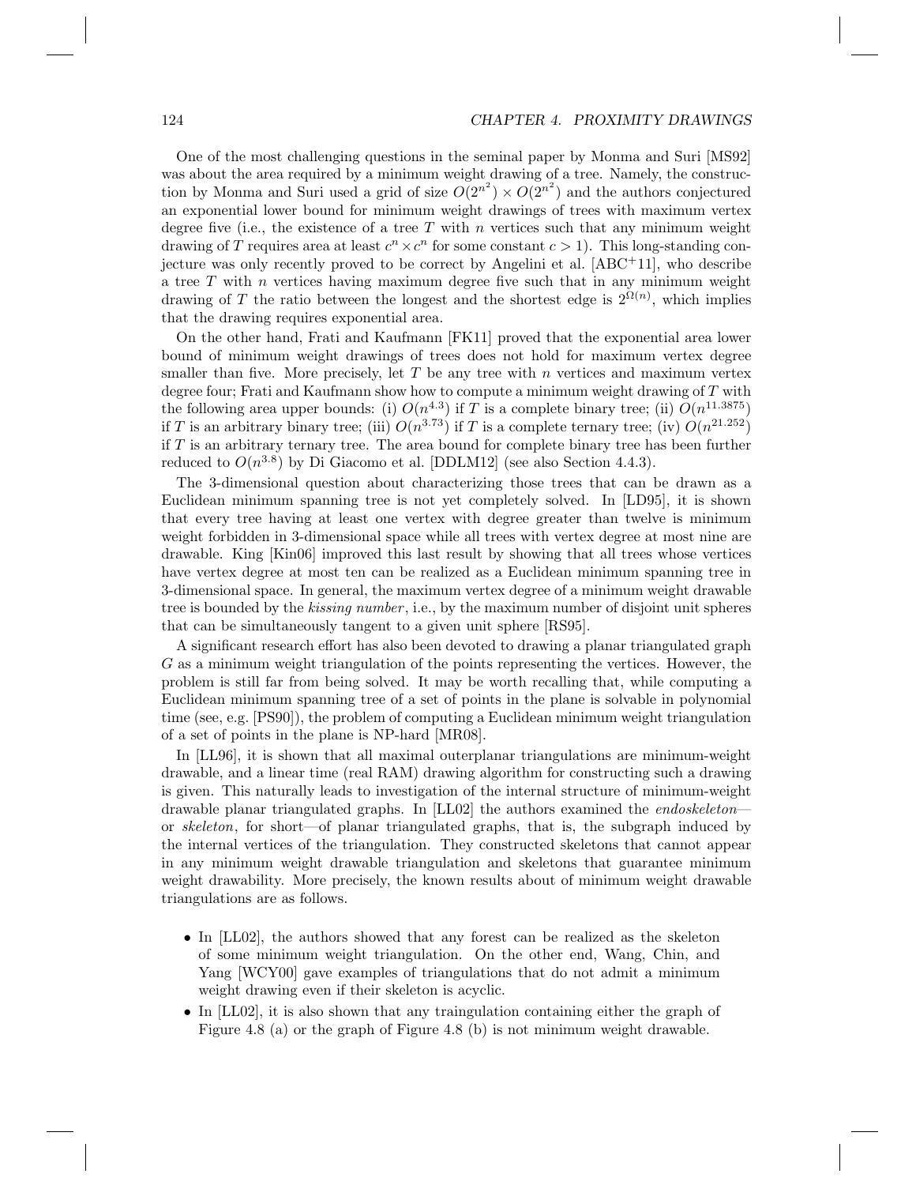One of the most challenging questions in the seminal paper by Monma and Suri [MS92] was about the area required by a minimum weight drawing of a tree. Namely, the construction by Monma and Suri used a grid of size $O(2^{n^2}) \times O(2^{n^2})$ and the authors conjectured an exponential lower bound for minimum weight drawings of trees with maximum vertex degree five (i.e., the existence of a tree $T$ with $n$ vertices such that any minimum weight drawing of $T$ requires area at least $c^n \times c^n$ for some constant $c > 1$). This long-standing conjecture was only recently proved to be correct by Angelini et al. [ABC+11], who describe a tree $T$ with $n$ vertices having maximum degree five such that in any minimum weight drawing of $T$ the ratio between the longest and the shortest edge is $2^{\Omega(n)}$, which implies that the drawing requires exponential area.

On the other hand, Frati and Kaufmann [FK11] proved that the exponential area lower bound of minimum weight drawings of trees does not hold for maximum vertex degree smaller than five. More precisely, let $T$ be any tree with $n$ vertices and maximum vertex degree four; Frati and Kaufmann show how to compute a minimum weight drawing of $T$ with the following area upper bounds: (i) $O(n^{4.3})$ if $T$ is a complete binary tree; (ii) $O(n^{11.3875})$ if $T$ is an arbitrary binary tree; (iii) $O(n^{3.73})$ if $T$ is a complete ternary tree; (iv) $O(n^{21.252})$ if $T$ is an arbitrary ternary tree. The area bound for complete binary tree has been further reduced to $O(n^{3.8})$ by Di Giacomo et al. [DDLM12] (see also Section 4.4.3).

The 3-dimensional question about characterizing those trees that can be drawn as a Euclidean minimum spanning tree is not yet completely solved. In [LD95], it is shown that every tree having at least one vertex with degree greater than twelve is minimum weight forbidden in 3-dimensional space while all trees with vertex degree at most nine are drawable. King [Kin06] improved this last result by showing that all trees whose vertices have vertex degree at most ten can be realized as a Euclidean minimum spanning tree in 3-dimensional space. In general, the maximum vertex degree of a minimum weight drawable tree is bounded by the *kissing number*, i.e., by the maximum number of disjoint unit spheres that can be simultaneously tangent to a given unit sphere [RS95].

A significant research effort has also been devoted to drawing a planar triangulated graph $G$ as a minimum weight triangulation of the points representing the vertices. However, the problem is still far from being solved. It may be worth recalling that, while computing a Euclidean minimum spanning tree of a set of points in the plane is solvable in polynomial time (see, e.g. [PS90]), the problem of computing a Euclidean minimum weight triangulation of a set of points in the plane is NP-hard [MR08].

In [LL96], it is shown that all maximal outerplanar triangulations are minimum-weight drawable, and a linear time (real RAM) drawing algorithm for constructing such a drawing is given. This naturally leads to investigation of the internal structure of minimum-weight drawable planar triangulated graphs. In [LL02] the authors examined the *endoskeleton*—or *skeleton*, for short—of planar triangulated graphs, that is, the subgraph induced by the internal vertices of the triangulation. They constructed skeletons that cannot appear in any minimum weight drawable triangulation and skeletons that guarantee minimum weight drawability. More precisely, the known results about of minimum weight drawable triangulations are as follows.

- In [LL02], the authors showed that any forest can be realized as the skeleton of some minimum weight triangulation. On the other end, Wang, Chin, and Yang [WCY00] gave examples of triangulations that do not admit a minimum weight drawing even if their skeleton is acyclic.
- In [LL02], it is also shown that any traingulation containing either the graph of Figure 4.8 (a) or the graph of Figure 4.8 (b) is not minimum weight drawable.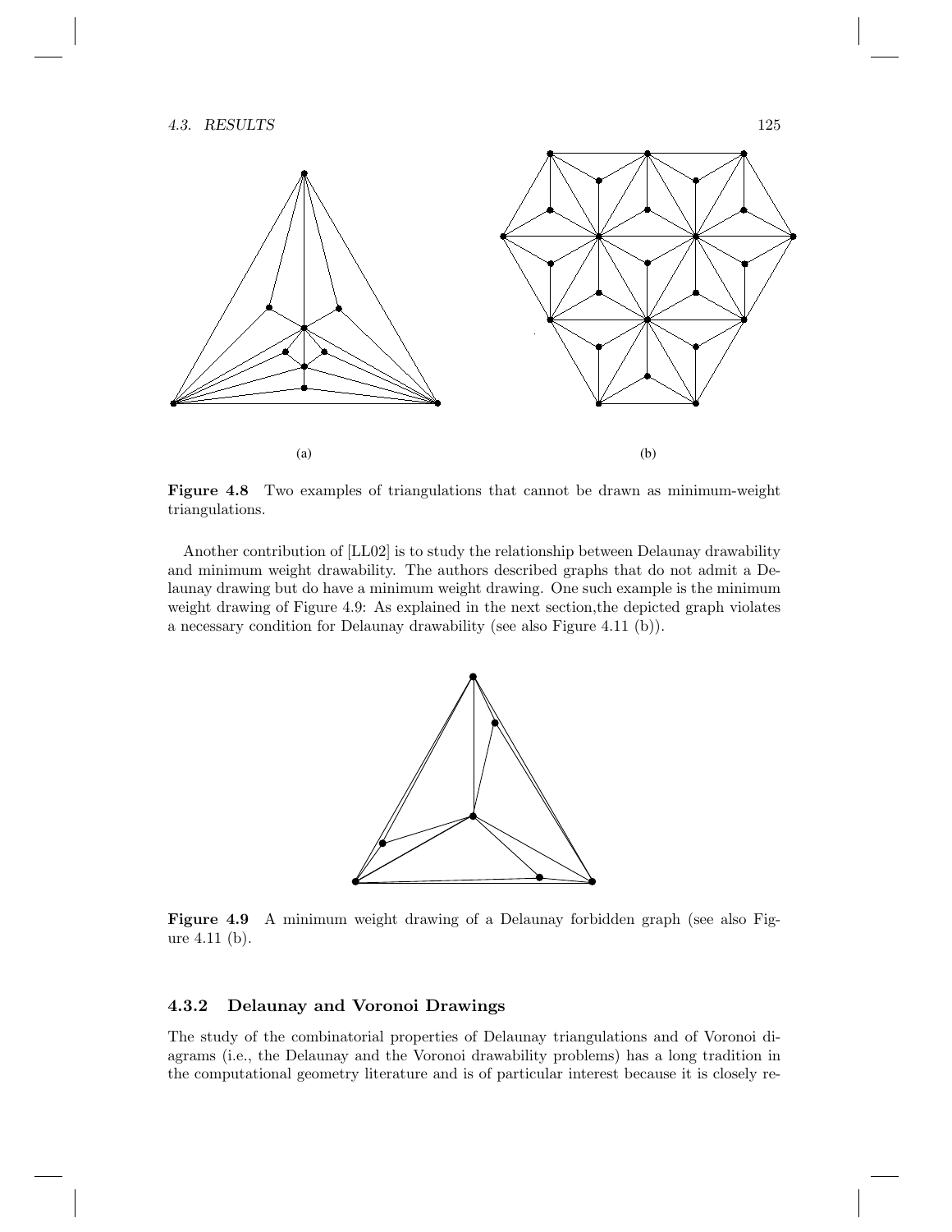(a)

(b)

**Figure 4.8** Two examples of triangulations that cannot be drawn as minimum-weight triangulations.

Another contribution of [LL02] is to study the relationship between Delaunay drawability and minimum weight drawability. The authors described graphs that do not admit a Delaunay drawing but do have a minimum weight drawing. One such example is the minimum weight drawing of Figure 4.9: As explained in the next section,the depicted graph violates a necessary condition for Delaunay drawability (see also Figure 4.11 (b)).

**Figure 4.9** A minimum weight drawing of a Delaunay forbidden graph (see also Figure 4.11 (b).

### 4.3.2 Delaunay and Voronoi Drawings

The study of the combinatorial properties of Delaunay triangulations and of Voronoi diagrams (i.e., the Delaunay and the Voronoi drawability problems) has a long tradition in the computational geometry literature and is of particular interest because it is closely re-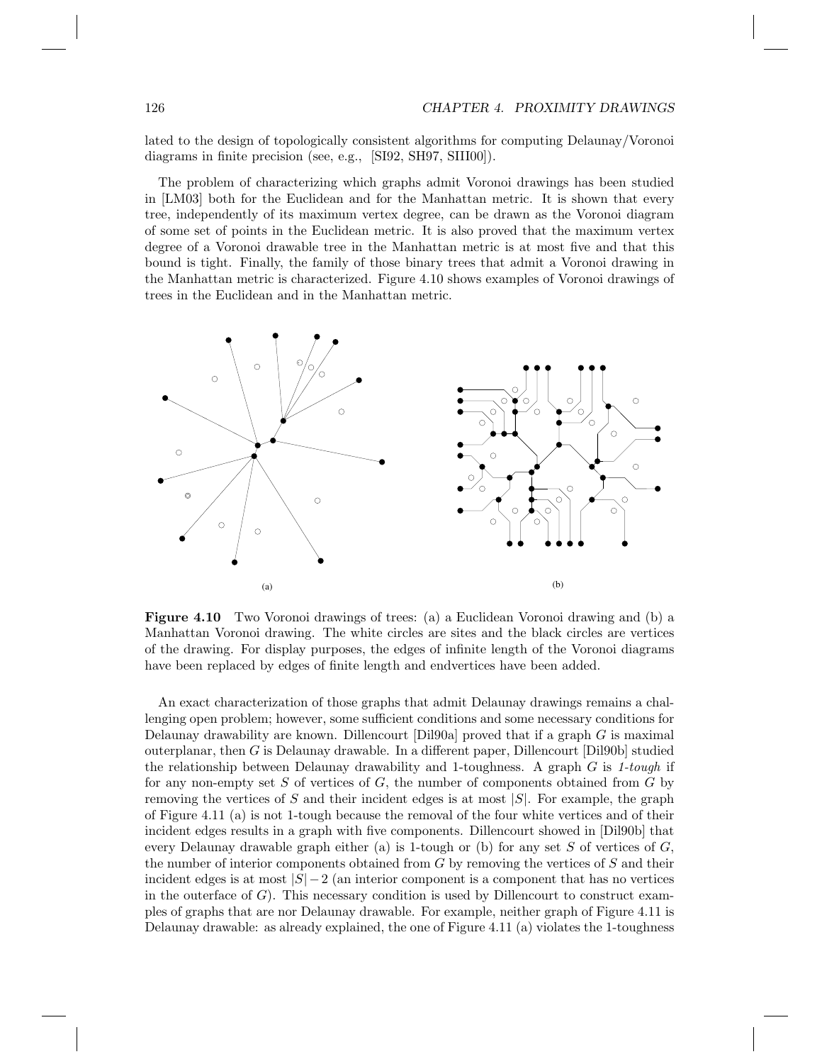lated to the design of topologically consistent algorithms for computing Delaunay/Voronoi diagrams in finite precision (see, e.g., [SI92, SH97, SIII00]).

The problem of characterizing which graphs admit Voronoi drawings has been studied in [LM03] both for the Euclidean and for the Manhattan metric. It is shown that every tree, independently of its maximum vertex degree, can be drawn as the Voronoi diagram of some set of points in the Euclidean metric. It is also proved that the maximum vertex degree of a Voronoi drawable tree in the Manhattan metric is at most five and that this bound is tight. Finally, the family of those binary trees that admit a Voronoi drawing in the Manhattan metric is characterized. Figure 4.10 shows examples of Voronoi drawings of trees in the Euclidean and in the Manhattan metric.

(a)

(b)

**Figure 4.10** Two Voronoi drawings of trees: (a) a Euclidean Voronoi drawing and (b) a Manhattan Voronoi drawing. The white circles are sites and the black circles are vertices of the drawing. For display purposes, the edges of infinite length of the Voronoi diagrams have been replaced by edges of finite length and endvertices have been added.

An exact characterization of those graphs that admit Delaunay drawings remains a challenging open problem; however, some sufficient conditions and some necessary conditions for Delaunay drawability are known. Dillencourt [Dil90a] proved that if a graph $G$ is maximal outerplanar, then $G$ is Delaunay drawable. In a different paper, Dillencourt [Dil90b] studied the relationship between Delaunay drawability and 1-toughness. A graph $G$ is *1-tough* if for any non-empty set $S$ of vertices of $G$, the number of components obtained from $G$ by removing the vertices of $S$ and their incident edges is at most $|S|$. For example, the graph of Figure 4.11 (a) is not 1-tough because the removal of the four white vertices and of their incident edges results in a graph with five components. Dillencourt showed in [Dil90b] that every Delaunay drawable graph either (a) is 1-tough or (b) for any set $S$ of vertices of $G$, the number of interior components obtained from $G$ by removing the vertices of $S$ and their incident edges is at most $|S|-2$ (an interior component is a component that has no vertices in the outerface of $G$). This necessary condition is used by Dillencourt to construct examples of graphs that are nor Delaunay drawable. For example, neither graph of Figure 4.11 is Delaunay drawable: as already explained, the one of Figure 4.11 (a) violates the 1-toughness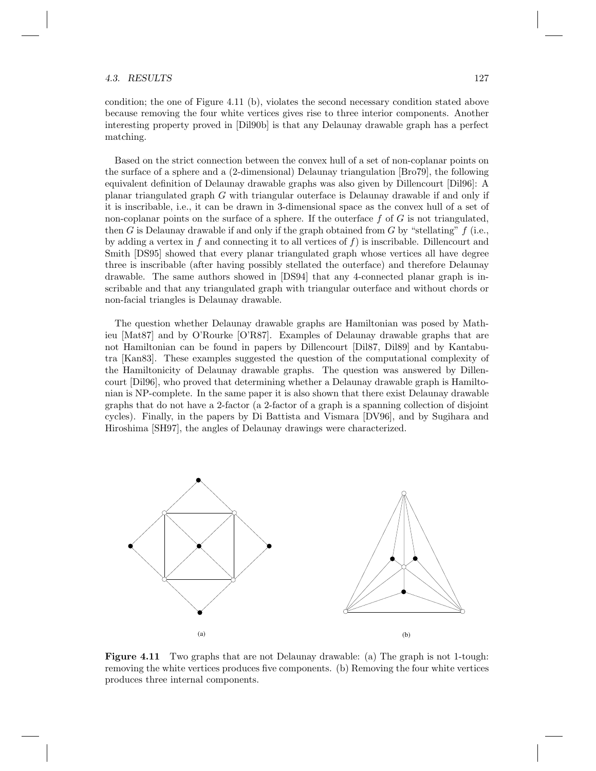condition; the one of Figure 4.11 (b), violates the second necessary condition stated above because removing the four white vertices gives rise to three interior components. Another interesting property proved in [Dil90b] is that any Delaunay drawable graph has a perfect matching.

Based on the strict connection between the convex hull of a set of non-coplanar points on the surface of a sphere and a (2-dimensional) Delaunay triangulation [Bro79], the following equivalent definition of Delaunay drawable graphs was also given by Dillencourt [Dil96]: A planar triangulated graph $G$ with triangular outerface is Delaunay drawable if and only if it is inscribable, i.e., it can be drawn in 3-dimensional space as the convex hull of a set of non-coplanar points on the surface of a sphere. If the outerface $f$ of $G$ is not triangulated, then $G$ is Delaunay drawable if and only if the graph obtained from $G$ by "stellating" $f$ (i.e., by adding a vertex in $f$ and connecting it to all vertices of $f$) is inscribable. Dillencourt and Smith [DS95] showed that every planar triangulated graph whose vertices all have degree three is inscribable (after having possibly stellated the outerface) and therefore Delaunay drawable. The same authors showed in [DS94] that any 4-connected planar graph is inscribable and that any triangulated graph with triangular outerface and without chords or non-facial triangles is Delaunay drawable.

The question whether Delaunay drawable graphs are Hamiltonian was posed by Mathieu [Mat87] and by O'Rourke [O'R87]. Examples of Delaunay drawable graphs that are not Hamiltonian can be found in papers by Dillencourt [Dil87, Dil89] and by Kantabutra [Kan83]. These examples suggested the question of the computational complexity of the Hamiltonicity of Delaunay drawable graphs. The question was answered by Dillencourt [Dil96], who proved that determining whether a Delaunay drawable graph is Hamiltonian is NP-complete. In the same paper it is also shown that there exist Delaunay drawable graphs that do not have a 2-factor (a 2-factor of a graph is a spanning collection of disjoint cycles). Finally, in the papers by Di Battista and Vismara [DV96], and by Sugihara and Hiroshima [SH97], the angles of Delaunay drawings were characterized.

(a)

(b)

**Figure 4.11** Two graphs that are not Delaunay drawable: (a) The graph is not 1-tough: removing the white vertices produces five components. (b) Removing the four white vertices produces three internal components.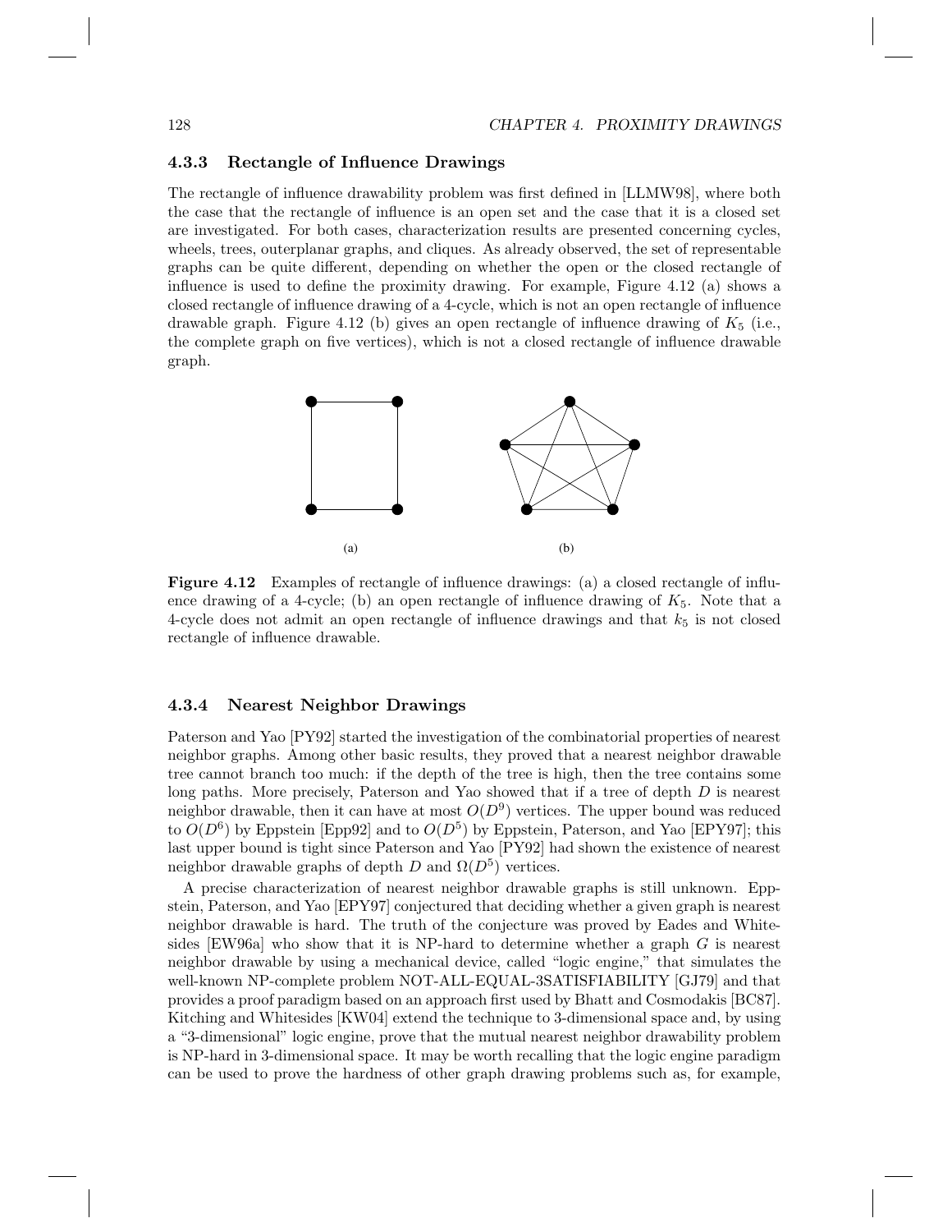### 4.3.3 Rectangle of Influence Drawings

The rectangle of influence drawability problem was first defined in [LLMW98], where both the case that the rectangle of influence is an open set and the case that it is a closed set are investigated. For both cases, characterization results are presented concerning cycles, wheels, trees, outerplanar graphs, and cliques. As already observed, the set of representable graphs can be quite different, depending on whether the open or the closed rectangle of influence is used to define the proximity drawing. For example, Figure 4.12 (a) shows a closed rectangle of influence drawing of a 4-cycle, which is not an open rectangle of influence drawable graph. Figure 4.12 (b) gives an open rectangle of influence drawing of $K_5$ (i.e., the complete graph on five vertices), which is not a closed rectangle of influence drawable graph.

(a)

(b)

**Figure 4.12** Examples of rectangle of influence drawings: (a) a closed rectangle of influence drawing of a 4-cycle; (b) an open rectangle of influence drawing of $K_5$. Note that a 4-cycle does not admit an open rectangle of influence drawings and that $k_5$ is not closed rectangle of influence drawable.

### 4.3.4 Nearest Neighbor Drawings

Paterson and Yao [PY92] started the investigation of the combinatorial properties of nearest neighbor graphs. Among other basic results, they proved that a nearest neighbor drawable tree cannot branch too much: if the depth of the tree is high, then the tree contains some long paths. More precisely, Paterson and Yao showed that if a tree of depth $D$ is nearest neighbor drawable, then it can have at most $O(D^9)$ vertices. The upper bound was reduced to $O(D^6)$ by Eppstein [Epp92] and to $O(D^5)$ by Eppstein, Paterson, and Yao [EPY97]; this last upper bound is tight since Paterson and Yao [PY92] had shown the existence of nearest neighbor drawable graphs of depth $D$ and $\Omega(D^5)$ vertices.

A precise characterization of nearest neighbor drawable graphs is still unknown. Eppstein, Paterson, and Yao [EPY97] conjectured that deciding whether a given graph is nearest neighbor drawable is hard. The truth of the conjecture was proved by Eades and Whitesides [EW96a] who show that it is NP-hard to determine whether a graph $G$ is nearest neighbor drawable by using a mechanical device, called "logic engine," that simulates the well-known NP-complete problem NOT-ALL-EQUAL-3SATISFIABILITY [GJ79] and that provides a proof paradigm based on an approach first used by Bhatt and Cosmodakis [BC87]. Kitching and Whitesides [KW04] extend the technique to 3-dimensional space and, by using a "3-dimensional" logic engine, prove that the mutual nearest neighbor drawability problem is NP-hard in 3-dimensional space. It may be worth recalling that the logic engine paradigm can be used to prove the hardness of other graph drawing problems such as, for example,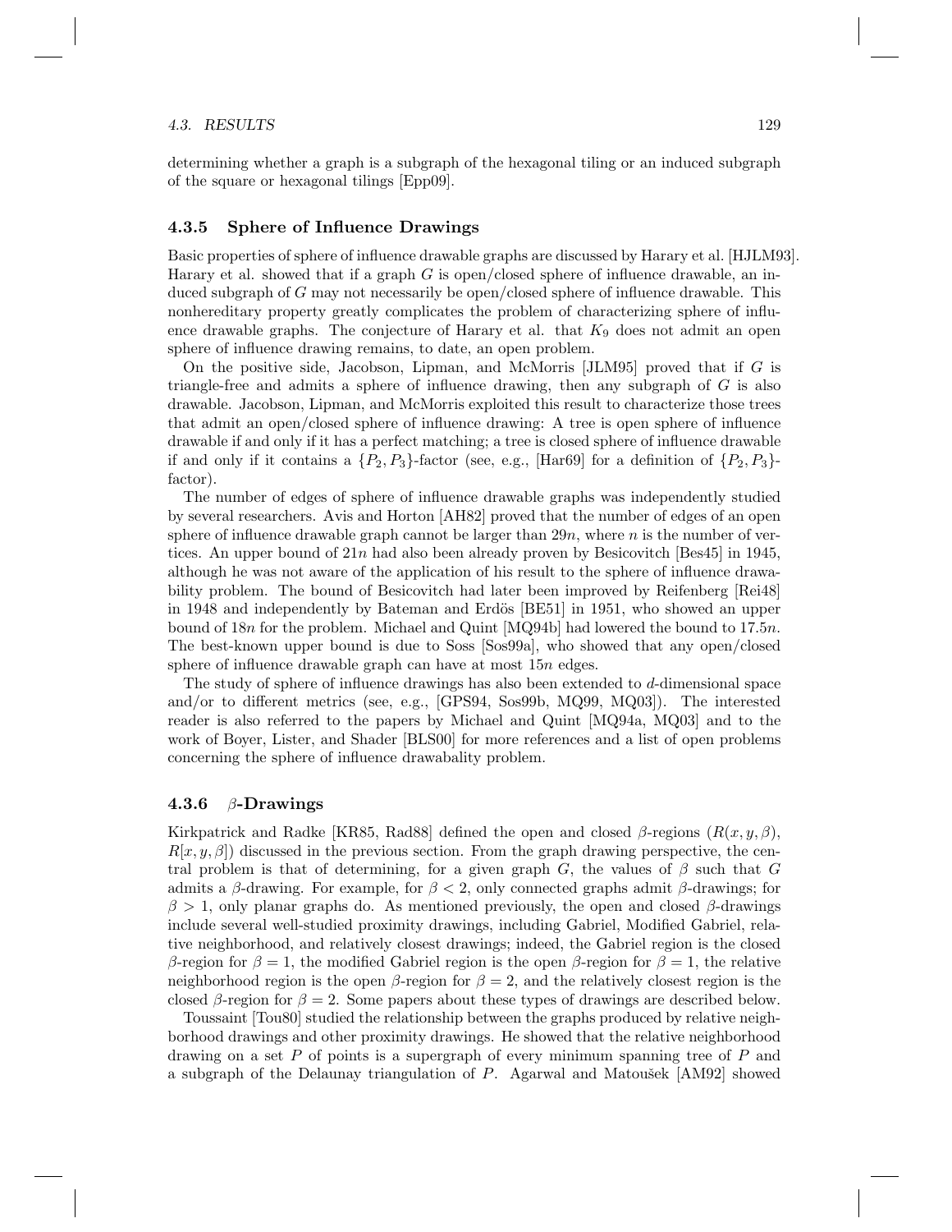determining whether a graph is a subgraph of the hexagonal tiling or an induced subgraph of the square or hexagonal tilings [Epp09].

### 4.3.5 Sphere of Influence Drawings

Basic properties of sphere of influence drawable graphs are discussed by Harary et al. [HJLM93]. Harary et al. showed that if a graph $G$ is open/closed sphere of influence drawable, an induced subgraph of $G$ may not necessarily be open/closed sphere of influence drawable. This nonhereditary property greatly complicates the problem of characterizing sphere of influence drawable graphs. The conjecture of Harary et al. that $K_9$ does not admit an open sphere of influence drawing remains, to date, an open problem.

On the positive side, Jacobson, Lipman, and McMorris [JLM95] proved that if $G$ is triangle-free and admits a sphere of influence drawing, then any subgraph of $G$ is also drawable. Jacobson, Lipman, and McMorris exploited this result to characterize those trees that admit an open/closed sphere of influence drawing: A tree is open sphere of influence drawable if and only if it has a perfect matching; a tree is closed sphere of influence drawable if and only if it contains a $\{P_2, P_3\}$-factor (see, e.g., [Har69] for a definition of $\{P_2, P_3\}$-factor).

The number of edges of sphere of influence drawable graphs was independently studied by several researchers. Avis and Horton [AH82] proved that the number of edges of an open sphere of influence drawable graph cannot be larger than $29n$, where $n$ is the number of vertices. An upper bound of $21n$ had also been already proven by Besicovitch [Bes45] in 1945, although he was not aware of the application of his result to the sphere of influence drawability problem. The bound of Besicovitch had later been improved by Reifenberg [Rei48] in 1948 and independently by Bateman and Erdös [BE51] in 1951, who showed an upper bound of $18n$ for the problem. Michael and Quint [MQ94b] had lowered the bound to $17.5n$. The best-known upper bound is due to Soss [Sos99a], who showed that any open/closed sphere of influence drawable graph can have at most $15n$ edges.

The study of sphere of influence drawings has also been extended to $d$-dimensional space and/or to different metrics (see, e.g., [GPS94, Sos99b, MQ99, MQ03]). The interested reader is also referred to the papers by Michael and Quint [MQ94a, MQ03] and to the work of Boyer, Lister, and Shader [BLS00] for more references and a list of open problems concerning the sphere of influence drawabality problem.

### 4.3.6 $\beta$-Drawings

Kirkpatrick and Radke [KR85, Rad88] defined the open and closed $\beta$-regions ($R(x, y, \beta)$, $R[x, y, \beta]$) discussed in the previous section. From the graph drawing perspective, the central problem is that of determining, for a given graph $G$, the values of $\beta$ such that $G$ admits a $\beta$-drawing. For example, for $\beta < 2$, only connected graphs admit $\beta$-drawings; for $\beta > 1$, only planar graphs do. As mentioned previously, the open and closed $\beta$-drawings include several well-studied proximity drawings, including Gabriel, Modified Gabriel, relative neighborhood, and relatively closest drawings; indeed, the Gabriel region is the closed $\beta$-region for $\beta = 1$, the modified Gabriel region is the open $\beta$-region for $\beta = 1$, the relative neighborhood region is the open $\beta$-region for $\beta = 2$, and the relatively closest region is the closed $\beta$-region for $\beta = 2$. Some papers about these types of drawings are described below.

Toussaint [Tou80] studied the relationship between the graphs produced by relative neighborhood drawings and other proximity drawings. He showed that the relative neighborhood drawing on a set $P$ of points is a supergraph of every minimum spanning tree of $P$ and a subgraph of the Delaunay triangulation of $P$. Agarwal and Matoušek [AM92] showed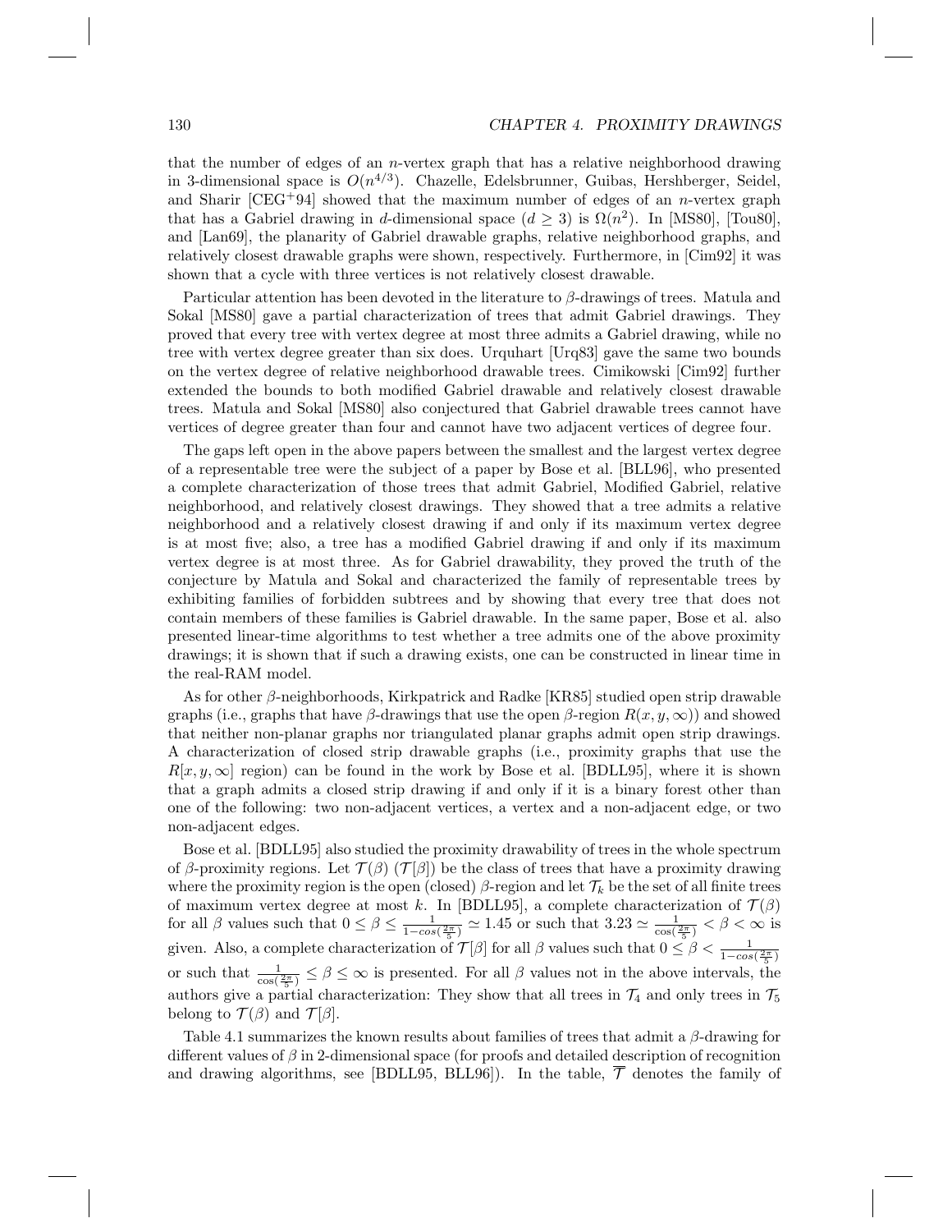that the number of edges of an $n$-vertex graph that has a relative neighborhood drawing in 3-dimensional space is $O(n^{4/3})$. Chazelle, Edelsbrunner, Guibas, Hershberger, Seidel, and Sharir [CEG+94] showed that the maximum number of edges of an $n$-vertex graph that has a Gabriel drawing in $d$-dimensional space ($d \geq 3$) is $\Omega(n^2)$. In [MS80], [Tou80], and [Lan69], the planarity of Gabriel drawable graphs, relative neighborhood graphs, and relatively closest drawable graphs were shown, respectively. Furthermore, in [Cim92] it was shown that a cycle with three vertices is not relatively closest drawable.

Particular attention has been devoted in the literature to $\beta$-drawings of trees. Matula and Sokal [MS80] gave a partial characterization of trees that admit Gabriel drawings. They proved that every tree with vertex degree at most three admits a Gabriel drawing, while no tree with vertex degree greater than six does. Urquhart [Urq83] gave the same two bounds on the vertex degree of relative neighborhood drawable trees. Cimikowski [Cim92] further extended the bounds to both modified Gabriel drawable and relatively closest drawable trees. Matula and Sokal [MS80] also conjectured that Gabriel drawable trees cannot have vertices of degree greater than four and cannot have two adjacent vertices of degree four.

The gaps left open in the above papers between the smallest and the largest vertex degree of a representable tree were the subject of a paper by Bose et al. [BLL96], who presented a complete characterization of those trees that admit Gabriel, Modified Gabriel, relative neighborhood, and relatively closest drawings. They showed that a tree admits a relative neighborhood and a relatively closest drawing if and only if its maximum vertex degree is at most five; also, a tree has a modified Gabriel drawing if and only if its maximum vertex degree is at most three. As for Gabriel drawability, they proved the truth of the conjecture by Matula and Sokal and characterized the family of representable trees by exhibiting families of forbidden subtrees and by showing that every tree that does not contain members of these families is Gabriel drawable. In the same paper, Bose et al. also presented linear-time algorithms to test whether a tree admits one of the above proximity drawings; it is shown that if such a drawing exists, one can be constructed in linear time in the real-RAM model.

As for other $\beta$-neighborhoods, Kirkpatrick and Radke [KR85] studied open strip drawable graphs (i.e., graphs that have $\beta$-drawings that use the open $\beta$-region $R(x, y, \infty)$) and showed that neither non-planar graphs nor triangulated planar graphs admit open strip drawings. A characterization of closed strip drawable graphs (i.e., proximity graphs that use the $R[x, y, \infty]$ region) can be found in the work by Bose et al. [BDLL95], where it is shown that a graph admits a closed strip drawing if and only if it is a binary forest other than one of the following: two non-adjacent vertices, a vertex and a non-adjacent edge, or two non-adjacent edges.

Bose et al. [BDLL95] also studied the proximity drawability of trees in the whole spectrum of $\beta$-proximity regions. Let $\mathcal{T}(\beta)$ ($\mathcal{T}[\beta]$) be the class of trees that have a proximity drawing where the proximity region is the open (closed) $\beta$-region and let $\mathcal{T}_k$ be the set of all finite trees of maximum vertex degree at most $k$. In [BDLL95], a complete characterization of $\mathcal{T}(\beta)$ for all $\beta$ values such that $0 \leq \beta \leq \frac{1}{1-cos(\frac{2\pi}{5})} \simeq 1.45$ or such that $3.23 \simeq \frac{1}{\cos(\frac{2\pi}{5})} < \beta < \infty$ is given. Also, a complete characterization of $\mathcal{T}[\beta]$ for all $\beta$ values such that $0 \leq \beta < \frac{1}{1-cos(\frac{2\pi}{5})}$ or such that $\frac{1}{\cos(\frac{2\pi}{5})} \leq \beta \leq \infty$ is presented. For all $\beta$ values not in the above intervals, the authors give a partial characterization: They show that all trees in $\mathcal{T}_4$ and only trees in $\mathcal{T}_5$ belong to $\mathcal{T}(\beta)$ and $\mathcal{T}[\beta]$.

Table 4.1 summarizes the known results about families of trees that admit a $\beta$-drawing for different values of $\beta$ in 2-dimensional space (for proofs and detailed description of recognition and drawing algorithms, see [BDLL95, BLL96]). In the table, $\overline{\mathcal{T}}$ denotes the family of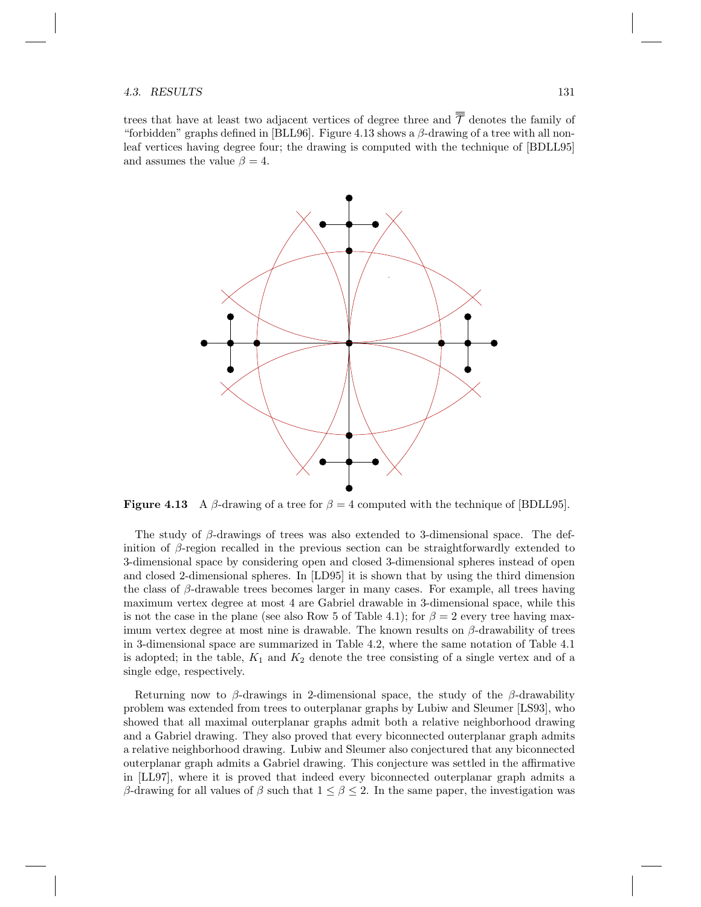trees that have at least two adjacent vertices of degree three and $\overline{\overline{\mathcal{T}}}$ denotes the family of "forbidden" graphs defined in [BLL96]. Figure 4.13 shows a $\beta$-drawing of a tree with all non-leaf vertices having degree four; the drawing is computed with the technique of [BDLL95] and assumes the value $\beta = 4$.

**Figure 4.13** A $\beta$-drawing of a tree for $\beta = 4$ computed with the technique of [BDLL95].

The study of $\beta$-drawings of trees was also extended to 3-dimensional space. The definition of $\beta$-region recalled in the previous section can be straightforwardly extended to 3-dimensional space by considering open and closed 3-dimensional spheres instead of open and closed 2-dimensional spheres. In [LD95] it is shown that by using the third dimension the class of $\beta$-drawable trees becomes larger in many cases. For example, all trees having maximum vertex degree at most 4 are Gabriel drawable in 3-dimensional space, while this is not the case in the plane (see also Row 5 of Table 4.1); for $\beta = 2$ every tree having maximum vertex degree at most nine is drawable. The known results on $\beta$-drawability of trees in 3-dimensional space are summarized in Table 4.2, where the same notation of Table 4.1 is adopted; in the table, $K_1$ and $K_2$ denote the tree consisting of a single vertex and of a single edge, respectively.

Returning now to $\beta$-drawings in 2-dimensional space, the study of the $\beta$-drawability problem was extended from trees to outerplanar graphs by Lubiw and Sleumer [LS93], who showed that all maximal outerplanar graphs admit both a relative neighborhood drawing and a Gabriel drawing. They also proved that every biconnected outerplanar graph admits a relative neighborhood drawing. Lubiw and Sleumer also conjectured that any biconnected outerplanar graph admits a Gabriel drawing. This conjecture was settled in the affirmative in [LL97], where it is proved that indeed every biconnected outerplanar graph admits a $\beta$-drawing for all values of $\beta$ such that $1 \leq \beta \leq 2$. In the same paper, the investigation was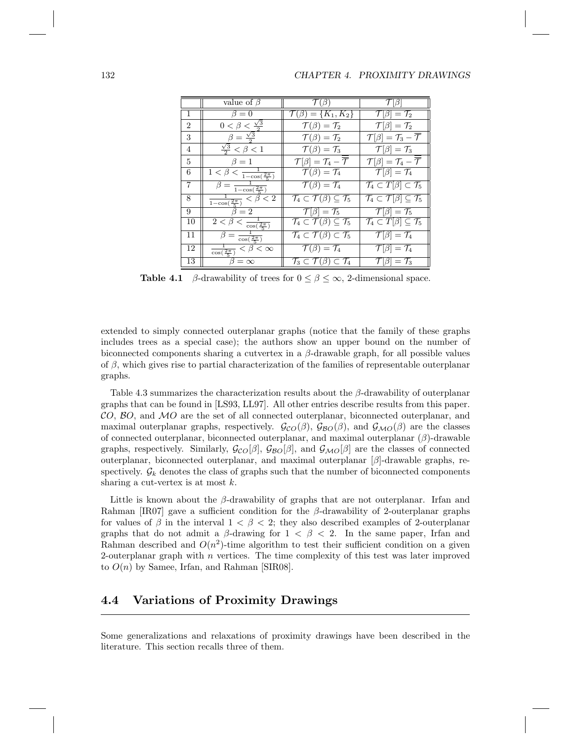| | value of $\beta$ | $\mathcal{T}(\beta)$ | $\mathcal{T}[\beta]$ |
|---|---|---|---|
| 1 | $\beta = 0$ | $\mathcal{T}(\beta) = \{K_1, K_2\}$ | $\mathcal{T}[\beta] = \mathcal{T}_2$ |
| 2 | $0 < \beta < \frac{\sqrt{3}}{2}$ | $\mathcal{T}(\beta) = \mathcal{T}_2$ | $\mathcal{T}[\beta] = \mathcal{T}_2$ |
| 3 | $\beta = \frac{\sqrt{3}}{2}$ | $\mathcal{T}(\beta) = \mathcal{T}_2$ | $\mathcal{T}[\beta] = \mathcal{T}_3 - \overline{\mathcal{T}}$ |
| 4 | $\frac{\sqrt{3}}{2} < \beta < 1$ | $\mathcal{T}(\beta) = \mathcal{T}_3$ | $\mathcal{T}[\beta] = \mathcal{T}_3$ |
| 5 | $\beta = 1$ | $\mathcal{T}[\beta] = \mathcal{T}_4 - \overline{\overline{\mathcal{T}}}$ | $\mathcal{T}[\beta] = \mathcal{T}_4 - \overline{\overline{\mathcal{T}}}$ |
| 6 | $1 < \beta < \frac{1}{1-\cos(\frac{2\pi}{5})}$ | $\mathcal{T}(\beta) = \mathcal{T}_4$ | $\mathcal{T}[\beta] = \mathcal{T}_4$ |
| 7 | $\beta = \frac{1}{1-\cos(\frac{2\pi}{5})}$ | $\mathcal{T}(\beta) = \mathcal{T}_4$ | $\mathcal{T}_4 \subset T[\beta] \subset \mathcal{T}_5$ |
| 8 | $\frac{1}{1-\cos(\frac{2\pi}{5})} < \beta < 2$ | $\mathcal{T}_4 \subset \mathcal{T}(\beta) \subseteq \mathcal{T}_5$ | $\mathcal{T}_4 \subset \mathcal{T}[\beta] \subseteq \mathcal{T}_5$ |
| 9 | $\beta = 2$ | $\mathcal{T}[\beta] = \mathcal{T}_5$ | $\mathcal{T}[\beta] = \mathcal{T}_5$ |
| 10 | $2 < \beta < \frac{1}{\cos(\frac{2\pi}{5})}$ | $\mathcal{T}_4 \subset \mathcal{T}(\beta) \subseteq \mathcal{T}_5$ | $\mathcal{T}_4 \subset T[\beta] \subseteq \mathcal{T}_5$ |
| 11 | $\beta = \frac{1}{\cos(\frac{2\pi}{5})}$ | $\mathcal{T}_4 \subset \mathcal{T}(\beta) \subset \mathcal{T}_5$ | $\mathcal{T}[\beta] = \mathcal{T}_4$ |
| 12 | $\frac{1}{\cos(\frac{2\pi}{5})} < \beta < \infty$ | $\mathcal{T}(\beta) = \mathcal{T}_4$ | $\mathcal{T}[\beta] = \mathcal{T}_4$ |
| 13 | $\beta = \infty$ | $\mathcal{T}_3 \subset \mathcal{T}(\beta) \subset \mathcal{T}_4$ | $\mathcal{T}[\beta] = \mathcal{T}_3$ |

**Table 4.1** $\beta$-drawability of trees for $0 \leq \beta \leq \infty$, 2-dimensional space.

extended to simply connected outerplanar graphs (notice that the family of these graphs includes trees as a special case); the authors show an upper bound on the number of biconnected components sharing a cutvertex in a $\beta$-drawable graph, for all possible values of $\beta$, which gives rise to partial characterization of the families of representable outerplanar graphs.

Table 4.3 summarizes the characterization results about the $\beta$-drawability of outerplanar graphs that can be found in [LS93, LL97]. All other entries describe results from this paper. $\mathcal{CO}$, $\mathcal{BO}$, and $\mathcal{MO}$ are the set of all connected outerplanar, biconnected outerplanar, and maximal outerplanar graphs, respectively. $\mathcal{G}_{\mathcal{CO}}(\beta)$, $\mathcal{G}_{\mathcal{BO}}(\beta)$, and $\mathcal{G}_{\mathcal{MO}}(\beta)$ are the classes of connected outerplanar, biconnected outerplanar, and maximal outerplanar ($\beta$)-drawable graphs, respectively. Similarly, $\mathcal{G}_{\mathcal{CO}}[\beta]$, $\mathcal{G}_{\mathcal{BO}}[\beta]$, and $\mathcal{G}_{\mathcal{MO}}[\beta]$ are the classes of connected outerplanar, biconnected outerplanar, and maximal outerplanar [$\beta$]-drawable graphs, respectively. $\mathcal{G}_k$ denotes the class of graphs such that the number of biconnected components sharing a cut-vertex is at most $k$.

Little is known about the $\beta$-drawability of graphs that are not outerplanar. Irfan and Rahman [IR07] gave a sufficient condition for the $\beta$-drawability of 2-outerplanar graphs for values of $\beta$ in the interval $1 < \beta < 2$; they also described examples of 2-outerplanar graphs that do not admit a $\beta$-drawing for $1 < \beta < 2$. In the same paper, Irfan and Rahman described and $O(n^2)$-time algorithm to test their sufficient condition on a given 2-outerplanar graph with $n$ vertices. The time complexity of this test was later improved to $O(n)$ by Samee, Irfan, and Rahman [SIR08].

## 4.4 Variations of Proximity Drawings

Some generalizations and relaxations of proximity drawings have been described in the literature. This section recalls three of them.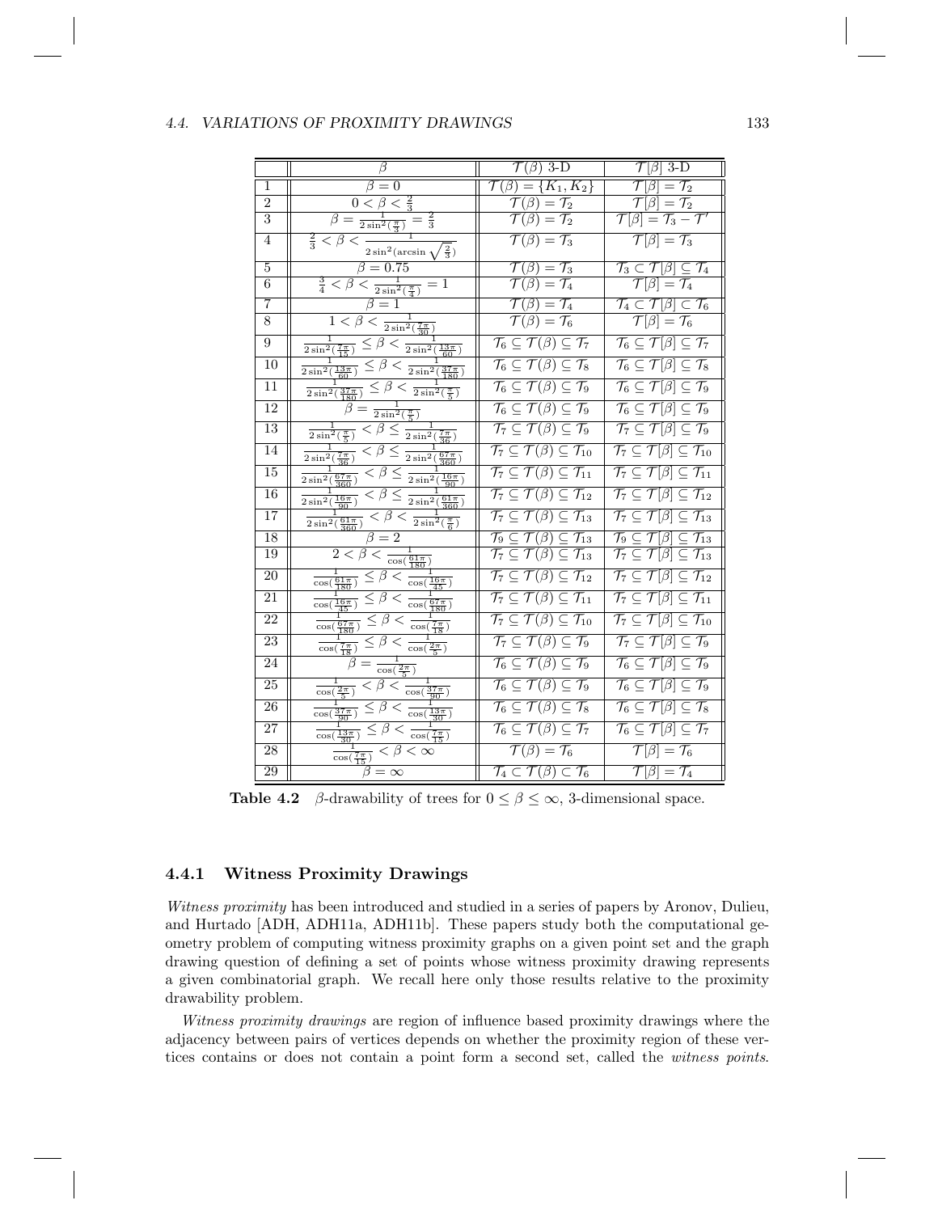| | $\beta$ | $\mathcal{T}(\beta)$ 3-D | $\mathcal{T}[\beta]$ 3-D |
|---|---|---|---|
| 1 | $\beta = 0$ | $\mathcal{T}(\beta) = \{K_1, K_2\}$ | $\mathcal{T}[\beta] = \mathcal{T}_2$ |
| 2 | $0 < \beta < \frac{2}{3}$ | $\mathcal{T}(\beta) = \mathcal{T}_2$ | $\mathcal{T}[\beta] = \mathcal{T}_2$ |
| 3 | $\beta = \frac{1}{2\sin^2(\frac{\pi}{3})} = \frac{2}{3}$ | $\mathcal{T}(\beta) = \mathcal{T}_2$ | $\mathcal{T}[\beta] = \mathcal{T}_3 - \mathcal{T}'$ |
| 4 | $\frac{2}{3} < \beta < \frac{1}{2\sin^2(\arcsin\sqrt{\frac{2}{3}})}$ | $\mathcal{T}(\beta) = \mathcal{T}_3$ | $\mathcal{T}[\beta] = \mathcal{T}_3$ |
| 5 | $\beta = 0.75$ | $\mathcal{T}(\beta) = \mathcal{T}_3$ | $\mathcal{T}_3 \subset \mathcal{T}[\beta] \subseteq \mathcal{T}_4$ |
| 6 | $\frac{3}{4} < \beta < \frac{1}{2\sin^2(\frac{\pi}{4})} = 1$ | $\mathcal{T}(\beta) = \mathcal{T}_4$ | $\mathcal{T}[\beta] = \mathcal{T}_4$ |
| 7 | $\beta = 1$ | $\mathcal{T}(\beta) = \mathcal{T}_4$ | $\mathcal{T}_4 \subset \mathcal{T}[\beta] \subset \mathcal{T}_6$ |
| 8 | $1 < \beta < \frac{1}{2\sin^2(\frac{7\pi}{30})}$ | $\mathcal{T}(\beta) = \mathcal{T}_6$ | $\mathcal{T}[\beta] = \mathcal{T}_6$ |
| 9 | $\frac{1}{2\sin^2(\frac{7\pi}{15})} \leq \beta < \frac{1}{2\sin^2(\frac{13\pi}{60})}$ | $\mathcal{T}_6 \subseteq \mathcal{T}(\beta) \subseteq \mathcal{T}_7$ | $\mathcal{T}_6 \subseteq \mathcal{T}[\beta] \subseteq \mathcal{T}_7$ |
| 10 | $\frac{1}{2\sin^2(\frac{13\pi}{60})} \leq \beta < \frac{1}{2\sin^2(\frac{37\pi}{180})}$ | $\mathcal{T}_6 \subseteq \mathcal{T}(\beta) \subseteq \mathcal{T}_8$ | $\mathcal{T}_6 \subseteq \mathcal{T}[\beta] \subseteq \mathcal{T}_8$ |
| 11 | $\frac{1}{2\sin^2(\frac{37\pi}{180})} \leq \beta < \frac{1}{2\sin^2(\frac{\pi}{5})}$ | $\mathcal{T}_6 \subseteq \mathcal{T}(\beta) \subseteq \mathcal{T}_9$ | $\mathcal{T}_6 \subseteq \mathcal{T}[\beta] \subseteq \mathcal{T}_9$ |
| 12 | $\beta = \frac{1}{2\sin^2(\frac{\pi}{5})}$ | $\mathcal{T}_6 \subseteq \mathcal{T}(\beta) \subseteq \mathcal{T}_9$ | $\mathcal{T}_6 \subseteq \mathcal{T}[\beta] \subseteq \mathcal{T}_9$ |
| 13 | $\frac{1}{2\sin^2(\frac{\pi}{5})} < \beta \leq \frac{1}{2\sin^2(\frac{7\pi}{36})}$ | $\mathcal{T}_7 \subseteq \mathcal{T}(\beta) \subseteq \mathcal{T}_9$ | $\mathcal{T}_7 \subseteq \mathcal{T}[\beta] \subseteq \mathcal{T}_9$ |
| 14 | $\frac{1}{2\sin^2(\frac{7\pi}{36})} < \beta \leq \frac{1}{2\sin^2(\frac{67\pi}{360})}$ | $\mathcal{T}_7 \subseteq \mathcal{T}(\beta) \subseteq \mathcal{T}_{10}$ | $\mathcal{T}_7 \subseteq \mathcal{T}[\beta] \subseteq \mathcal{T}_{10}$ |
| 15 | $\frac{1}{2\sin^2(\frac{67\pi}{360})} < \beta \leq \frac{1}{2\sin^2(\frac{16\pi}{90})}$ | $\mathcal{T}_7 \subseteq \mathcal{T}(\beta) \subseteq \mathcal{T}_{11}$ | $\mathcal{T}_7 \subseteq \mathcal{T}[\beta] \subseteq \mathcal{T}_{11}$ |
| 16 | $\frac{1}{2\sin^2(\frac{16\pi}{90})} < \beta \leq \frac{1}{2\sin^2(\frac{61\pi}{360})}$ | $\mathcal{T}_7 \subseteq \mathcal{T}(\beta) \subseteq \mathcal{T}_{12}$ | $\mathcal{T}_7 \subseteq \mathcal{T}[\beta] \subseteq \mathcal{T}_{12}$ |
| 17 | $\frac{1}{2\sin^2(\frac{61\pi}{360})} < \beta < \frac{1}{2\sin^2(\frac{\pi}{6})}$ | $\mathcal{T}_7 \subseteq \mathcal{T}(\beta) \subseteq \mathcal{T}_{13}$ | $\mathcal{T}_7 \subseteq \mathcal{T}[\beta] \subseteq \mathcal{T}_{13}$ |
| 18 | $\beta = 2$ | $\mathcal{T}_9 \subseteq \mathcal{T}(\beta) \subseteq \mathcal{T}_{13}$ | $\mathcal{T}_9 \subseteq \mathcal{T}[\beta] \subseteq \mathcal{T}_{13}$ |
| 19 | $2 < \beta < \frac{1}{\cos(\frac{61\pi}{180})}$ | $\mathcal{T}_7 \subseteq \mathcal{T}(\beta) \subseteq \mathcal{T}_{13}$ | $\mathcal{T}_7 \subseteq \mathcal{T}[\beta] \subseteq \mathcal{T}_{13}$ |
| 20 | $\frac{1}{\cos(\frac{61\pi}{180})} \leq \beta < \frac{1}{\cos(\frac{16\pi}{45})}$ | $\mathcal{T}_7 \subseteq \mathcal{T}(\beta) \subseteq \mathcal{T}_{12}$ | $\mathcal{T}_7 \subseteq \mathcal{T}[\beta] \subseteq \mathcal{T}_{12}$ |
| 21 | $\frac{1}{\cos(\frac{16\pi}{45})} \leq \beta < \frac{1}{\cos(\frac{67\pi}{180})}$ | $\mathcal{T}_7 \subseteq \mathcal{T}(\beta) \subseteq \mathcal{T}_{11}$ | $\mathcal{T}_7 \subseteq \mathcal{T}[\beta] \subseteq \mathcal{T}_{11}$ |
| 22 | $\frac{1}{\cos(\frac{67\pi}{180})} \leq \beta < \frac{1}{\cos(\frac{7\pi}{18})}$ | $\mathcal{T}_7 \subseteq \mathcal{T}(\beta) \subseteq \mathcal{T}_{10}$ | $\mathcal{T}_7 \subseteq \mathcal{T}[\beta] \subseteq \mathcal{T}_{10}$ |
| 23 | $\frac{1}{\cos(\frac{7\pi}{18})} \leq \beta < \frac{1}{\cos(\frac{2\pi}{5})}$ | $\mathcal{T}_7 \subseteq \mathcal{T}(\beta) \subseteq \mathcal{T}_9$ | $\mathcal{T}_7 \subseteq \mathcal{T}[\beta] \subseteq \mathcal{T}_9$ |
| 24 | $\beta = \frac{1}{\cos(\frac{2\pi}{5})}$ | $\mathcal{T}_6 \subseteq \mathcal{T}(\beta) \subseteq \mathcal{T}_9$ | $\mathcal{T}_6 \subseteq \mathcal{T}[\beta] \subseteq \mathcal{T}_9$ |
| 25 | $\frac{1}{\cos(\frac{2\pi}{5})} < \beta < \frac{1}{\cos(\frac{37\pi}{90})}$ | $\mathcal{T}_6 \subseteq \mathcal{T}(\beta) \subseteq \mathcal{T}_9$ | $\mathcal{T}_6 \subseteq \mathcal{T}[\beta] \subseteq \mathcal{T}_9$ |
| 26 | $\frac{1}{\cos(\frac{37\pi}{90})} \leq \beta < \frac{1}{\cos(\frac{13\pi}{30})}$ | $\mathcal{T}_6 \subseteq \mathcal{T}(\beta) \subseteq \mathcal{T}_8$ | $\mathcal{T}_6 \subseteq \mathcal{T}[\beta] \subseteq \mathcal{T}_8$ |
| 27 | $\frac{1}{\cos(\frac{13\pi}{30})} \leq \beta < \frac{1}{\cos(\frac{7\pi}{15})}$ | $\mathcal{T}_6 \subseteq \mathcal{T}(\beta) \subseteq \mathcal{T}_7$ | $\mathcal{T}_6 \subseteq \mathcal{T}[\beta] \subseteq \mathcal{T}_7$ |
| 28 | $\frac{1}{\cos(\frac{7\pi}{15})} < \beta < \infty$ | $\mathcal{T}(\beta) = \mathcal{T}_6$ | $\mathcal{T}[\beta] = \mathcal{T}_6$ |
| 29 | $\beta = \infty$ | $\mathcal{T}_4 \subset \mathcal{T}(\beta) \subset \mathcal{T}_6$ | $\mathcal{T}[\beta] = \mathcal{T}_4$ |

**Table 4.2** $\beta$-drawability of trees for $0 \leq \beta \leq \infty$, 3-dimensional space.

### 4.4.1 Witness Proximity Drawings

*Witness proximity* has been introduced and studied in a series of papers by Aronov, Dulieu, and Hurtado [ADH, ADH11a, ADH11b]. These papers study both the computational geometry problem of computing witness proximity graphs on a given point set and the graph drawing question of defining a set of points whose witness proximity drawing represents a given combinatorial graph. We recall here only those results relative to the proximity drawability problem.

*Witness proximity drawings* are region of influence based proximity drawings where the adjacency between pairs of vertices depends on whether the proximity region of these vertices contains or does not contain a point form a second set, called the *witness points*.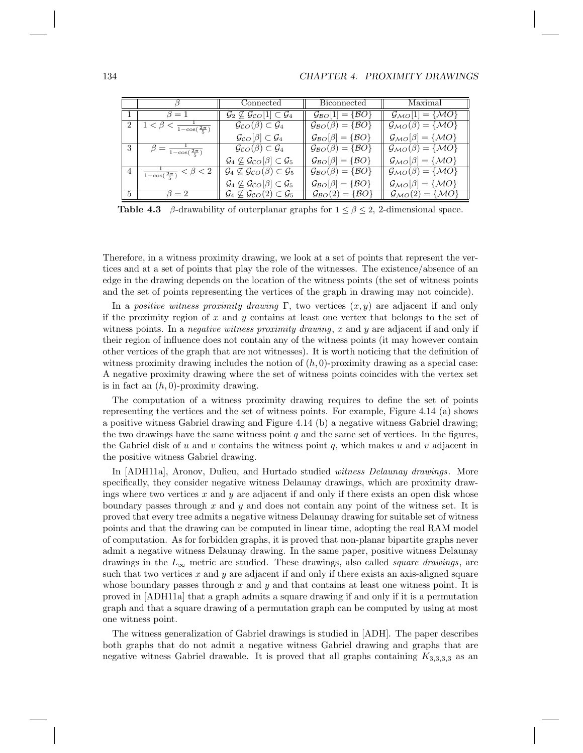| | $\beta$ | Connected | Biconnected | Maximal |
|---|---|---|---|---|
| 1 | $\beta = 1$ | $\mathcal{G}_2 \not\subseteq \mathcal{G}_{\mathcal{CO}}[1] \subset \mathcal{G}_4$ | $\mathcal{G}_{\mathcal{BO}}[1] = \{\mathcal{BO}\}$ | $\mathcal{G}_{\mathcal{MO}}[1] = \{\mathcal{MO}\}$ |
| 2 | $1 < \beta < \frac{1}{1-\cos(\frac{2\pi}{5})}$ | $\mathcal{G}_{\mathcal{CO}}(\beta) \subset \mathcal{G}_4$ | $\mathcal{G}_{\mathcal{BO}}(\beta) = \{\mathcal{BO}\}$ | $\mathcal{G}_{\mathcal{MO}}(\beta) = \{\mathcal{MO}\}$ |
| | | $\mathcal{G}_{\mathcal{CO}}[\beta] \subset \mathcal{G}_4$ | $\mathcal{G}_{\mathcal{BO}}[\beta] = \{\mathcal{BO}\}$ | $\mathcal{G}_{\mathcal{MO}}[\beta] = \{\mathcal{MO}\}$ |
| 3 | $\beta = \frac{1}{1-\cos(\frac{2\pi}{5})}$ | $\mathcal{G}_{\mathcal{CO}}(\beta) \subset \mathcal{G}_4$ | $\mathcal{G}_{\mathcal{BO}}(\beta) = \{\mathcal{BO}\}$ | $\mathcal{G}_{\mathcal{MO}}(\beta) = \{\mathcal{MO}\}$ |
| | | $\mathcal{G}_4 \not\subseteq \mathcal{G}_{\mathcal{CO}}[\beta] \subset \mathcal{G}_5$ | $\mathcal{G}_{\mathcal{BO}}[\beta] = \{\mathcal{BO}\}$ | $\mathcal{G}_{\mathcal{MO}}[\beta] = \{\mathcal{MO}\}$ |
| 4 | $\frac{1}{1-\cos(\frac{2\pi}{5})} < \beta < 2$ | $\mathcal{G}_4 \not\subseteq \mathcal{G}_{\mathcal{CO}}(\beta) \subset \mathcal{G}_5$ | $\mathcal{G}_{\mathcal{BO}}(\beta) = \{\mathcal{BO}\}$ | $\mathcal{G}_{\mathcal{MO}}(\beta) = \{\mathcal{MO}\}$ |
| | | $\mathcal{G}_4 \not\subseteq \mathcal{G}_{\mathcal{CO}}[\beta] \subset \mathcal{G}_5$ | $\mathcal{G}_{\mathcal{BO}}[\beta] = \{\mathcal{BO}\}$ | $\mathcal{G}_{\mathcal{MO}}[\beta] = \{\mathcal{MO}\}$ |
| 5 | $\beta = 2$ | $\mathcal{G}_4 \not\subseteq \mathcal{G}_{\mathcal{CO}}(2) \subset \mathcal{G}_5$ | $\mathcal{G}_{\mathcal{BO}}(2) = \{\mathcal{BO}\}$ | $\mathcal{G}_{\mathcal{MO}}(2) = \{\mathcal{MO}\}$ |

**Table 4.3** $\beta$-drawability of outerplanar graphs for $1 \leq \beta \leq 2$, 2-dimensional space.

Therefore, in a witness proximity drawing, we look at a set of points that represent the vertices and at a set of points that play the role of the witnesses. The existence/absence of an edge in the drawing depends on the location of the witness points (the set of witness points and the set of points representing the vertices of the graph in drawing may not coincide).

In a *positive witness proximity drawing* $\Gamma$, two vertices $(x, y)$ are adjacent if and only if the proximity region of $x$ and $y$ contains at least one vertex that belongs to the set of witness points. In a *negative witness proximity drawing*, $x$ and $y$ are adjacent if and only if their region of influence does not contain any of the witness points (it may however contain other vertices of the graph that are not witnesses). It is worth noticing that the definition of witness proximity drawing includes the notion of $(h, 0)$-proximity drawing as a special case: A negative proximity drawing where the set of witness points coincides with the vertex set is in fact an $(h, 0)$-proximity drawing.

The computation of a witness proximity drawing requires to define the set of points representing the vertices and the set of witness points. For example, Figure 4.14 (a) shows a positive witness Gabriel drawing and Figure 4.14 (b) a negative witness Gabriel drawing; the two drawings have the same witness point $q$ and the same set of vertices. In the figures, the Gabriel disk of $u$ and $v$ contains the witness point $q$, which makes $u$ and $v$ adjacent in the positive witness Gabriel drawing.

In [ADH11a], Aronov, Dulieu, and Hurtado studied *witness Delaunay drawings*. More specifically, they consider negative witness Delaunay drawings, which are proximity drawings where two vertices $x$ and $y$ are adjacent if and only if there exists an open disk whose boundary passes through $x$ and $y$ and does not contain any point of the witness set. It is proved that every tree admits a negative witness Delaunay drawing for suitable set of witness points and that the drawing can be computed in linear time, adopting the real RAM model of computation. As for forbidden graphs, it is proved that non-planar bipartite graphs never admit a negative witness Delaunay drawing. In the same paper, positive witness Delaunay drawings in the $L_\infty$ metric are studied. These drawings, also called *square drawings*, are such that two vertices $x$ and $y$ are adjacent if and only if there exists an axis-aligned square whose boundary passes through $x$ and $y$ and that contains at least one witness point. It is proved in [ADH11a] that a graph admits a square drawing if and only if it is a permutation graph and that a square drawing of a permutation graph can be computed by using at most one witness point.

The witness generalization of Gabriel drawings is studied in [ADH]. The paper describes both graphs that do not admit a negative witness Gabriel drawing and graphs that are negative witness Gabriel drawable. It is proved that all graphs containing $K_{3,3,3,3}$ as an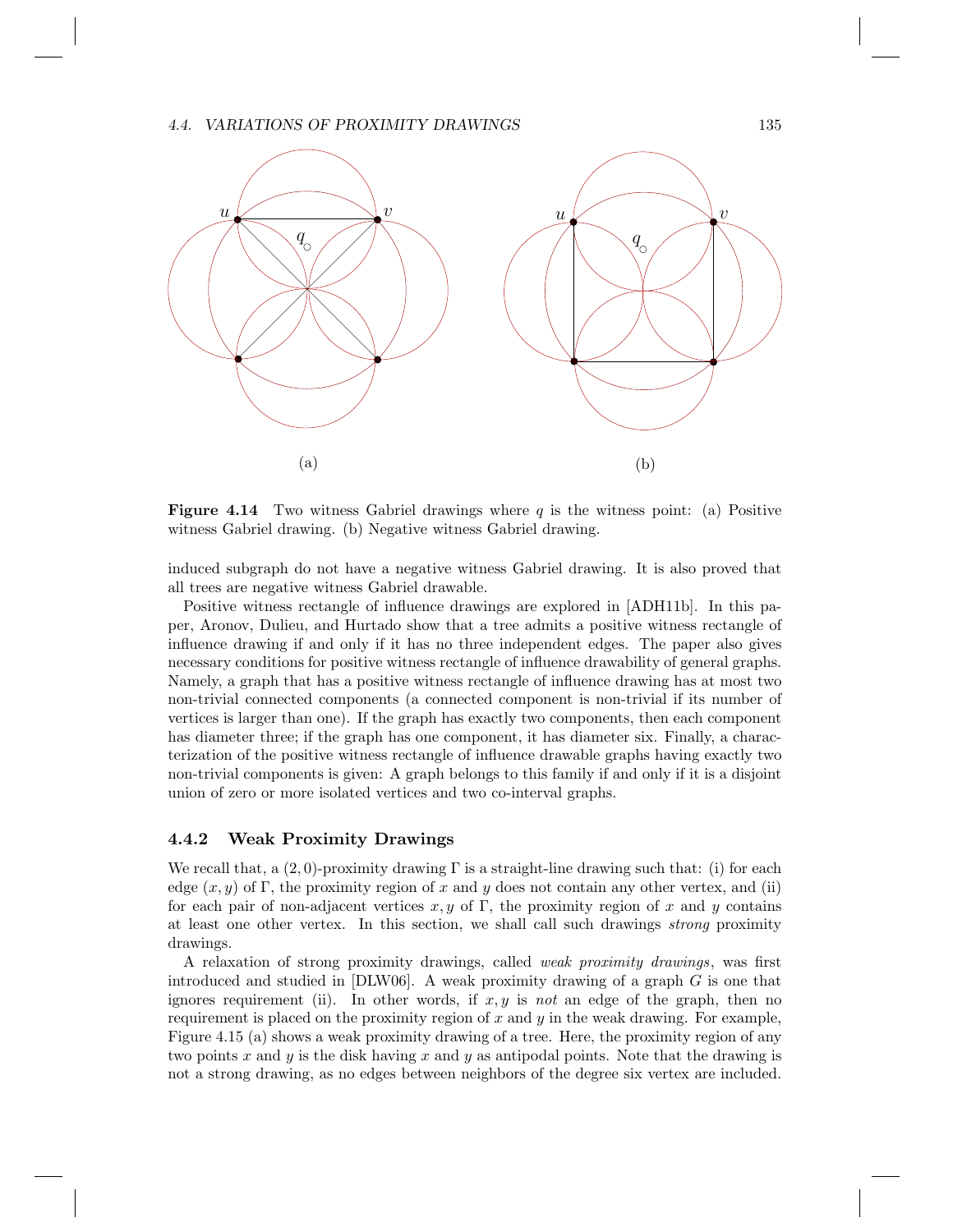u v q

(a)

u v q

(b)

**Figure 4.14** Two witness Gabriel drawings where $q$ is the witness point: (a) Positive witness Gabriel drawing. (b) Negative witness Gabriel drawing.

induced subgraph do not have a negative witness Gabriel drawing. It is also proved that all trees are negative witness Gabriel drawable.

Positive witness rectangle of influence drawings are explored in [ADH11b]. In this paper, Aronov, Dulieu, and Hurtado show that a tree admits a positive witness rectangle of influence drawing if and only if it has no three independent edges. The paper also gives necessary conditions for positive witness rectangle of influence drawability of general graphs. Namely, a graph that has a positive witness rectangle of influence drawing has at most two non-trivial connected components (a connected component is non-trivial if its number of vertices is larger than one). If the graph has exactly two components, then each component has diameter three; if the graph has one component, it has diameter six. Finally, a characterization of the positive witness rectangle of influence drawable graphs having exactly two non-trivial components is given: A graph belongs to this family if and only if it is a disjoint union of zero or more isolated vertices and two co-interval graphs.

### 4.4.2 Weak Proximity Drawings

We recall that, a $(2, 0)$-proximity drawing $\Gamma$ is a straight-line drawing such that: (i) for each edge $(x, y)$ of $\Gamma$, the proximity region of $x$ and $y$ does not contain any other vertex, and (ii) for each pair of non-adjacent vertices $x, y$ of $\Gamma$, the proximity region of $x$ and $y$ contains at least one other vertex. In this section, we shall call such drawings *strong* proximity drawings.

A relaxation of strong proximity drawings, called *weak proximity drawings*, was first introduced and studied in [DLW06]. A weak proximity drawing of a graph $G$ is one that ignores requirement (ii). In other words, if $x, y$ is *not* an edge of the graph, then no requirement is placed on the proximity region of $x$ and $y$ in the weak drawing. For example, Figure 4.15 (a) shows a weak proximity drawing of a tree. Here, the proximity region of any two points $x$ and $y$ is the disk having $x$ and $y$ as antipodal points. Note that the drawing is not a strong drawing, as no edges between neighbors of the degree six vertex are included.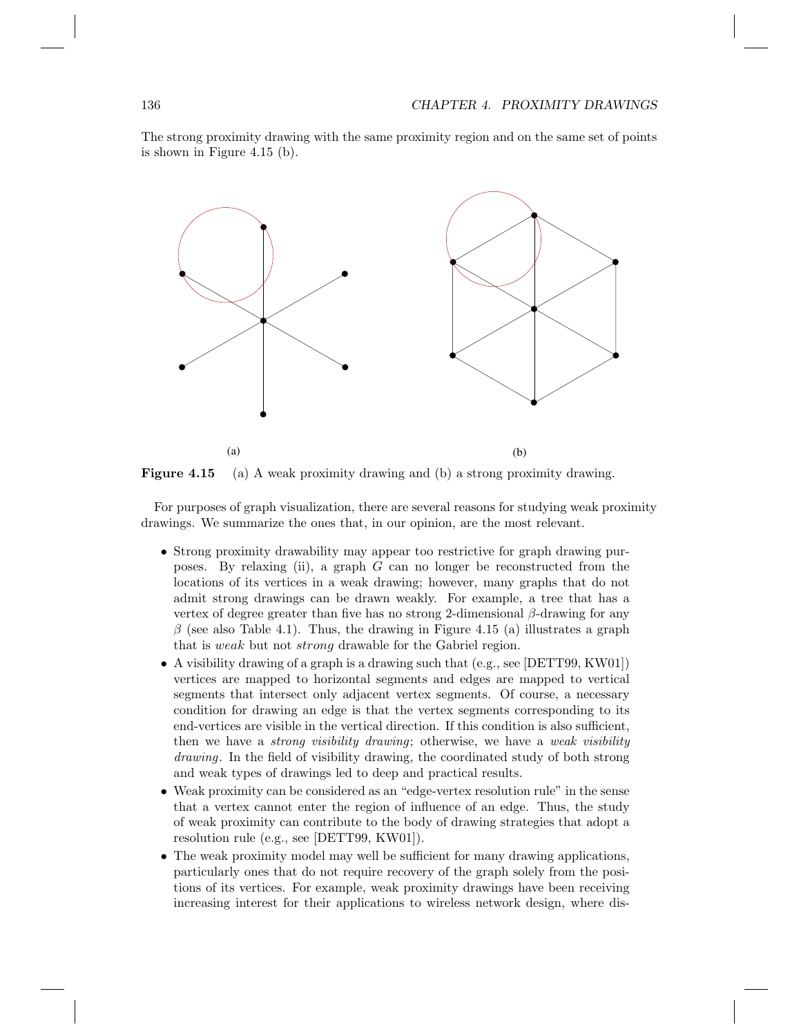The strong proximity drawing with the same proximity region and on the same set of points is shown in Figure 4.15 (b).

(a)

(b)

**Figure 4.15** (a) A weak proximity drawing and (b) a strong proximity drawing.

For purposes of graph visualization, there are several reasons for studying weak proximity drawings. We summarize the ones that, in our opinion, are the most relevant.

- Strong proximity drawability may appear too restrictive for graph drawing purposes. By relaxing (ii), a graph $G$ can no longer be reconstructed from the locations of its vertices in a weak drawing; however, many graphs that do not admit strong drawings can be drawn weakly. For example, a tree that has a vertex of degree greater than five has no strong 2-dimensional $\beta$-drawing for any $\beta$ (see also Table 4.1). Thus, the drawing in Figure 4.15 (a) illustrates a graph that is *weak* but not *strong* drawable for the Gabriel region.
- A visibility drawing of a graph is a drawing such that (e.g., see [DETT99, KW01]) vertices are mapped to horizontal segments and edges are mapped to vertical segments that intersect only adjacent vertex segments. Of course, a necessary condition for drawing an edge is that the vertex segments corresponding to its end-vertices are visible in the vertical direction. If this condition is also sufficient, then we have a *strong visibility drawing*; otherwise, we have a *weak visibility drawing*. In the field of visibility drawing, the coordinated study of both strong and weak types of drawings led to deep and practical results.
- Weak proximity can be considered as an "edge-vertex resolution rule" in the sense that a vertex cannot enter the region of influence of an edge. Thus, the study of weak proximity can contribute to the body of drawing strategies that adopt a resolution rule (e.g., see [DETT99, KW01]).
- The weak proximity model may well be sufficient for many drawing applications, particularly ones that do not require recovery of the graph solely from the positions of its vertices. For example, weak proximity drawings have been receiving increasing interest for their applications to wireless network design, where dis-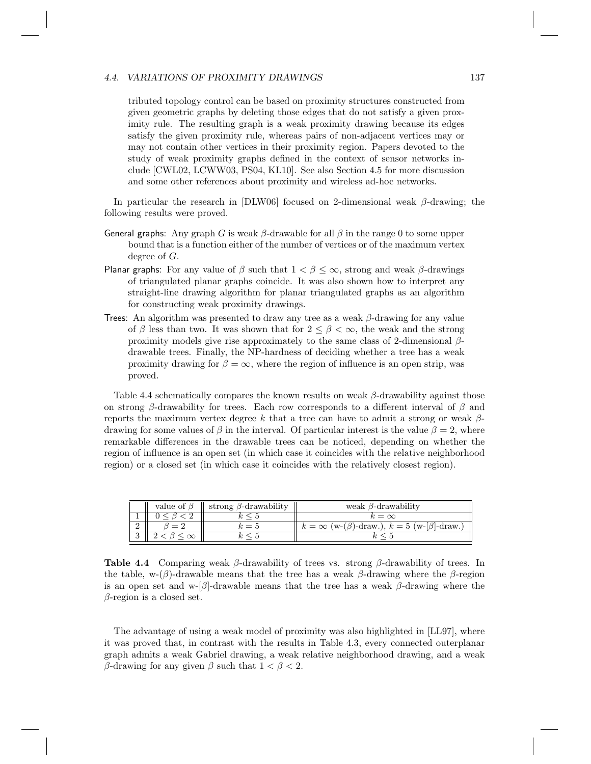tributed topology control can be based on proximity structures constructed from given geometric graphs by deleting those edges that do not satisfy a given proximity rule. The resulting graph is a weak proximity drawing because its edges satisfy the given proximity rule, whereas pairs of non-adjacent vertices may or may not contain other vertices in their proximity region. Papers devoted to the study of weak proximity graphs defined in the context of sensor networks include [CWL02, LCWW03, PS04, KL10]. See also Section 4.5 for more discussion and some other references about proximity and wireless ad-hoc networks.

In particular the research in [DLW06] focused on 2-dimensional weak $\beta$-drawing; the following results were proved.

- General graphs: Any graph $G$ is weak $\beta$-drawable for all $\beta$ in the range 0 to some upper bound that is a function either of the number of vertices or of the maximum vertex degree of $G$.
- Planar graphs: For any value of $\beta$ such that $1 < \beta \leq \infty$, strong and weak $\beta$-drawings of triangulated planar graphs coincide. It was also shown how to interpret any straight-line drawing algorithm for planar triangulated graphs as an algorithm for constructing weak proximity drawings.
- Trees: An algorithm was presented to draw any tree as a weak $\beta$-drawing for any value of $\beta$ less than two. It was shown that for $2 \leq \beta < \infty$, the weak and the strong proximity models give rise approximately to the same class of 2-dimensional $\beta$-drawable trees. Finally, the NP-hardness of deciding whether a tree has a weak proximity drawing for $\beta = \infty$, where the region of influence is an open strip, was proved.

Table 4.4 schematically compares the known results on weak $\beta$-drawability against those on strong $\beta$-drawability for trees. Each row corresponds to a different interval of $\beta$ and reports the maximum vertex degree $k$ that a tree can have to admit a strong or weak $\beta$-drawing for some values of $\beta$ in the interval. Of particular interest is the value $\beta = 2$, where remarkable differences in the drawable trees can be noticed, depending on whether the region of influence is an open set (in which case it coincides with the relative neighborhood region) or a closed set (in which case it coincides with the relatively closest region).

| | value of $\beta$ | strong $\beta$-drawability | weak $\beta$-drawability |
|---|---|---|---|
| 1 | $0 \leq \beta < 2$ | $k \leq 5$ | $k = \infty$ |
| 2 | $\beta = 2$ | $k = 5$ | $k = \infty$ (w-($\beta$)-draw.), $k = 5$ (w-[$\beta$]-draw.) |
| 3 | $2 < \beta \leq \infty$ | $k \leq 5$ | $k \leq 5$ |

**Table 4.4** Comparing weak $\beta$-drawability of trees vs. strong $\beta$-drawability of trees. In the table, w-($\beta$)-drawable means that the tree has a weak $\beta$-drawing where the $\beta$-region is an open set and w-[$\beta$]-drawable means that the tree has a weak $\beta$-drawing where the $\beta$-region is a closed set.

The advantage of using a weak model of proximity was also highlighted in [LL97], where it was proved that, in contrast with the results in Table 4.3, every connected outerplanar graph admits a weak Gabriel drawing, a weak relative neighborhood drawing, and a weak $\beta$-drawing for any given $\beta$ such that $1 < \beta < 2$.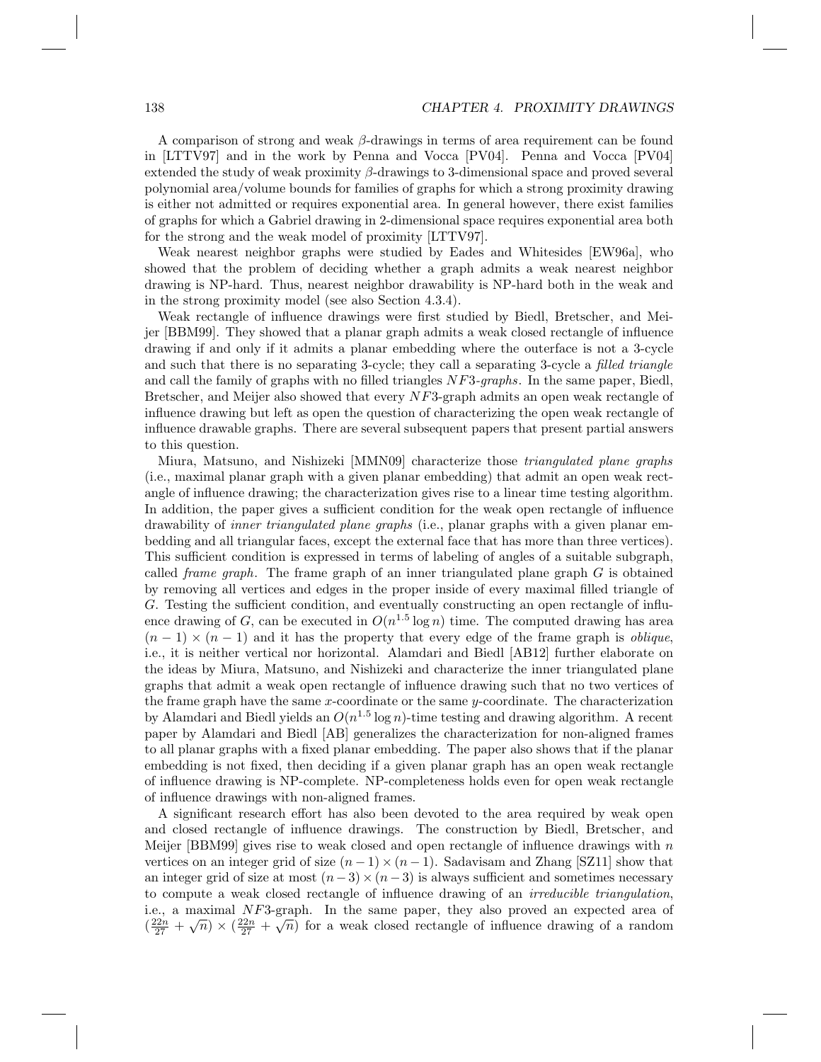A comparison of strong and weak $\beta$-drawings in terms of area requirement can be found in [LTTV97] and in the work by Penna and Vocca [PV04]. Penna and Vocca [PV04] extended the study of weak proximity $\beta$-drawings to 3-dimensional space and proved several polynomial area/volume bounds for families of graphs for which a strong proximity drawing is either not admitted or requires exponential area. In general however, there exist families of graphs for which a Gabriel drawing in 2-dimensional space requires exponential area both for the strong and the weak model of proximity [LTTV97].

Weak nearest neighbor graphs were studied by Eades and Whitesides [EW96a], who showed that the problem of deciding whether a graph admits a weak nearest neighbor drawing is NP-hard. Thus, nearest neighbor drawability is NP-hard both in the weak and in the strong proximity model (see also Section 4.3.4).

Weak rectangle of influence drawings were first studied by Biedl, Bretscher, and Meijer [BBM99]. They showed that a planar graph admits a weak closed rectangle of influence drawing if and only if it admits a planar embedding where the outerface is not a 3-cycle and such that there is no separating 3-cycle; they call a separating 3-cycle a *filled triangle* and call the family of graphs with no filled triangles *NF3-graphs*. In the same paper, Biedl, Bretscher, and Meijer also showed that every $NF3$-graph admits an open weak rectangle of influence drawing but left as open the question of characterizing the open weak rectangle of influence drawable graphs. There are several subsequent papers that present partial answers to this question.

Miura, Matsuno, and Nishizeki [MMN09] characterize those *triangulated plane graphs* (i.e., maximal planar graph with a given planar embedding) that admit an open weak rectangle of influence drawing; the characterization gives rise to a linear time testing algorithm. In addition, the paper gives a sufficient condition for the weak open rectangle of influence drawability of *inner triangulated plane graphs* (i.e., planar graphs with a given planar embedding and all triangular faces, except the external face that has more than three vertices). This sufficient condition is expressed in terms of labeling of angles of a suitable subgraph, called *frame graph*. The frame graph of an inner triangulated plane graph $G$ is obtained by removing all vertices and edges in the proper inside of every maximal filled triangle of $G$. Testing the sufficient condition, and eventually constructing an open rectangle of influence drawing of $G$, can be executed in $O(n^{1.5} \log n)$ time. The computed drawing has area $(n-1) \times (n-1)$ and it has the property that every edge of the frame graph is *oblique*, i.e., it is neither vertical nor horizontal. Alamdari and Biedl [AB12] further elaborate on the ideas by Miura, Matsuno, and Nishizeki and characterize the inner triangulated plane graphs that admit a weak open rectangle of influence drawing such that no two vertices of the frame graph have the same $x$-coordinate or the same $y$-coordinate. The characterization by Alamdari and Biedl yields an $O(n^{1.5} \log n)$-time testing and drawing algorithm. A recent paper by Alamdari and Biedl [AB] generalizes the characterization for non-aligned frames to all planar graphs with a fixed planar embedding. The paper also shows that if the planar embedding is not fixed, then deciding if a given planar graph has an open weak rectangle of influence drawing is NP-complete. NP-completeness holds even for open weak rectangle of influence drawings with non-aligned frames.

A significant research effort has also been devoted to the area required by weak open and closed rectangle of influence drawings. The construction by Biedl, Bretscher, and Meijer [BBM99] gives rise to weak closed and open rectangle of influence drawings with $n$ vertices on an integer grid of size $(n-1) \times (n-1)$. Sadavisam and Zhang [SZ11] show that an integer grid of size at most $(n-3) \times (n-3)$ is always sufficient and sometimes necessary to compute a weak closed rectangle of influence drawing of an *irreducible triangulation*, i.e., a maximal $NF3$-graph. In the same paper, they also proved an expected area of $(\frac{22n}{27} + \sqrt{n}) \times (\frac{22n}{27} + \sqrt{n})$ for a weak closed rectangle of influence drawing of a random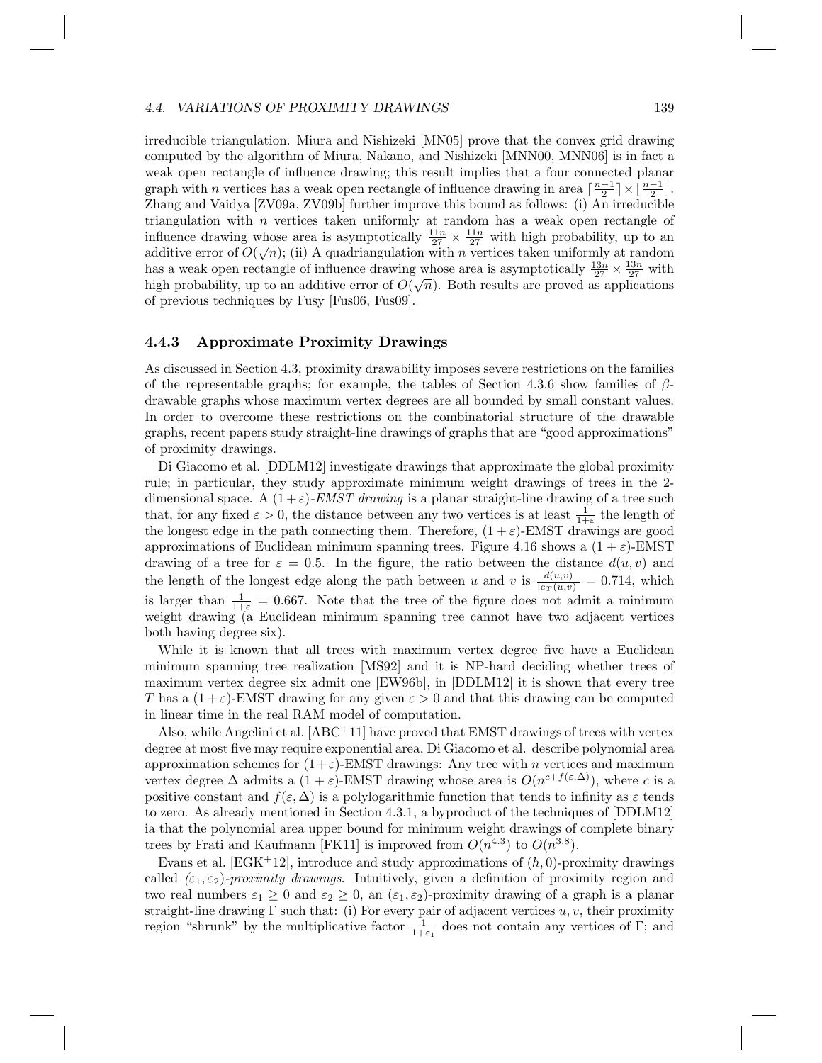irreducible triangulation. Miura and Nishizeki [MN05] prove that the convex grid drawing computed by the algorithm of Miura, Nakano, and Nishizeki [MNN00, MNN06] is in fact a weak open rectangle of influence drawing; this result implies that a four connected planar graph with $n$ vertices has a weak open rectangle of influence drawing in area $\lceil \frac{n-1}{2} \rceil \times \lfloor \frac{n-1}{2} \rfloor$. Zhang and Vaidya [ZV09a, ZV09b] further improve this bound as follows: (i) An irreducible triangulation with $n$ vertices taken uniformly at random has a weak open rectangle of influence drawing whose area is asymptotically $\frac{11n}{27} \times \frac{11n}{27}$ with high probability, up to an additive error of $O(\sqrt{n})$; (ii) A quadriangulation with $n$ vertices taken uniformly at random has a weak open rectangle of influence drawing whose area is asymptotically $\frac{13n}{27} \times \frac{13n}{27}$ with high probability, up to an additive error of $O(\sqrt{n})$. Both results are proved as applications of previous techniques by Fusy [Fus06, Fus09].

### 4.4.3 Approximate Proximity Drawings

As discussed in Section 4.3, proximity drawability imposes severe restrictions on the families of the representable graphs; for example, the tables of Section 4.3.6 show families of $\beta$-drawable graphs whose maximum vertex degrees are all bounded by small constant values. In order to overcome these restrictions on the combinatorial structure of the drawable graphs, recent papers study straight-line drawings of graphs that are "good approximations" of proximity drawings.

Di Giacomo et al. [DDLM12] investigate drawings that approximate the global proximity rule; in particular, they study approximate minimum weight drawings of trees in the 2-dimensional space. A $(1+\varepsilon)$-*EMST drawing* is a planar straight-line drawing of a tree such that, for any fixed $\varepsilon > 0$, the distance between any two vertices is at least $\frac{1}{1+\varepsilon}$ the length of the longest edge in the path connecting them. Therefore, $(1+\varepsilon)$-EMST drawings are good approximations of Euclidean minimum spanning trees. Figure 4.16 shows a $(1+\varepsilon)$-EMST drawing of a tree for $\varepsilon = 0.5$. In the figure, the ratio between the distance $d(u, v)$ and the length of the longest edge along the path between $u$ and $v$ is $\frac{d(u,v)}{|e_T(u,v)|} = 0.714$, which is larger than $\frac{1}{1+\varepsilon} = 0.667$. Note that the tree of the figure does not admit a minimum weight drawing (a Euclidean minimum spanning tree cannot have two adjacent vertices both having degree six).

While it is known that all trees with maximum vertex degree five have a Euclidean minimum spanning tree realization [MS92] and it is NP-hard deciding whether trees of maximum vertex degree six admit one [EW96b], in [DDLM12] it is shown that every tree $T$ has a $(1+\varepsilon)$-EMST drawing for any given $\varepsilon > 0$ and that this drawing can be computed in linear time in the real RAM model of computation.

Also, while Angelini et al. [ABC+11] have proved that EMST drawings of trees with vertex degree at most five may require exponential area, Di Giacomo et al. describe polynomial area approximation schemes for $(1+\varepsilon)$-EMST drawings: Any tree with $n$ vertices and maximum vertex degree $\Delta$ admits a $(1+\varepsilon)$-EMST drawing whose area is $O(n^{c+f(\varepsilon,\Delta)})$, where $c$ is a positive constant and $f(\varepsilon, \Delta)$ is a polylogarithmic function that tends to infinity as $\varepsilon$ tends to zero. As already mentioned in Section 4.3.1, a byproduct of the techniques of [DDLM12] ia that the polynomial area upper bound for minimum weight drawings of complete binary trees by Frati and Kaufmann [FK11] is improved from $O(n^{4.3})$ to $O(n^{3.8})$.

Evans et al. [EGK+12], introduce and study approximations of $(h, 0)$-proximity drawings called $(\varepsilon_1, \varepsilon_2)$*-proximity drawings*. Intuitively, given a definition of proximity region and two real numbers $\varepsilon_1 \geq 0$ and $\varepsilon_2 \geq 0$, an $(\varepsilon_1, \varepsilon_2)$-proximity drawing of a graph is a planar straight-line drawing $\Gamma$ such that: (i) For every pair of adjacent vertices $u, v$, their proximity region "shrunk" by the multiplicative factor $\frac{1}{1+\varepsilon_1}$ does not contain any vertices of $\Gamma$; and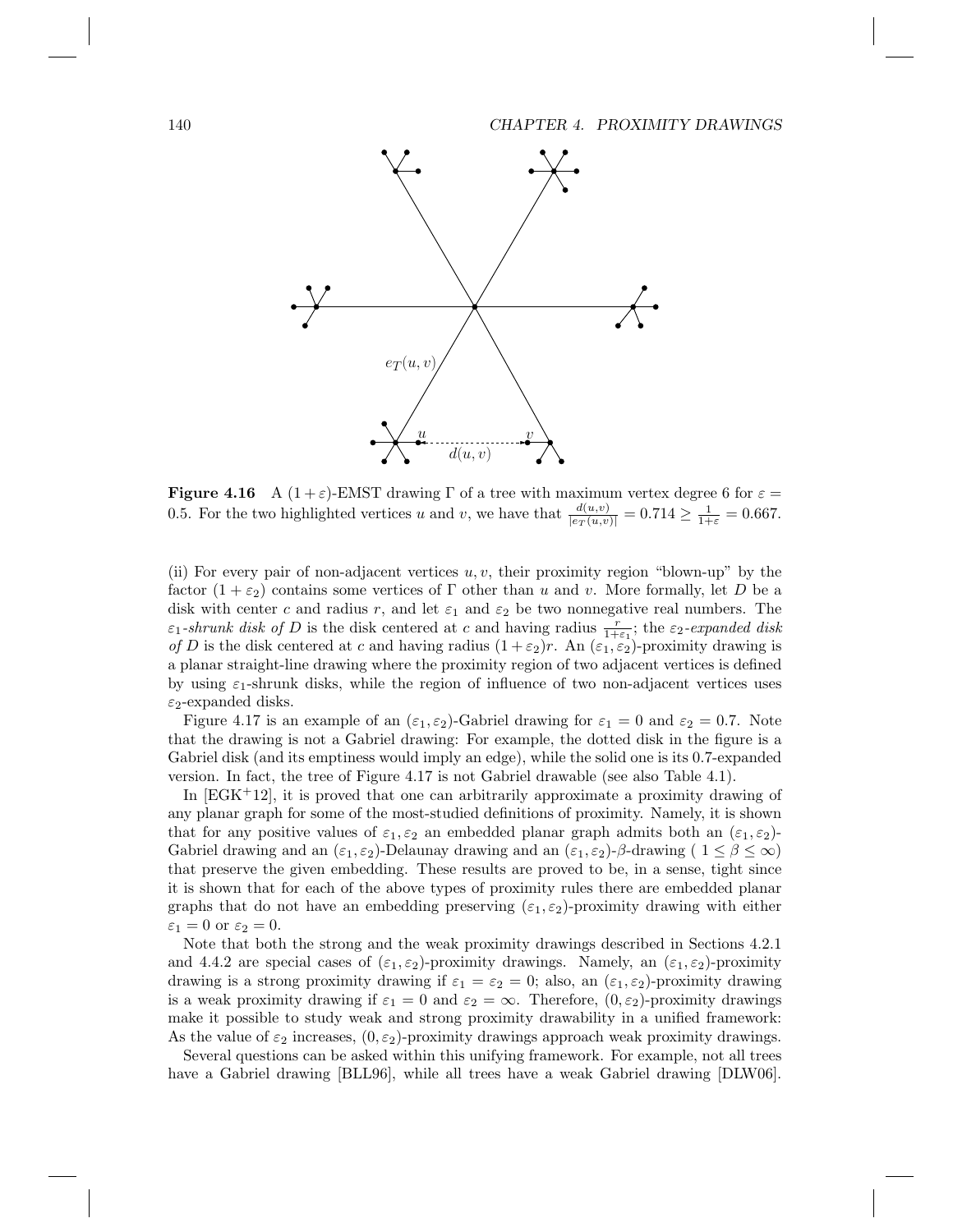$e_T(u, v)$

$u$

$v$

$d(u, v)$

**Figure 4.16** A $(1 + \varepsilon)$-EMST drawing $\Gamma$ of a tree with maximum vertex degree 6 for $\varepsilon = 0.5$. For the two highlighted vertices $u$ and $v$, we have that $\frac{d(u,v)}{|e_T(u,v)|} = 0.714 \geq \frac{1}{1+\varepsilon} = 0.667$.

(ii) For every pair of non-adjacent vertices $u, v$, their proximity region "blown-up" by the factor $(1 + \varepsilon_2)$ contains some vertices of $\Gamma$ other than $u$ and $v$. More formally, let $D$ be a disk with center $c$ and radius $r$, and let $\varepsilon_1$ and $\varepsilon_2$ be two nonnegative real numbers. The $\varepsilon_1$-*shrunk disk of* $D$ is the disk centered at $c$ and having radius $\frac{r}{1+\varepsilon_1}$; the $\varepsilon_2$-*expanded disk of* $D$ is the disk centered at $c$ and having radius $(1 + \varepsilon_2)r$. An $(\varepsilon_1, \varepsilon_2)$-proximity drawing is a planar straight-line drawing where the proximity region of two adjacent vertices is defined by using $\varepsilon_1$-shrunk disks, while the region of influence of two non-adjacent vertices uses $\varepsilon_2$-expanded disks.

Figure 4.17 is an example of an $(\varepsilon_1, \varepsilon_2)$-Gabriel drawing for $\varepsilon_1 = 0$ and $\varepsilon_2 = 0.7$. Note that the drawing is not a Gabriel drawing: For example, the dotted disk in the figure is a Gabriel disk (and its emptiness would imply an edge), while the solid one is its 0.7-expanded version. In fact, the tree of Figure 4.17 is not Gabriel drawable (see also Table 4.1).

In [EGK+12], it is proved that one can arbitrarily approximate a proximity drawing of any planar graph for some of the most-studied definitions of proximity. Namely, it is shown that for any positive values of $\varepsilon_1, \varepsilon_2$ an embedded planar graph admits both an $(\varepsilon_1, \varepsilon_2)$-Gabriel drawing and an $(\varepsilon_1, \varepsilon_2)$-Delaunay drawing and an $(\varepsilon_1, \varepsilon_2)$-$\beta$-drawing ( $1 \leq \beta \leq \infty$) that preserve the given embedding. These results are proved to be, in a sense, tight since it is shown that for each of the above types of proximity rules there are embedded planar graphs that do not have an embedding preserving $(\varepsilon_1, \varepsilon_2)$-proximity drawing with either $\varepsilon_1 = 0$ or $\varepsilon_2 = 0$.

Note that both the strong and the weak proximity drawings described in Sections 4.2.1 and 4.4.2 are special cases of $(\varepsilon_1, \varepsilon_2)$-proximity drawings. Namely, an $(\varepsilon_1, \varepsilon_2)$-proximity drawing is a strong proximity drawing if $\varepsilon_1 = \varepsilon_2 = 0$; also, an $(\varepsilon_1, \varepsilon_2)$-proximity drawing is a weak proximity drawing if $\varepsilon_1 = 0$ and $\varepsilon_2 = \infty$. Therefore, $(0, \varepsilon_2)$-proximity drawings make it possible to study weak and strong proximity drawability in a unified framework: As the value of $\varepsilon_2$ increases, $(0, \varepsilon_2)$-proximity drawings approach weak proximity drawings.

Several questions can be asked within this unifying framework. For example, not all trees have a Gabriel drawing [BLL96], while all trees have a weak Gabriel drawing [DLW06].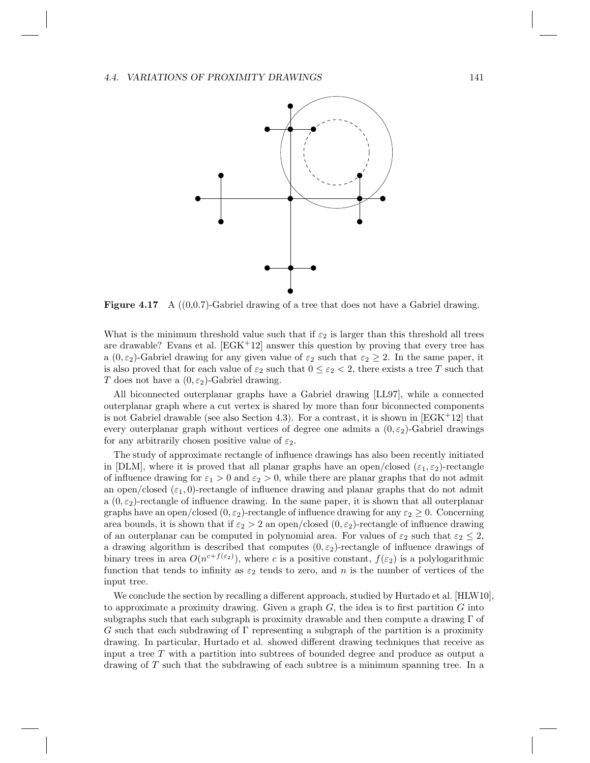**Figure 4.17** A ((0,0.7)-Gabriel drawing of a tree that does not have a Gabriel drawing.

What is the minimum threshold value such that if $\varepsilon_2$ is larger than this threshold all trees are drawable? Evans et al. [EGK+12] answer this question by proving that every tree has a $(0, \varepsilon_2)$-Gabriel drawing for any given value of $\varepsilon_2$ such that $\varepsilon_2 \geq 2$. In the same paper, it is also proved that for each value of $\varepsilon_2$ such that $0 \leq \varepsilon_2 < 2$, there exists a tree $T$ such that $T$ does not have a $(0, \varepsilon_2)$-Gabriel drawing.

All biconnected outerplanar graphs have a Gabriel drawing [LL97], while a connected outerplanar graph where a cut vertex is shared by more than four biconnected components is not Gabriel drawable (see also Section 4.3). For a contrast, it is shown in [EGK+12] that every outerplanar graph without vertices of degree one admits a $(0, \varepsilon_2)$-Gabriel drawings for any arbitrarily chosen positive value of $\varepsilon_2$.

The study of approximate rectangle of influence drawings has also been recently initiated in [DLM], where it is proved that all planar graphs have an open/closed $(\varepsilon_1, \varepsilon_2)$-rectangle of influence drawing for $\varepsilon_1 > 0$ and $\varepsilon_2 > 0$, while there are planar graphs that do not admit an open/closed $(\varepsilon_1, 0)$-rectangle of influence drawing and planar graphs that do not admit a $(0, \varepsilon_2)$-rectangle of influence drawing. In the same paper, it is shown that all outerplanar graphs have an open/closed $(0, \varepsilon_2)$-rectangle of influence drawing for any $\varepsilon_2 \geq 0$. Concerning area bounds, it is shown that if $\varepsilon_2 > 2$ an open/closed $(0, \varepsilon_2)$-rectangle of influence drawing of an outerplanar can be computed in polynomial area. For values of $\varepsilon_2$ such that $\varepsilon_2 \leq 2$, a drawing algorithm is described that computes $(0, \varepsilon_2)$-rectangle of influence drawings of binary trees in area $O(n^{c+f(\varepsilon_2)})$, where $c$ is a positive constant, $f(\varepsilon_2)$ is a polylogarithmic function that tends to infinity as $\varepsilon_2$ tends to zero, and $n$ is the number of vertices of the input tree.

We conclude the section by recalling a different approach, studied by Hurtado et al. [HLW10], to approximate a proximity drawing. Given a graph $G$, the idea is to first partition $G$ into subgraphs such that each subgraph is proximity drawable and then compute a drawing $\Gamma$ of $G$ such that each subdrawing of $\Gamma$ representing a subgraph of the partition is a proximity drawing. In particular, Hurtado et al. showed different drawing techniques that receive as input a tree $T$ with a partition into subtrees of bounded degree and produce as output a drawing of $T$ such that the subdrawing of each subtree is a minimum spanning tree. In a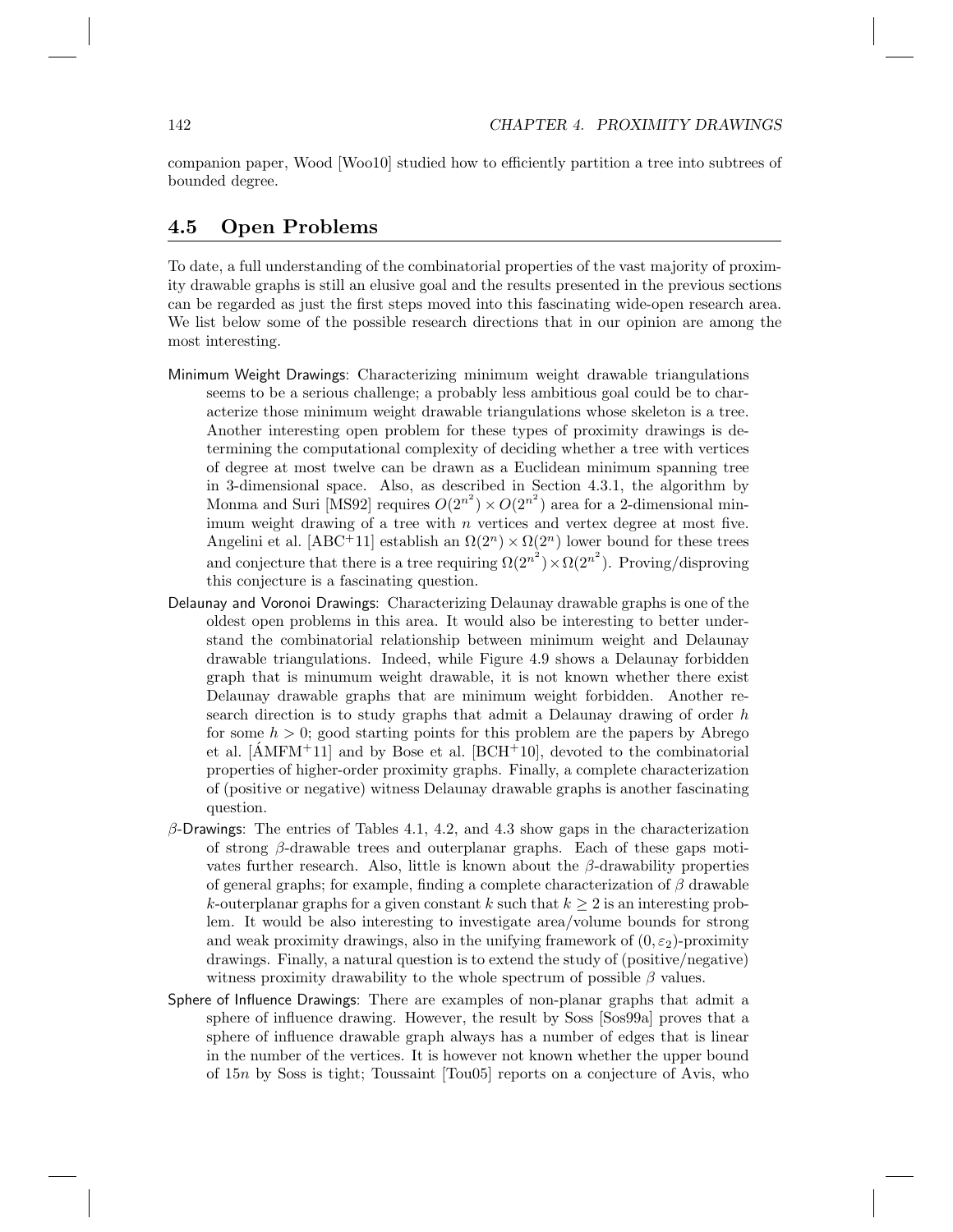companion paper, Wood [Woo10] studied how to efficiently partition a tree into subtrees of bounded degree.

## 4.5 Open Problems

To date, a full understanding of the combinatorial properties of the vast majority of proximity drawable graphs is still an elusive goal and the results presented in the previous sections can be regarded as just the first steps moved into this fascinating wide-open research area. We list below some of the possible research directions that in our opinion are among the most interesting.

- Minimum Weight Drawings: Characterizing minimum weight drawable triangulations seems to be a serious challenge; a probably less ambitious goal could be to characterize those minimum weight drawable triangulations whose skeleton is a tree. Another interesting open problem for these types of proximity drawings is determining the computational complexity of deciding whether a tree with vertices of degree at most twelve can be drawn as a Euclidean minimum spanning tree in 3-dimensional space. Also, as described in Section 4.3.1, the algorithm by Monma and Suri [MS92] requires $O(2^{n^2}) \times O(2^{n^2})$ area for a 2-dimensional minimum weight drawing of a tree with $n$ vertices and vertex degree at most five. Angelini et al. [ABC+11] establish an $\Omega(2^n) \times \Omega(2^n)$ lower bound for these trees and conjecture that there is a tree requiring $\Omega(2^{n^2}) \times \Omega(2^{n^2})$. Proving/disproving this conjecture is a fascinating question.
- Delaunay and Voronoi Drawings: Characterizing Delaunay drawable graphs is one of the oldest open problems in this area. It would also be interesting to better understand the combinatorial relationship between minimum weight and Delaunay drawable triangulations. Indeed, while Figure 4.9 shows a Delaunay forbidden graph that is minumum weight drawable, it is not known whether there exist Delaunay drawable graphs that are minimum weight forbidden. Another research direction is to study graphs that admit a Delaunay drawing of order $h$ for some $h > 0$; good starting points for this problem are the papers by Abrego et al. [ÁMFM+11] and by Bose et al. [BCH+10], devoted to the combinatorial properties of higher-order proximity graphs. Finally, a complete characterization of (positive or negative) witness Delaunay drawable graphs is another fascinating question.
- $\beta$-Drawings: The entries of Tables 4.1, 4.2, and 4.3 show gaps in the characterization of strong $\beta$-drawable trees and outerplanar graphs. Each of these gaps motivates further research. Also, little is known about the $\beta$-drawability properties of general graphs; for example, finding a complete characterization of $\beta$ drawable $k$-outerplanar graphs for a given constant $k$ such that $k \geq 2$ is an interesting problem. It would be also interesting to investigate area/volume bounds for strong and weak proximity drawings, also in the unifying framework of $(0, \varepsilon_2)$-proximity drawings. Finally, a natural question is to extend the study of (positive/negative) witness proximity drawability to the whole spectrum of possible $\beta$ values.
- Sphere of Influence Drawings: There are examples of non-planar graphs that admit a sphere of influence drawing. However, the result by Soss [Sos99a] proves that a sphere of influence drawable graph always has a number of edges that is linear in the number of the vertices. It is however not known whether the upper bound of $15n$ by Soss is tight; Toussaint [Tou05] reports on a conjecture of Avis, who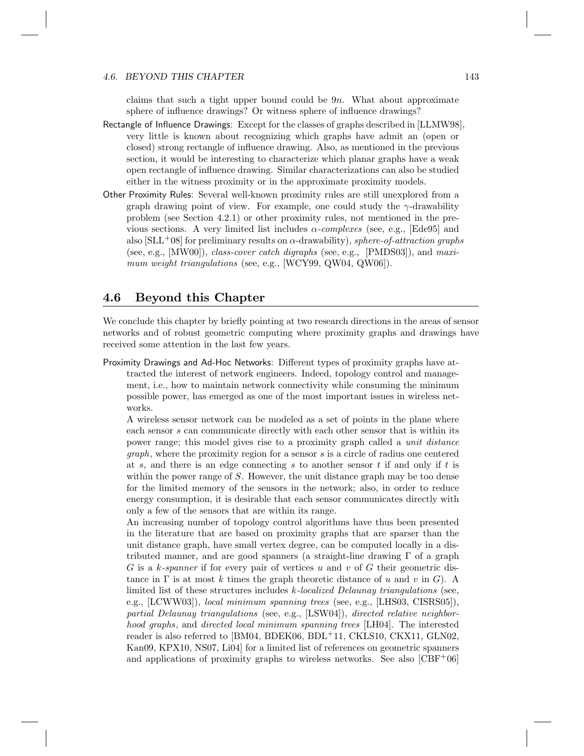claims that such a tight upper bound could be $9n$. What about approximate sphere of influence drawings? Or witness sphere of influence drawings?

Rectangle of Influence Drawings: Except for the classes of graphs described in [LLMW98], very little is known about recognizing which graphs have admit an (open or closed) strong rectangle of influence drawing. Also, as mentioned in the previous section, it would be interesting to characterize which planar graphs have a weak open rectangle of influence drawing. Similar characterizations can also be studied either in the witness proximity or in the approximate proximity models.

Other Proximity Rules: Several well-known proximity rules are still unexplored from a graph drawing point of view. For example, one could study the $\gamma$-drawability problem (see Section 4.2.1) or other proximity rules, not mentioned in the previous sections. A very limited list includes *$\alpha$-complexes* (see, e.g., [Ede95] and also [SLL+08] for preliminary results on $\alpha$-drawability), *sphere-of-attraction graphs* (see, e.g., [MW00]), *class-cover catch digraphs* (see, e.g., [PMDS03]), and *maximum weight triangulations* (see, e.g., [WCY99, QW04, QW06]).

## 4.6 Beyond this Chapter

We conclude this chapter by briefly pointing at two research directions in the areas of sensor networks and of robust geometric computing where proximity graphs and drawings have received some attention in the last few years.

Proximity Drawings and Ad-Hoc Networks: Different types of proximity graphs have attracted the interest of network engineers. Indeed, topology control and management, i.e., how to maintain network connectivity while consuming the minimum possible power, has emerged as one of the most important issues in wireless networks.

A wireless sensor network can be modeled as a set of points in the plane where each sensor $s$ can communicate directly with each other sensor that is within its power range; this model gives rise to a proximity graph called a *unit distance graph*, where the proximity region for a sensor $s$ is a circle of radius one centered at $s$, and there is an edge connecting $s$ to another sensor $t$ if and only if $t$ is within the power range of $S$. However, the unit distance graph may be too dense for the limited memory of the sensors in the network; also, in order to reduce energy consumption, it is desirable that each sensor communicates directly with only a few of the sensors that are within its range.

An increasing number of topology control algorithms have thus been presented in the literature that are based on proximity graphs that are sparser than the unit distance graph, have small vertex degree, can be computed locally in a distributed manner, and are good spanners (a straight-line drawing $\Gamma$ of a graph $G$ is a *$k$-spanner* if for every pair of vertices $u$ and $v$ of $G$ their geometric distance in $\Gamma$ is at most $k$ times the graph theoretic distance of $u$ and $v$ in $G$). A limited list of these structures includes *$k$-localized Delaunay triangulations* (see, e.g., [LCWW03]), *local minimum spanning trees* (see, e.g., [LHS03, CISRS05]), *partial Delaunay triangulations* (see, e.g., [LSW04]), *directed relative neighborhood graphs*, and *directed local minimum spanning trees* [LH04]. The interested reader is also referred to [BM04, BDEK06, BDL+11, CKLS10, CKX11, GLN02, Kan09, KPX10, NS07, Li04] for a limited list of references on geometric spanners and applications of proximity graphs to wireless networks. See also [CBF+06]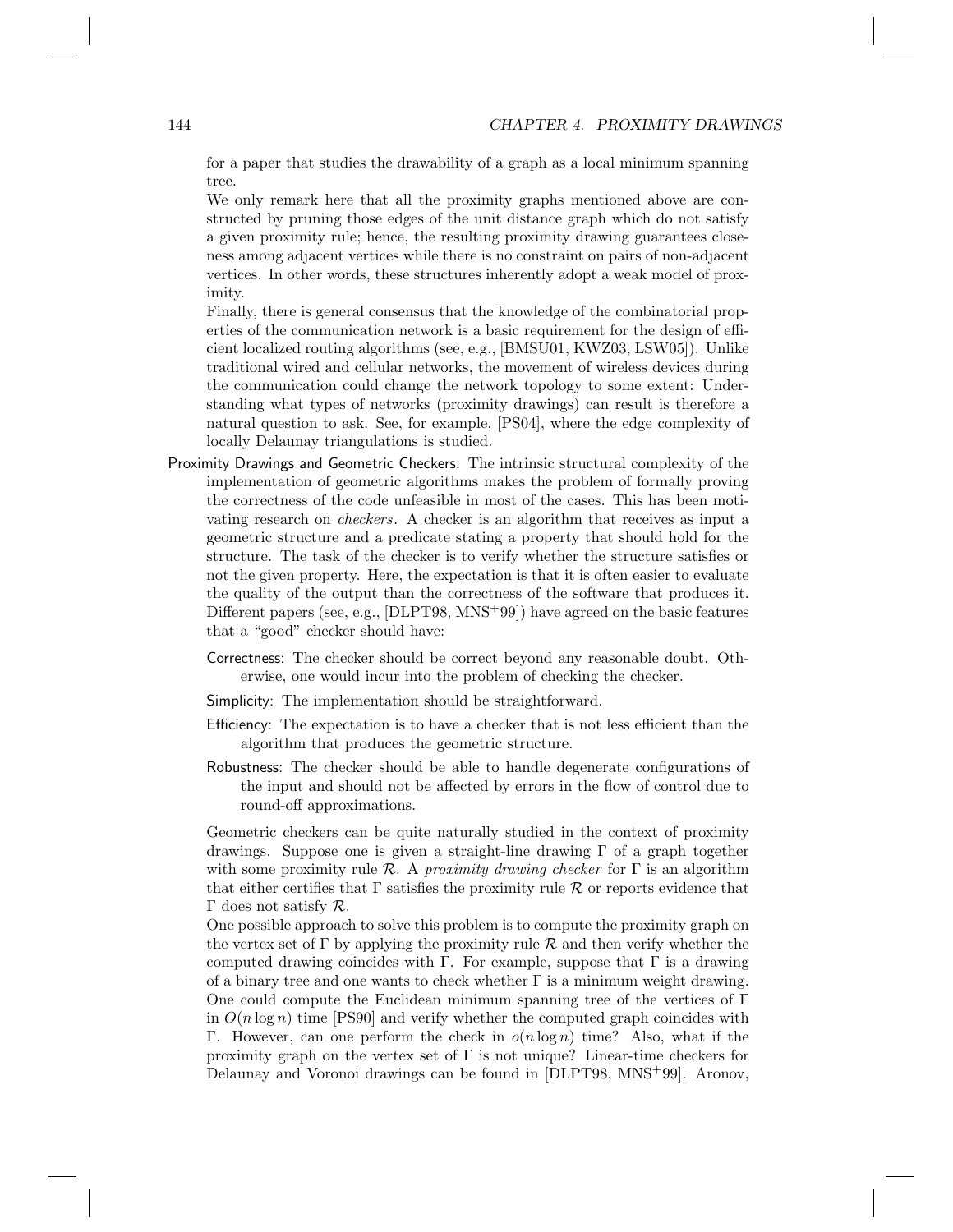for a paper that studies the drawability of a graph as a local minimum spanning tree.

We only remark here that all the proximity graphs mentioned above are constructed by pruning those edges of the unit distance graph which do not satisfy a given proximity rule; hence, the resulting proximity drawing guarantees closeness among adjacent vertices while there is no constraint on pairs of non-adjacent vertices. In other words, these structures inherently adopt a weak model of proximity.

Finally, there is general consensus that the knowledge of the combinatorial properties of the communication network is a basic requirement for the design of efficient localized routing algorithms (see, e.g., [BMSU01, KWZ03, LSW05]). Unlike traditional wired and cellular networks, the movement of wireless devices during the communication could change the network topology to some extent: Understanding what types of networks (proximity drawings) can result is therefore a natural question to ask. See, for example, [PS04], where the edge complexity of locally Delaunay triangulations is studied.

Proximity Drawings and Geometric Checkers: The intrinsic structural complexity of the implementation of geometric algorithms makes the problem of formally proving the correctness of the code unfeasible in most of the cases. This has been motivating research on *checkers*. A checker is an algorithm that receives as input a geometric structure and a predicate stating a property that should hold for the structure. The task of the checker is to verify whether the structure satisfies or not the given property. Here, the expectation is that it is often easier to evaluate the quality of the output than the correctness of the software that produces it. Different papers (see, e.g., [DLPT98, MNS[+]99]) have agreed on the basic features that a "good" checker should have:

- Correctness: The checker should be correct beyond any reasonable doubt. Otherwise, one would incur into the problem of checking the checker.
- Simplicity: The implementation should be straightforward.
- Efficiency: The expectation is to have a checker that is not less efficient than the algorithm that produces the geometric structure.
- Robustness: The checker should be able to handle degenerate configurations of the input and should not be affected by errors in the flow of control due to round-off approximations.

Geometric checkers can be quite naturally studied in the context of proximity drawings. Suppose one is given a straight-line drawing $\Gamma$ of a graph together with some proximity rule $\mathcal{R}$. A *proximity drawing checker* for $\Gamma$ is an algorithm that either certifies that $\Gamma$ satisfies the proximity rule $\mathcal{R}$ or reports evidence that $\Gamma$ does not satisfy $\mathcal{R}$.

One possible approach to solve this problem is to compute the proximity graph on the vertex set of $\Gamma$ by applying the proximity rule $\mathcal{R}$ and then verify whether the computed drawing coincides with $\Gamma$. For example, suppose that $\Gamma$ is a drawing of a binary tree and one wants to check whether $\Gamma$ is a minimum weight drawing. One could compute the Euclidean minimum spanning tree of the vertices of $\Gamma$ in $O(n \log n)$ time [PS90] and verify whether the computed graph coincides with $\Gamma$. However, can one perform the check in $o(n \log n)$ time? Also, what if the proximity graph on the vertex set of $\Gamma$ is not unique? Linear-time checkers for Delaunay and Voronoi drawings can be found in [DLPT98, MNS[+]99]. Aronov,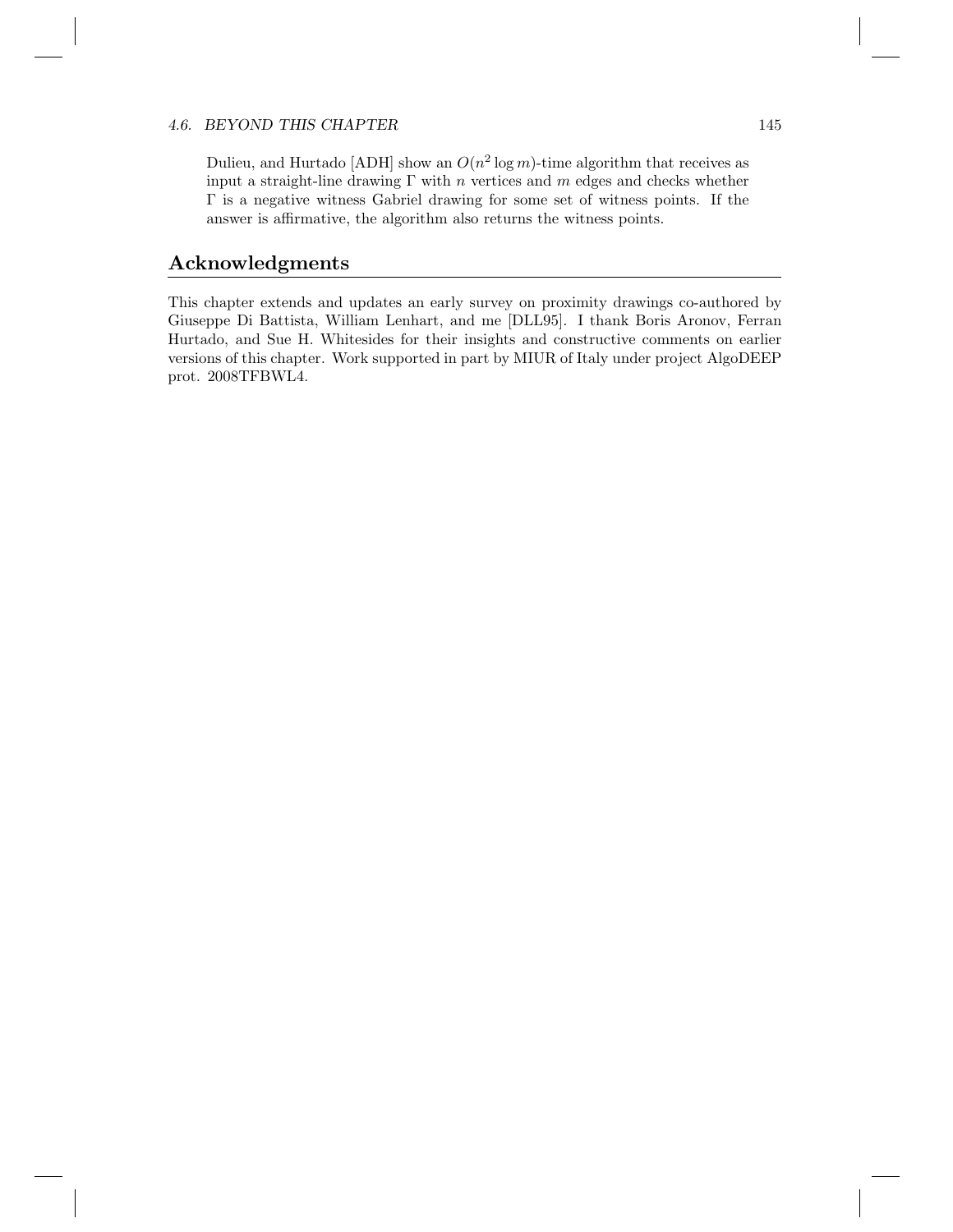Dulieu, and Hurtado [ADH] show an $O(n^2 \log m)$-time algorithm that receives as input a straight-line drawing $\Gamma$ with $n$ vertices and $m$ edges and checks whether $\Gamma$ is a negative witness Gabriel drawing for some set of witness points. If the answer is affirmative, the algorithm also returns the witness points.

## Acknowledgments

This chapter extends and updates an early survey on proximity drawings co-authored by Giuseppe Di Battista, William Lenhart, and me [DLL95]. I thank Boris Aronov, Ferran Hurtado, and Sue H. Whitesides for their insights and constructive comments on earlier versions of this chapter. Work supported in part by MIUR of Italy under project AlgoDEEP prot. 2008TFBWL4.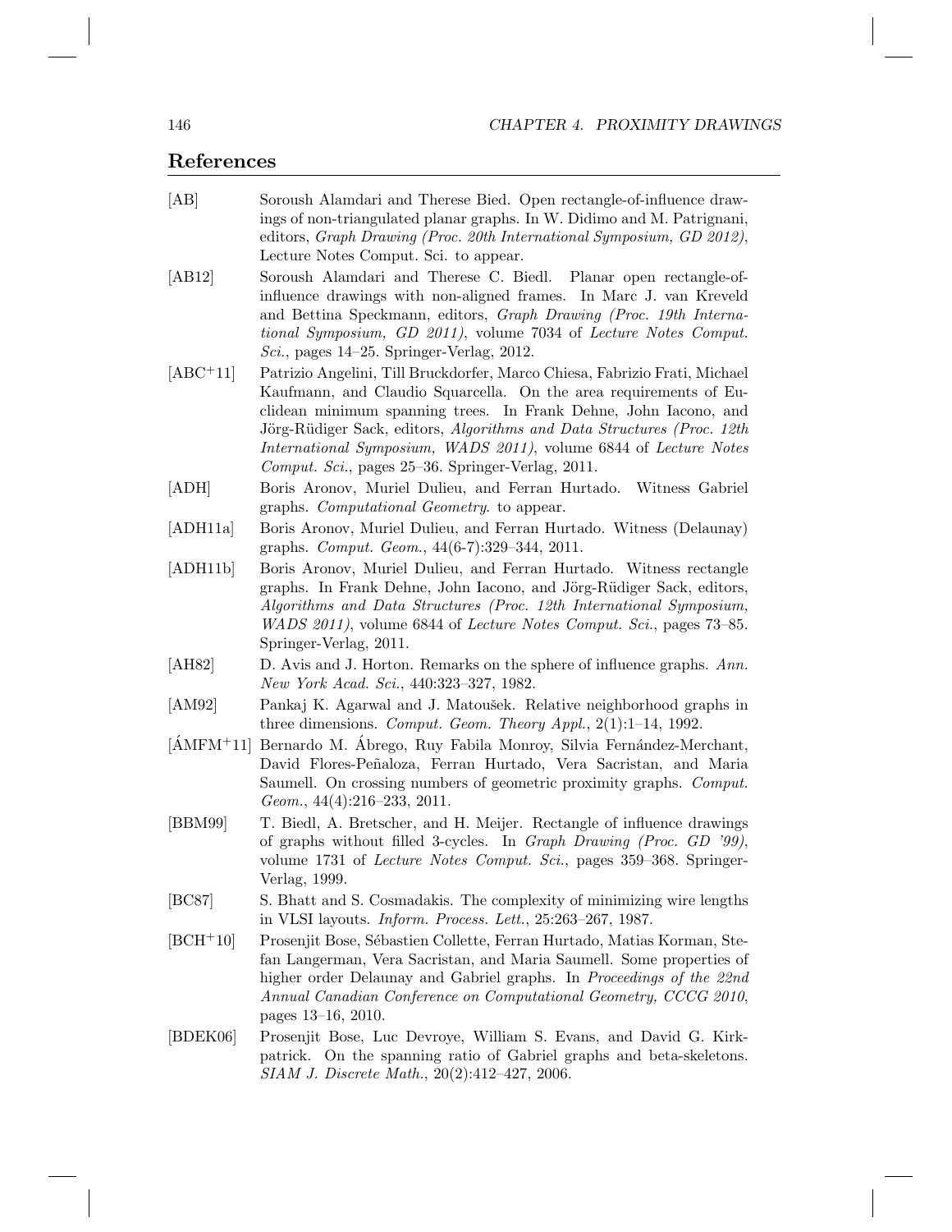## References

[AB] Soroush Alamdari and Therese Bied. Open rectangle-of-influence drawings of non-triangulated planar graphs. In W. Didimo and M. Patrignani, editors, *Graph Drawing (Proc. 20th International Symposium, GD 2012)*, Lecture Notes Comput. Sci. to appear.

[AB12] Soroush Alamdari and Therese C. Biedl. Planar open rectangle-of-influence drawings with non-aligned frames. In Marc J. van Kreveld and Bettina Speckmann, editors, *Graph Drawing (Proc. 19th International Symposium, GD 2011)*, volume 7034 of *Lecture Notes Comput. Sci.*, pages 14–25. Springer-Verlag, 2012.

[ABC+11] Patrizio Angelini, Till Bruckdorfer, Marco Chiesa, Fabrizio Frati, Michael Kaufmann, and Claudio Squarcella. On the area requirements of Euclidean minimum spanning trees. In Frank Dehne, John Iacono, and Jörg-Rüdiger Sack, editors, *Algorithms and Data Structures (Proc. 12th International Symposium, WADS 2011)*, volume 6844 of *Lecture Notes Comput. Sci.*, pages 25–36. Springer-Verlag, 2011.

[ADH] Boris Aronov, Muriel Dulieu, and Ferran Hurtado. Witness Gabriel graphs. *Computational Geometry*. to appear.

[ADH11a] Boris Aronov, Muriel Dulieu, and Ferran Hurtado. Witness (Delaunay) graphs. *Comput. Geom.*, 44(6-7):329–344, 2011.

[ADH11b] Boris Aronov, Muriel Dulieu, and Ferran Hurtado. Witness rectangle graphs. In Frank Dehne, John Iacono, and Jörg-Rüdiger Sack, editors, *Algorithms and Data Structures (Proc. 12th International Symposium, WADS 2011)*, volume 6844 of *Lecture Notes Comput. Sci.*, pages 73–85. Springer-Verlag, 2011.

[AH82] D. Avis and J. Horton. Remarks on the sphere of influence graphs. *Ann. New York Acad. Sci.*, 440:323–327, 1982.

[AM92] Pankaj K. Agarwal and J. Matoušek. Relative neighborhood graphs in three dimensions. *Comput. Geom. Theory Appl.*, 2(1):1–14, 1992.

[ÁMFM+11] Bernardo M. Ábrego, Ruy Fabila Monroy, Silvia Fernández-Merchant, David Flores-Peñaloza, Ferran Hurtado, Vera Sacristan, and Maria Saumell. On crossing numbers of geometric proximity graphs. *Comput. Geom.*, 44(4):216–233, 2011.

[BBM99] T. Biedl, A. Bretscher, and H. Meijer. Rectangle of influence drawings of graphs without filled 3-cycles. In *Graph Drawing (Proc. GD '99)*, volume 1731 of *Lecture Notes Comput. Sci.*, pages 359–368. Springer-Verlag, 1999.

[BC87] S. Bhatt and S. Cosmadakis. The complexity of minimizing wire lengths in VLSI layouts. *Inform. Process. Lett.*, 25:263–267, 1987.

[BCH+10] Prosenjit Bose, Sébastien Collette, Ferran Hurtado, Matias Korman, Stefan Langerman, Vera Sacristan, and Maria Saumell. Some properties of higher order Delaunay and Gabriel graphs. In *Proceedings of the 22nd Annual Canadian Conference on Computational Geometry, CCCG 2010*, pages 13–16, 2010.

[BDEK06] Prosenjit Bose, Luc Devroye, William S. Evans, and David G. Kirkpatrick. On the spanning ratio of Gabriel graphs and beta-skeletons. *SIAM J. Discrete Math.*, 20(2):412–427, 2006.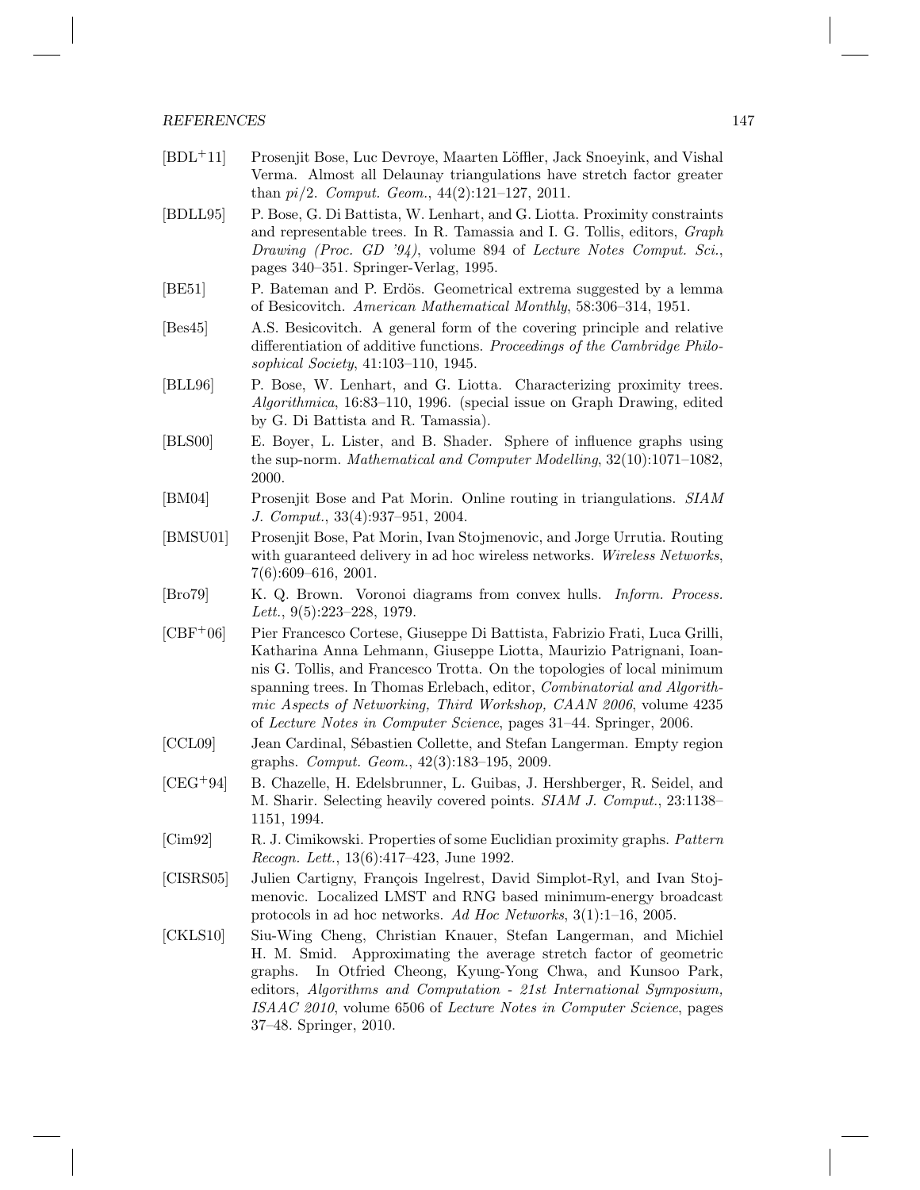[BDL+11] Prosenjit Bose, Luc Devroye, Maarten Löffler, Jack Snoeyink, and Vishal Verma. Almost all Delaunay triangulations have stretch factor greater than $pi/2$. *Comput. Geom.*, 44(2):121–127, 2011.

[BDLL95] P. Bose, G. Di Battista, W. Lenhart, and G. Liotta. Proximity constraints and representable trees. In R. Tamassia and I. G. Tollis, editors, *Graph Drawing (Proc. GD '94)*, volume 894 of *Lecture Notes Comput. Sci.*, pages 340–351. Springer-Verlag, 1995.

[BE51] P. Bateman and P. Erdös. Geometrical extrema suggested by a lemma of Besicovitch. *American Mathematical Monthly*, 58:306–314, 1951.

[Bes45] A.S. Besicovitch. A general form of the covering principle and relative differentiation of additive functions. *Proceedings of the Cambridge Philosophical Society*, 41:103–110, 1945.

[BLL96] P. Bose, W. Lenhart, and G. Liotta. Characterizing proximity trees. *Algorithmica*, 16:83–110, 1996. (special issue on Graph Drawing, edited by G. Di Battista and R. Tamassia).

[BLS00] E. Boyer, L. Lister, and B. Shader. Sphere of influence graphs using the sup-norm. *Mathematical and Computer Modelling*, 32(10):1071–1082, 2000.

[BM04] Prosenjit Bose and Pat Morin. Online routing in triangulations. *SIAM J. Comput.*, 33(4):937–951, 2004.

[BMSU01] Prosenjit Bose, Pat Morin, Ivan Stojmenovic, and Jorge Urrutia. Routing with guaranteed delivery in ad hoc wireless networks. *Wireless Networks*, 7(6):609–616, 2001.

[Bro79] K. Q. Brown. Voronoi diagrams from convex hulls. *Inform. Process. Lett.*, 9(5):223–228, 1979.

[CBF+06] Pier Francesco Cortese, Giuseppe Di Battista, Fabrizio Frati, Luca Grilli, Katharina Anna Lehmann, Giuseppe Liotta, Maurizio Patrignani, Ioannis G. Tollis, and Francesco Trotta. On the topologies of local minimum spanning trees. In Thomas Erlebach, editor, *Combinatorial and Algorithmic Aspects of Networking, Third Workshop, CAAN 2006*, volume 4235 of *Lecture Notes in Computer Science*, pages 31–44. Springer, 2006.

[CCL09] Jean Cardinal, Sébastien Collette, and Stefan Langerman. Empty region graphs. *Comput. Geom.*, 42(3):183–195, 2009.

[CEG+94] B. Chazelle, H. Edelsbrunner, L. Guibas, J. Hershberger, R. Seidel, and M. Sharir. Selecting heavily covered points. *SIAM J. Comput.*, 23:1138–1151, 1994.

[Cim92] R. J. Cimikowski. Properties of some Euclidian proximity graphs. *Pattern Recogn. Lett.*, 13(6):417–423, June 1992.

[CISRS05] Julien Cartigny, François Ingelrest, David Simplot-Ryl, and Ivan Stojmenovic. Localized LMST and RNG based minimum-energy broadcast protocols in ad hoc networks. *Ad Hoc Networks*, 3(1):1–16, 2005.

[CKLS10] Siu-Wing Cheng, Christian Knauer, Stefan Langerman, and Michiel H. M. Smid. Approximating the average stretch factor of geometric graphs. In Otfried Cheong, Kyung-Yong Chwa, and Kunsoo Park, editors, *Algorithms and Computation - 21st International Symposium, ISAAC 2010*, volume 6506 of *Lecture Notes in Computer Science*, pages 37–48. Springer, 2010.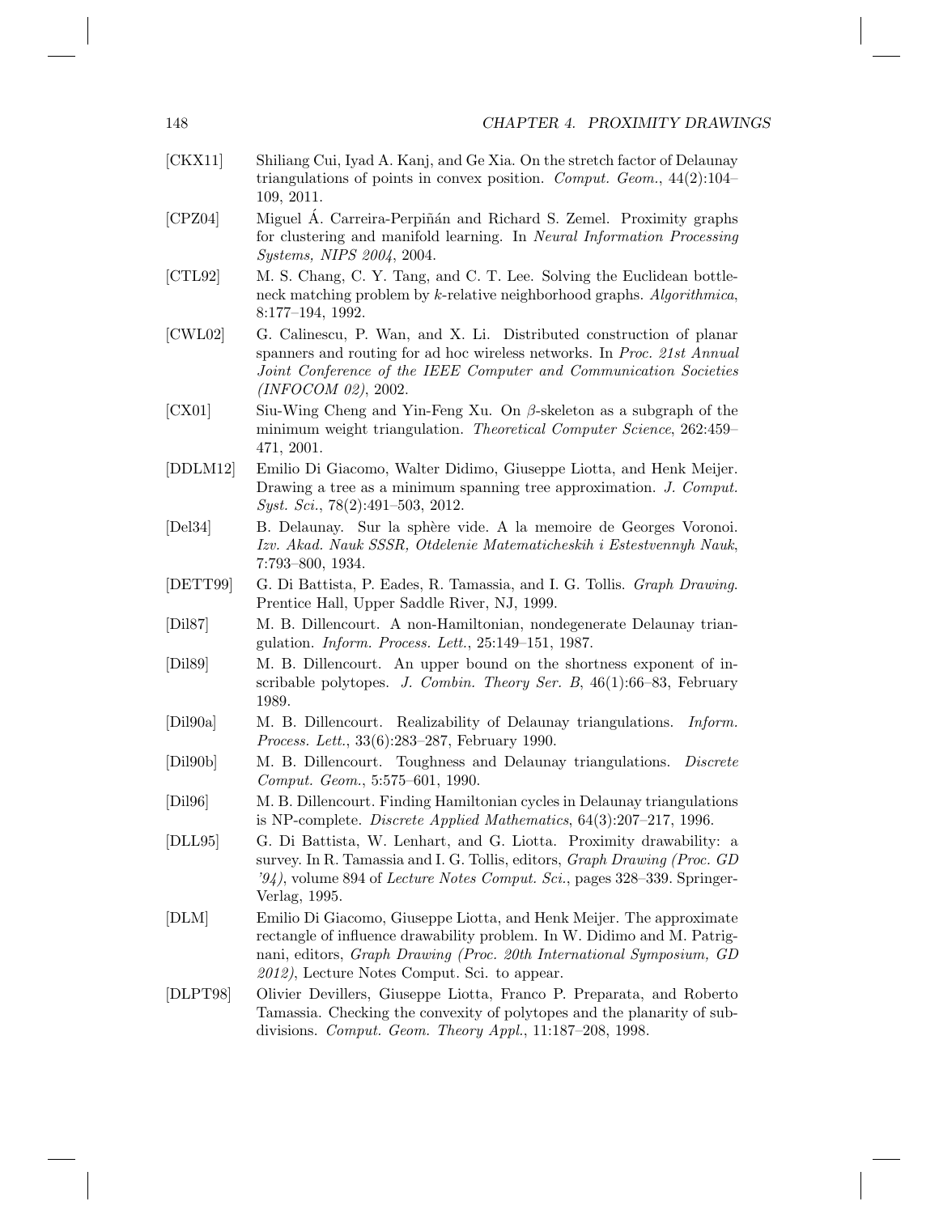[CKX11] Shiliang Cui, Iyad A. Kanj, and Ge Xia. On the stretch factor of Delaunay triangulations of points in convex position. *Comput. Geom.*, 44(2):104–109, 2011.

[CPZ04] Miguel Á. Carreira-Perpiñán and Richard S. Zemel. Proximity graphs for clustering and manifold learning. In *Neural Information Processing Systems, NIPS 2004*, 2004.

[CTL92] M. S. Chang, C. Y. Tang, and C. T. Lee. Solving the Euclidean bottleneck matching problem by $k$-relative neighborhood graphs. *Algorithmica*, 8:177–194, 1992.

[CWL02] G. Calinescu, P. Wan, and X. Li. Distributed construction of planar spanners and routing for ad hoc wireless networks. In *Proc. 21st Annual Joint Conference of the IEEE Computer and Communication Societies (INFOCOM 02)*, 2002.

[CX01] Siu-Wing Cheng and Yin-Feng Xu. On $\beta$-skeleton as a subgraph of the minimum weight triangulation. *Theoretical Computer Science*, 262:459–471, 2001.

[DDLM12] Emilio Di Giacomo, Walter Didimo, Giuseppe Liotta, and Henk Meijer. Drawing a tree as a minimum spanning tree approximation. *J. Comput. Syst. Sci.*, 78(2):491–503, 2012.

[Del34] B. Delaunay. Sur la sphère vide. A la memoire de Georges Voronoi. *Izv. Akad. Nauk SSSR, Otdelenie Matematicheskih i Estestvennyh Nauk*, 7:793–800, 1934.

[DETT99] G. Di Battista, P. Eades, R. Tamassia, and I. G. Tollis. *Graph Drawing*. Prentice Hall, Upper Saddle River, NJ, 1999.

[Dil87] M. B. Dillencourt. A non-Hamiltonian, nondegenerate Delaunay triangulation. *Inform. Process. Lett.*, 25:149–151, 1987.

[Dil89] M. B. Dillencourt. An upper bound on the shortness exponent of inscribable polytopes. *J. Combin. Theory Ser. B*, 46(1):66–83, February 1989.

[Dil90a] M. B. Dillencourt. Realizability of Delaunay triangulations. *Inform. Process. Lett.*, 33(6):283–287, February 1990.

[Dil90b] M. B. Dillencourt. Toughness and Delaunay triangulations. *Discrete Comput. Geom.*, 5:575–601, 1990.

[Dil96] M. B. Dillencourt. Finding Hamiltonian cycles in Delaunay triangulations is NP-complete. *Discrete Applied Mathematics*, 64(3):207–217, 1996.

[DLL95] G. Di Battista, W. Lenhart, and G. Liotta. Proximity drawability: a survey. In R. Tamassia and I. G. Tollis, editors, *Graph Drawing (Proc. GD '94)*, volume 894 of *Lecture Notes Comput. Sci.*, pages 328–339. Springer-Verlag, 1995.

[DLM] Emilio Di Giacomo, Giuseppe Liotta, and Henk Meijer. The approximate rectangle of influence drawability problem. In W. Didimo and M. Patrignani, editors, *Graph Drawing (Proc. 20th International Symposium, GD 2012)*, Lecture Notes Comput. Sci. to appear.

[DLPT98] Olivier Devillers, Giuseppe Liotta, Franco P. Preparata, and Roberto Tamassia. Checking the convexity of polytopes and the planarity of subdivisions. *Comput. Geom. Theory Appl.*, 11:187–208, 1998.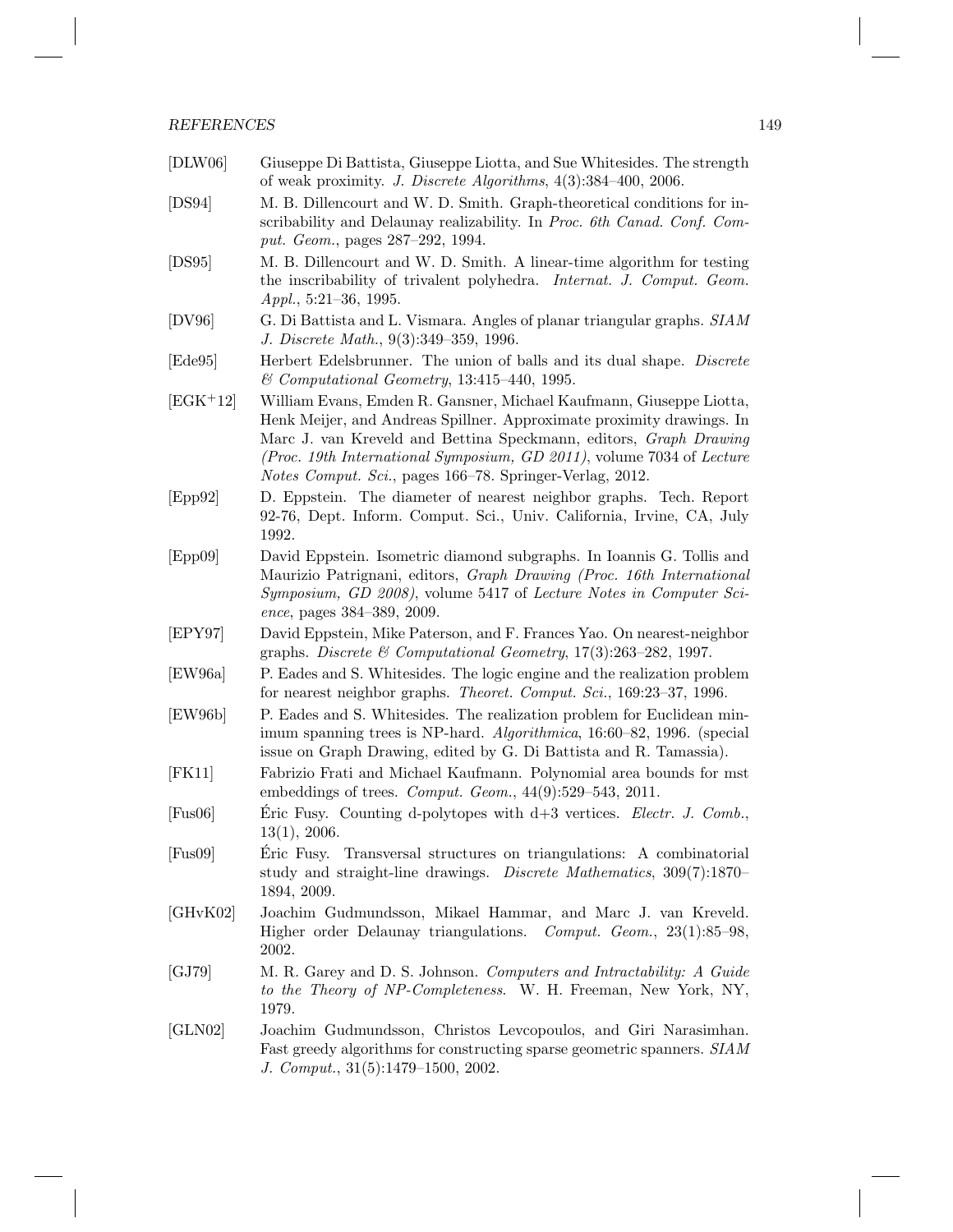[DLW06] Giuseppe Di Battista, Giuseppe Liotta, and Sue Whitesides. The strength of weak proximity. *J. Discrete Algorithms*, 4(3):384–400, 2006.

[DS94] M. B. Dillencourt and W. D. Smith. Graph-theoretical conditions for inscribability and Delaunay realizability. In *Proc. 6th Canad. Conf. Comput. Geom.*, pages 287–292, 1994.

[DS95] M. B. Dillencourt and W. D. Smith. A linear-time algorithm for testing the inscribability of trivalent polyhedra. *Internat. J. Comput. Geom. Appl.*, 5:21–36, 1995.

[DV96] G. Di Battista and L. Vismara. Angles of planar triangular graphs. *SIAM J. Discrete Math.*, 9(3):349–359, 1996.

[Ede95] Herbert Edelsbrunner. The union of balls and its dual shape. *Discrete & Computational Geometry*, 13:415–440, 1995.

[EGK+12] William Evans, Emden R. Gansner, Michael Kaufmann, Giuseppe Liotta, Henk Meijer, and Andreas Spillner. Approximate proximity drawings. In Marc J. van Kreveld and Bettina Speckmann, editors, *Graph Drawing (Proc. 19th International Symposium, GD 2011)*, volume 7034 of *Lecture Notes Comput. Sci.*, pages 166–78. Springer-Verlag, 2012.

[Epp92] D. Eppstein. The diameter of nearest neighbor graphs. Tech. Report 92-76, Dept. Inform. Comput. Sci., Univ. California, Irvine, CA, July 1992.

[Epp09] David Eppstein. Isometric diamond subgraphs. In Ioannis G. Tollis and Maurizio Patrignani, editors, *Graph Drawing (Proc. 16th International Symposium, GD 2008)*, volume 5417 of *Lecture Notes in Computer Science*, pages 384–389, 2009.

[EPY97] David Eppstein, Mike Paterson, and F. Frances Yao. On nearest-neighbor graphs. *Discrete & Computational Geometry*, 17(3):263–282, 1997.

[EW96a] P. Eades and S. Whitesides. The logic engine and the realization problem for nearest neighbor graphs. *Theoret. Comput. Sci.*, 169:23–37, 1996.

[EW96b] P. Eades and S. Whitesides. The realization problem for Euclidean minimum spanning trees is NP-hard. *Algorithmica*, 16:60–82, 1996. (special issue on Graph Drawing, edited by G. Di Battista and R. Tamassia).

[FK11] Fabrizio Frati and Michael Kaufmann. Polynomial area bounds for mst embeddings of trees. *Comput. Geom.*, 44(9):529–543, 2011.

[Fus06] Éric Fusy. Counting d-polytopes with d+3 vertices. *Electr. J. Comb.*, 13(1), 2006.

[Fus09] Éric Fusy. Transversal structures on triangulations: A combinatorial study and straight-line drawings. *Discrete Mathematics*, 309(7):1870–1894, 2009.

[GHvK02] Joachim Gudmundsson, Mikael Hammar, and Marc J. van Kreveld. Higher order Delaunay triangulations. *Comput. Geom.*, 23(1):85–98, 2002.

[GJ79] M. R. Garey and D. S. Johnson. *Computers and Intractability: A Guide to the Theory of NP-Completeness*. W. H. Freeman, New York, NY, 1979.

[GLN02] Joachim Gudmundsson, Christos Levcopoulos, and Giri Narasimhan. Fast greedy algorithms for constructing sparse geometric spanners. *SIAM J. Comput.*, 31(5):1479–1500, 2002.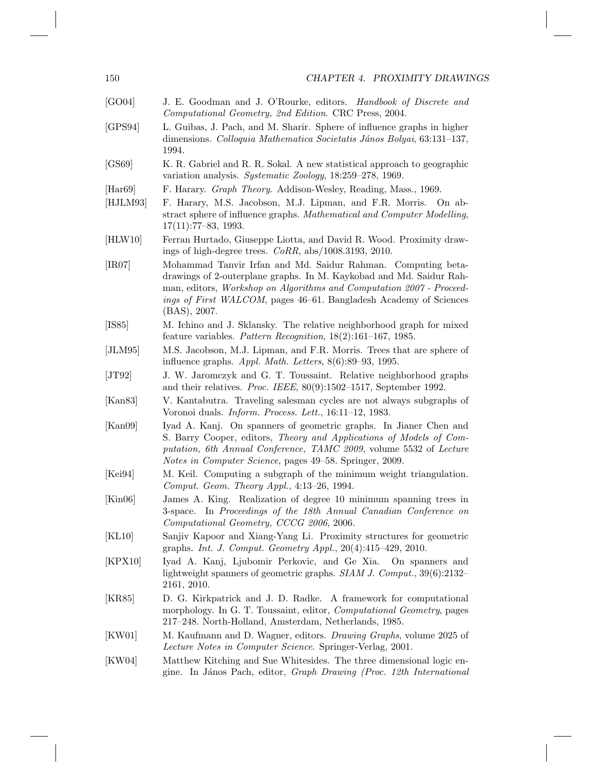[GO04] J. E. Goodman and J. O'Rourke, editors. *Handbook of Discrete and Computational Geometry, 2nd Edition*. CRC Press, 2004.

[GPS94] L. Guibas, J. Pach, and M. Sharir. Sphere of influence graphs in higher dimensions. *Colloquia Mathematica Societatis János Bolyai*, 63:131–137, 1994.

[GS69] K. R. Gabriel and R. R. Sokal. A new statistical approach to geographic variation analysis. *Systematic Zoology*, 18:259–278, 1969.

[Har69] F. Harary. *Graph Theory*. Addison-Wesley, Reading, Mass., 1969.

[HJLM93] F. Harary, M.S. Jacobson, M.J. Lipman, and F.R. Morris. On abstract sphere of influence graphs. *Mathematical and Computer Modelling*, 17(11):77–83, 1993.

[HLW10] Ferran Hurtado, Giuseppe Liotta, and David R. Wood. Proximity drawings of high-degree trees. *CoRR*, abs/1008.3193, 2010.

[IR07] Mohammad Tanvir Irfan and Md. Saidur Rahman. Computing beta-drawings of 2-outerplane graphs. In M. Kaykobad and Md. Saidur Rahman, editors, *Workshop on Algorithms and Computation 2007 - Proceedings of First WALCOM*, pages 46–61. Bangladesh Academy of Sciences (BAS), 2007.

[IS85] M. Ichino and J. Sklansky. The relative neighborhood graph for mixed feature variables. *Pattern Recognition*, 18(2):161–167, 1985.

[JLM95] M.S. Jacobson, M.J. Lipman, and F.R. Morris. Trees that are sphere of influence graphs. *Appl. Math. Letters*, 8(6):89–93, 1995.

[JT92] J. W. Jaromczyk and G. T. Toussaint. Relative neighborhood graphs and their relatives. *Proc. IEEE*, 80(9):1502–1517, September 1992.

[Kan83] V. Kantabutra. Traveling salesman cycles are not always subgraphs of Voronoi duals. *Inform. Process. Lett.*, 16:11–12, 1983.

[Kan09] Iyad A. Kanj. On spanners of geometric graphs. In Jianer Chen and S. Barry Cooper, editors, *Theory and Applications of Models of Computation, 6th Annual Conference, TAMC 2009*, volume 5532 of *Lecture Notes in Computer Science*, pages 49–58. Springer, 2009.

[Kei94] M. Keil. Computing a subgraph of the minimum weight triangulation. *Comput. Geom. Theory Appl.*, 4:13–26, 1994.

[Kin06] James A. King. Realization of degree 10 minimum spanning trees in 3-space. In *Proceedings of the 18th Annual Canadian Conference on Computational Geometry, CCCG 2006*, 2006.

[KL10] Sanjiv Kapoor and Xiang-Yang Li. Proximity structures for geometric graphs. *Int. J. Comput. Geometry Appl.*, 20(4):415–429, 2010.

[KPX10] Iyad A. Kanj, Ljubomir Perkovic, and Ge Xia. On spanners and lightweight spanners of geometric graphs. *SIAM J. Comput.*, 39(6):2132–2161, 2010.

[KR85] D. G. Kirkpatrick and J. D. Radke. A framework for computational morphology. In G. T. Toussaint, editor, *Computational Geometry*, pages 217–248. North-Holland, Amsterdam, Netherlands, 1985.

[KW01] M. Kaufmann and D. Wagner, editors. *Drawing Graphs*, volume 2025 of *Lecture Notes in Computer Science*. Springer-Verlag, 2001.

[KW04] Matthew Kitching and Sue Whitesides. The three dimensional logic engine. In János Pach, editor, *Graph Drawing (Proc. 12th International*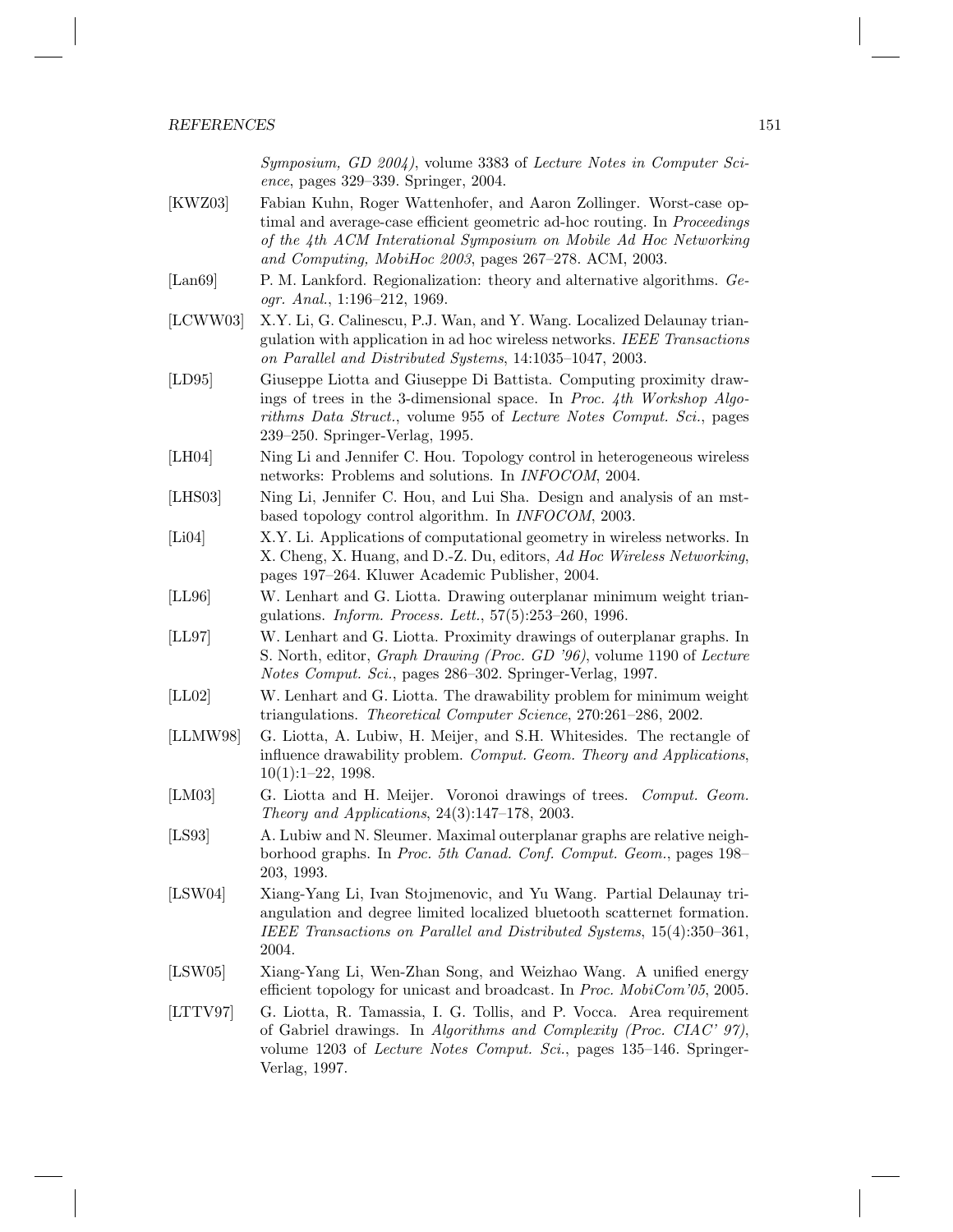*Symposium, GD 2004)*, volume 3383 of *Lecture Notes in Computer Science*, pages 329–339. Springer, 2004.

[KWZ03] Fabian Kuhn, Roger Wattenhofer, and Aaron Zollinger. Worst-case optimal and average-case efficient geometric ad-hoc routing. In *Proceedings of the 4th ACM Interational Symposium on Mobile Ad Hoc Networking and Computing, MobiHoc 2003*, pages 267–278. ACM, 2003.

[Lan69] P. M. Lankford. Regionalization: theory and alternative algorithms. *Geogr. Anal.*, 1:196–212, 1969.

[LCWW03] X.Y. Li, G. Calinescu, P.J. Wan, and Y. Wang. Localized Delaunay triangulation with application in ad hoc wireless networks. *IEEE Transactions on Parallel and Distributed Systems*, 14:1035–1047, 2003.

[LD95] Giuseppe Liotta and Giuseppe Di Battista. Computing proximity drawings of trees in the 3-dimensional space. In *Proc. 4th Workshop Algorithms Data Struct.*, volume 955 of *Lecture Notes Comput. Sci.*, pages 239–250. Springer-Verlag, 1995.

[LH04] Ning Li and Jennifer C. Hou. Topology control in heterogeneous wireless networks: Problems and solutions. In *INFOCOM*, 2004.

[LHS03] Ning Li, Jennifer C. Hou, and Lui Sha. Design and analysis of an mst-based topology control algorithm. In *INFOCOM*, 2003.

[Li04] X.Y. Li. Applications of computational geometry in wireless networks. In X. Cheng, X. Huang, and D.-Z. Du, editors, *Ad Hoc Wireless Networking*, pages 197–264. Kluwer Academic Publisher, 2004.

[LL96] W. Lenhart and G. Liotta. Drawing outerplanar minimum weight triangulations. *Inform. Process. Lett.*, 57(5):253–260, 1996.

[LL97] W. Lenhart and G. Liotta. Proximity drawings of outerplanar graphs. In S. North, editor, *Graph Drawing (Proc. GD '96)*, volume 1190 of *Lecture Notes Comput. Sci.*, pages 286–302. Springer-Verlag, 1997.

[LL02] W. Lenhart and G. Liotta. The drawability problem for minimum weight triangulations. *Theoretical Computer Science*, 270:261–286, 2002.

[LLMW98] G. Liotta, A. Lubiw, H. Meijer, and S.H. Whitesides. The rectangle of influence drawability problem. *Comput. Geom. Theory and Applications*, 10(1):1–22, 1998.

[LM03] G. Liotta and H. Meijer. Voronoi drawings of trees. *Comput. Geom. Theory and Applications*, 24(3):147–178, 2003.

[LS93] A. Lubiw and N. Sleumer. Maximal outerplanar graphs are relative neighborhood graphs. In *Proc. 5th Canad. Conf. Comput. Geom.*, pages 198–203, 1993.

[LSW04] Xiang-Yang Li, Ivan Stojmenovic, and Yu Wang. Partial Delaunay triangulation and degree limited localized bluetooth scatternet formation. *IEEE Transactions on Parallel and Distributed Systems*, 15(4):350–361, 2004.

[LSW05] Xiang-Yang Li, Wen-Zhan Song, and Weizhao Wang. A unified energy efficient topology for unicast and broadcast. In *Proc. MobiCom'05*, 2005.

[LTTV97] G. Liotta, R. Tamassia, I. G. Tollis, and P. Vocca. Area requirement of Gabriel drawings. In *Algorithms and Complexity (Proc. CIAC' 97)*, volume 1203 of *Lecture Notes Comput. Sci.*, pages 135–146. Springer-Verlag, 1997.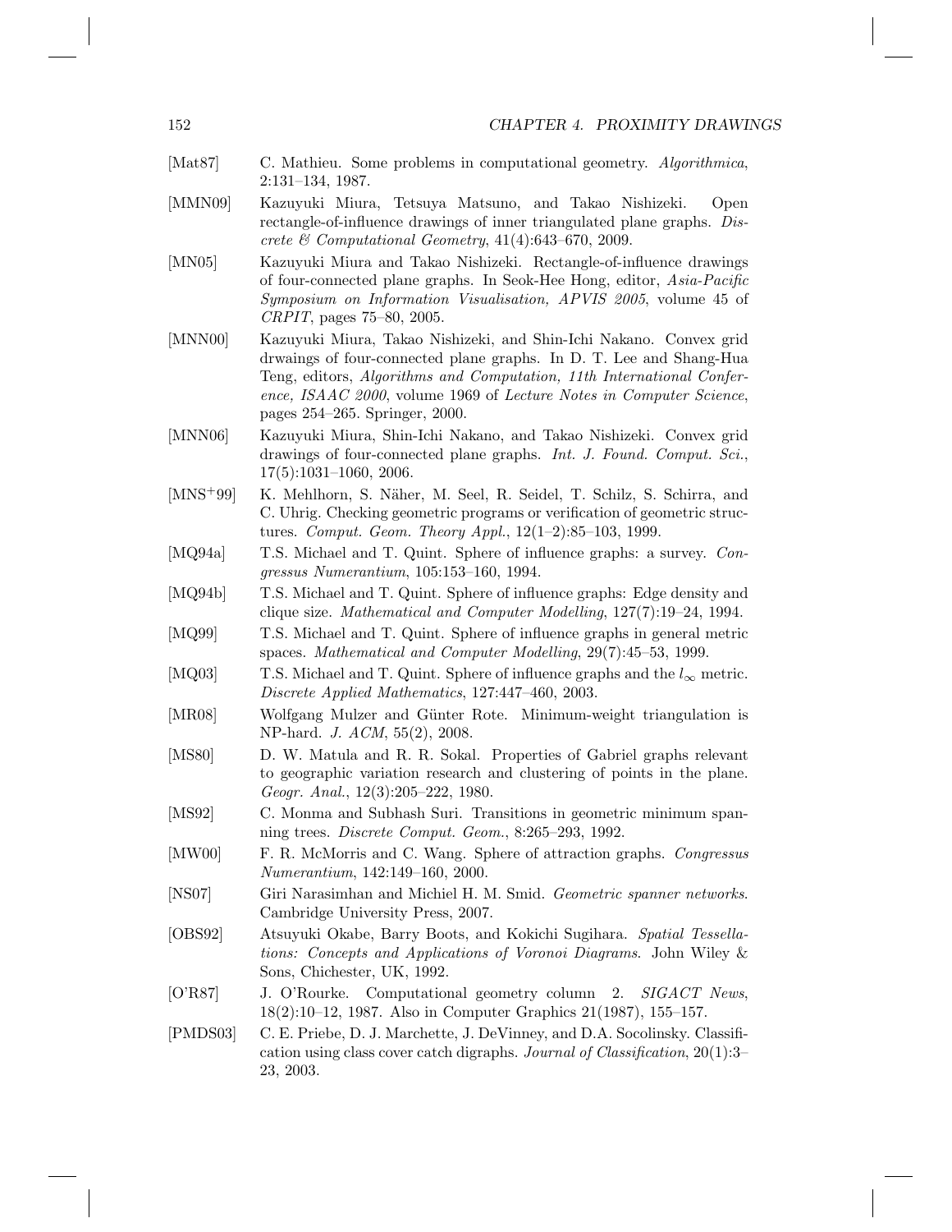[Mat87] C. Mathieu. Some problems in computational geometry. *Algorithmica*, 2:131–134, 1987.

[MMN09] Kazuyuki Miura, Tetsuya Matsuno, and Takao Nishizeki. Open rectangle-of-influence drawings of inner triangulated plane graphs. *Discrete & Computational Geometry*, 41(4):643–670, 2009.

[MN05] Kazuyuki Miura and Takao Nishizeki. Rectangle-of-influence drawings of four-connected plane graphs. In Seok-Hee Hong, editor, *Asia-Pacific Symposium on Information Visualisation, APVIS 2005*, volume 45 of *CRPIT*, pages 75–80, 2005.

[MNN00] Kazuyuki Miura, Takao Nishizeki, and Shin-Ichi Nakano. Convex grid drwaings of four-connected plane graphs. In D. T. Lee and Shang-Hua Teng, editors, *Algorithms and Computation, 11th International Conference, ISAAC 2000*, volume 1969 of *Lecture Notes in Computer Science*, pages 254–265. Springer, 2000.

[MNN06] Kazuyuki Miura, Shin-Ichi Nakano, and Takao Nishizeki. Convex grid drawings of four-connected plane graphs. *Int. J. Found. Comput. Sci.*, 17(5):1031–1060, 2006.

[MNS+99] K. Mehlhorn, S. Näher, M. Seel, R. Seidel, T. Schilz, S. Schirra, and C. Uhrig. Checking geometric programs or verification of geometric structures. *Comput. Geom. Theory Appl.*, 12(1–2):85–103, 1999.

[MQ94a] T.S. Michael and T. Quint. Sphere of influence graphs: a survey. *Congressus Numerantium*, 105:153–160, 1994.

[MQ94b] T.S. Michael and T. Quint. Sphere of influence graphs: Edge density and clique size. *Mathematical and Computer Modelling*, 127(7):19–24, 1994.

[MQ99] T.S. Michael and T. Quint. Sphere of influence graphs in general metric spaces. *Mathematical and Computer Modelling*, 29(7):45–53, 1999.

[MQ03] T.S. Michael and T. Quint. Sphere of influence graphs and the $l_\infty$ metric. *Discrete Applied Mathematics*, 127:447–460, 2003.

[MR08] Wolfgang Mulzer and Günter Rote. Minimum-weight triangulation is NP-hard. *J. ACM*, 55(2), 2008.

[MS80] D. W. Matula and R. R. Sokal. Properties of Gabriel graphs relevant to geographic variation research and clustering of points in the plane. *Geogr. Anal.*, 12(3):205–222, 1980.

[MS92] C. Monma and Subhash Suri. Transitions in geometric minimum spanning trees. *Discrete Comput. Geom.*, 8:265–293, 1992.

[MW00] F. R. McMorris and C. Wang. Sphere of attraction graphs. *Congressus Numerantium*, 142:149–160, 2000.

[NS07] Giri Narasimhan and Michiel H. M. Smid. *Geometric spanner networks*. Cambridge University Press, 2007.

[OBS92] Atsuyuki Okabe, Barry Boots, and Kokichi Sugihara. *Spatial Tessellations: Concepts and Applications of Voronoi Diagrams*. John Wiley & Sons, Chichester, UK, 1992.

[O'R87] J. O'Rourke. Computational geometry column 2. *SIGACT News*, 18(2):10–12, 1987. Also in Computer Graphics 21(1987), 155–157.

[PMDS03] C. E. Priebe, D. J. Marchette, J. DeVinney, and D.A. Socolinsky. Classification using class cover catch digraphs. *Journal of Classification*, 20(1):3–23, 2003.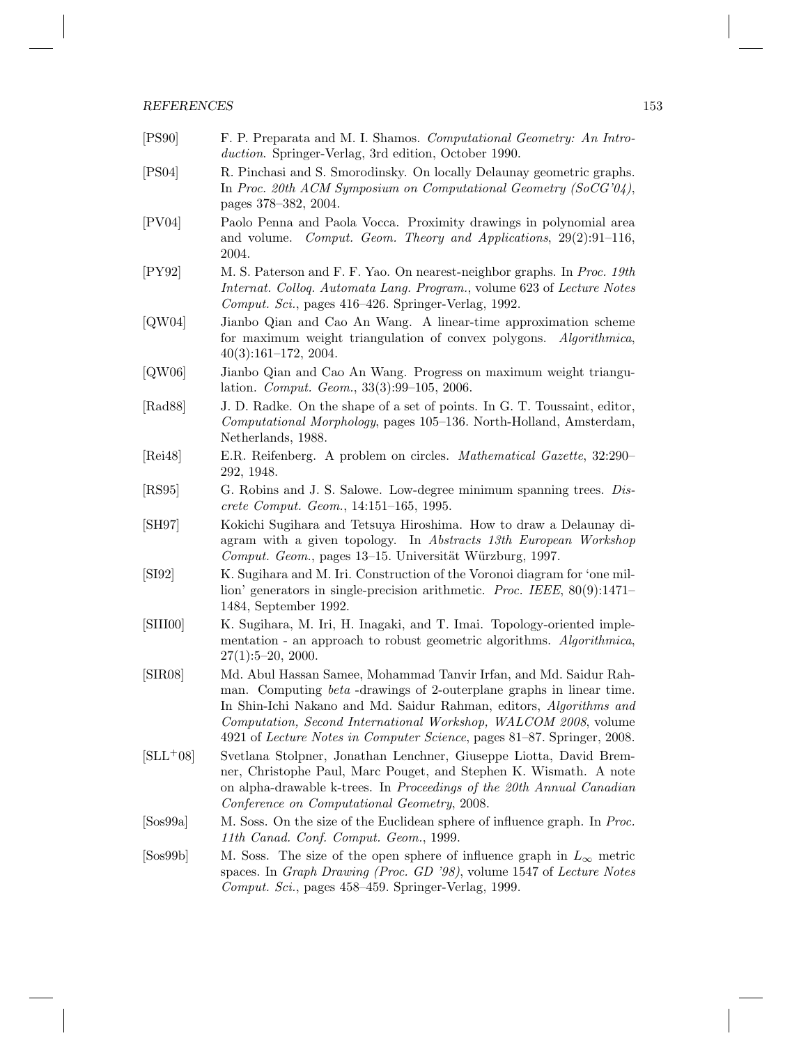[PS90] F. P. Preparata and M. I. Shamos. *Computational Geometry: An Introduction*. Springer-Verlag, 3rd edition, October 1990.

[PS04] R. Pinchasi and S. Smorodinsky. On locally Delaunay geometric graphs. In *Proc. 20th ACM Symposium on Computational Geometry (SoCG'04)*, pages 378–382, 2004.

[PV04] Paolo Penna and Paola Vocca. Proximity drawings in polynomial area and volume. *Comput. Geom. Theory and Applications*, 29(2):91–116, 2004.

[PY92] M. S. Paterson and F. F. Yao. On nearest-neighbor graphs. In *Proc. 19th Internat. Colloq. Automata Lang. Program.*, volume 623 of *Lecture Notes Comput. Sci.*, pages 416–426. Springer-Verlag, 1992.

[QW04] Jianbo Qian and Cao An Wang. A linear-time approximation scheme for maximum weight triangulation of convex polygons. *Algorithmica*, 40(3):161–172, 2004.

[QW06] Jianbo Qian and Cao An Wang. Progress on maximum weight triangulation. *Comput. Geom.*, 33(3):99–105, 2006.

[Rad88] J. D. Radke. On the shape of a set of points. In G. T. Toussaint, editor, *Computational Morphology*, pages 105–136. North-Holland, Amsterdam, Netherlands, 1988.

[Rei48] E.R. Reifenberg. A problem on circles. *Mathematical Gazette*, 32:290–292, 1948.

[RS95] G. Robins and J. S. Salowe. Low-degree minimum spanning trees. *Discrete Comput. Geom.*, 14:151–165, 1995.

[SH97] Kokichi Sugihara and Tetsuya Hiroshima. How to draw a Delaunay diagram with a given topology. In *Abstracts 13th European Workshop Comput. Geom.*, pages 13–15. Universität Würzburg, 1997.

[SI92] K. Sugihara and M. Iri. Construction of the Voronoi diagram for 'one million' generators in single-precision arithmetic. *Proc. IEEE*, 80(9):1471–1484, September 1992.

[SIII00] K. Sugihara, M. Iri, H. Inagaki, and T. Imai. Topology-oriented implementation - an approach to robust geometric algorithms. *Algorithmica*, 27(1):5–20, 2000.

[SIR08] Md. Abul Hassan Samee, Mohammad Tanvir Irfan, and Md. Saidur Rahman. Computing *beta* -drawings of 2-outerplane graphs in linear time. In Shin-Ichi Nakano and Md. Saidur Rahman, editors, *Algorithms and Computation, Second International Workshop, WALCOM 2008*, volume 4921 of *Lecture Notes in Computer Science*, pages 81–87. Springer, 2008.

[SLL+08] Svetlana Stolpner, Jonathan Lenchner, Giuseppe Liotta, David Bremner, Christophe Paul, Marc Pouget, and Stephen K. Wismath. A note on alpha-drawable k-trees. In *Proceedings of the 20th Annual Canadian Conference on Computational Geometry*, 2008.

[Sos99a] M. Soss. On the size of the Euclidean sphere of influence graph. In *Proc. 11th Canad. Conf. Comput. Geom.*, 1999.

[Sos99b] M. Soss. The size of the open sphere of influence graph in $L_\infty$ metric spaces. In *Graph Drawing (Proc. GD '98)*, volume 1547 of *Lecture Notes Comput. Sci.*, pages 458–459. Springer-Verlag, 1999.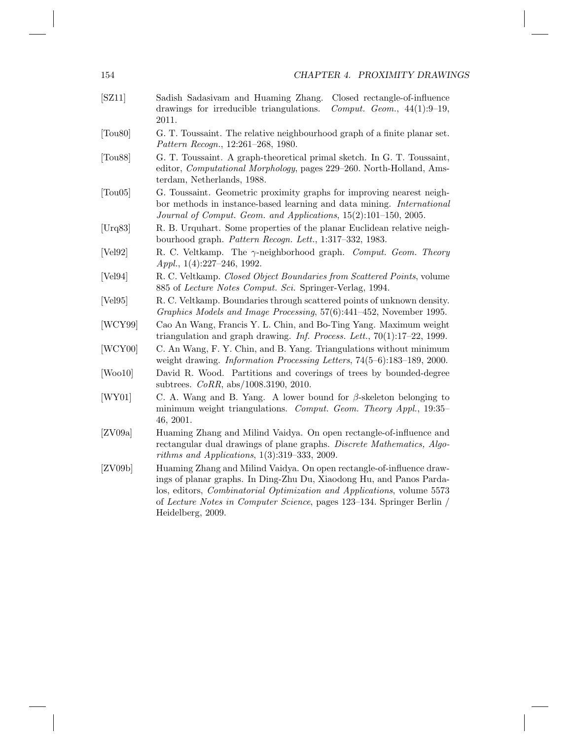[SZ11] Sadish Sadasivam and Huaming Zhang. Closed rectangle-of-influence drawings for irreducible triangulations. *Comput. Geom.*, 44(1):9–19, 2011.

[Tou80] G. T. Toussaint. The relative neighbourhood graph of a finite planar set. *Pattern Recogn.*, 12:261–268, 1980.

[Tou88] G. T. Toussaint. A graph-theoretical primal sketch. In G. T. Toussaint, editor, *Computational Morphology*, pages 229–260. North-Holland, Amsterdam, Netherlands, 1988.

[Tou05] G. Toussaint. Geometric proximity graphs for improving nearest neighbor methods in instance-based learning and data mining. *International Journal of Comput. Geom. and Applications*, 15(2):101–150, 2005.

[Urq83] R. B. Urquhart. Some properties of the planar Euclidean relative neighbourhood graph. *Pattern Recogn. Lett.*, 1:317–332, 1983.

[Vel92] R. C. Veltkamp. The $\gamma$-neighborhood graph. *Comput. Geom. Theory Appl.*, 1(4):227–246, 1992.

[Vel94] R. C. Veltkamp. *Closed Object Boundaries from Scattered Points*, volume 885 of *Lecture Notes Comput. Sci.* Springer-Verlag, 1994.

[Vel95] R. C. Veltkamp. Boundaries through scattered points of unknown density. *Graphics Models and Image Processing*, 57(6):441–452, November 1995.

[WCY99] Cao An Wang, Francis Y. L. Chin, and Bo-Ting Yang. Maximum weight triangulation and graph drawing. *Inf. Process. Lett.*, 70(1):17–22, 1999.

[WCY00] C. An Wang, F. Y. Chin, and B. Yang. Triangulations without minimum weight drawing. *Information Processing Letters*, 74(5–6):183–189, 2000.

[Woo10] David R. Wood. Partitions and coverings of trees by bounded-degree subtrees. *CoRR*, abs/1008.3190, 2010.

[WY01] C. A. Wang and B. Yang. A lower bound for $\beta$-skeleton belonging to minimum weight triangulations. *Comput. Geom. Theory Appl.*, 19:35–46, 2001.

[ZV09a] Huaming Zhang and Milind Vaidya. On open rectangle-of-influence and rectangular dual drawings of plane graphs. *Discrete Mathematics, Algorithms and Applications*, 1(3):319–333, 2009.

[ZV09b] Huaming Zhang and Milind Vaidya. On open rectangle-of-influence drawings of planar graphs. In Ding-Zhu Du, Xiaodong Hu, and Panos Pardalos, editors, *Combinatorial Optimization and Applications*, volume 5573 of *Lecture Notes in Computer Science*, pages 123–134. Springer Berlin / Heidelberg, 2009.